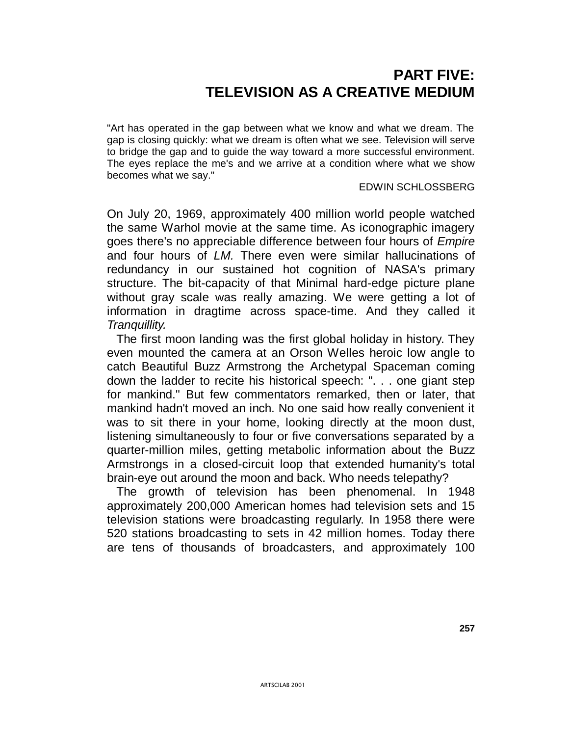# PART FIVE: TELEVISION AS A CREATIVE MEDIUM

"Art has operated in the gap between what we know and what we dream. The gap is closing quickly: what we dream is often what we see. Television will serve to bridge the gap and to guide the way toward a more successful environment. The eyes replace the me's and we arrive at a condition where what we show becomes what we say."

EDWIN SCHLOSSBERG

On July 20, 1969, approximately 400 million world people watched the same Warhol movie at the same time. As iconographic imagery goes there's no appreciable difference between four hours of *Empire* and four hours of *LM.* There even were similar hallucinations of redundancy in our sustained hot cognition of NASA's primary structure. The bit-capacity of that Minimal hard-edge picture plane without gray scale was really amazing. We were getting a lot of information in dragtime across space-time. And they called it *Tranquillity.*

The first moon landing was the first global holiday in history. They even mounted the camera at an Orson Welles heroic low angle to catch Beautiful Buzz Armstrong the Archetypal Spaceman coming down the ladder to recite his historical speech: ". . . one giant step for mankind." But few commentators remarked, then or later, that mankind hadn't moved an inch. No one said how really convenient it was to sit there in your home, looking directly at the moon dust, listening simultaneously to four or five conversations separated by a quarter-million miles, getting metabolic information about the Buzz Armstrongs in a closed-circuit loop that extended humanity's total brain-eye out around the moon and back. Who needs telepathy?

The growth of television has been phenomenal. In 1948 approximately 200,000 American homes had television sets and 15 television stations were broadcasting regularly. In 1958 there were 520 stations broadcasting to sets in 42 million homes. Today there are tens of thousands of broadcasters, and approximately 100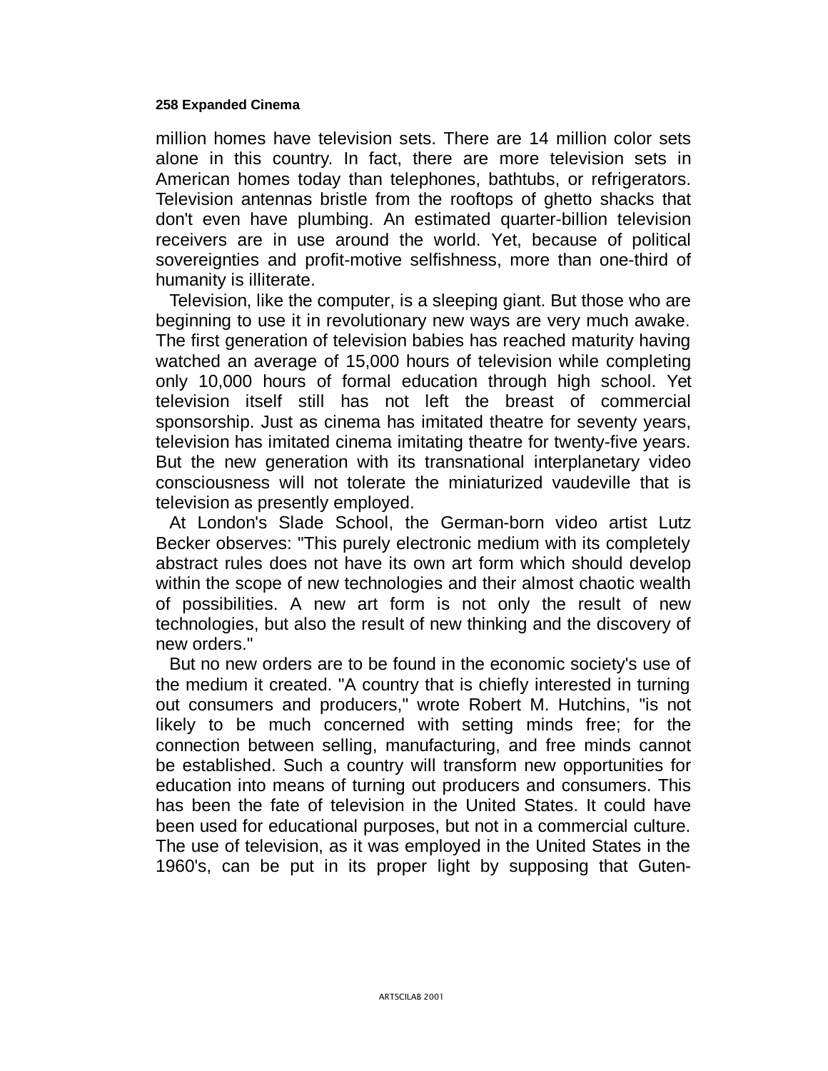million homes have television sets. There are 14 million color sets alone in this country. In fact, there are more television sets in American homes today than telephones, bathtubs, or refrigerators. Television antennas bristle from the rooftops of ghetto shacks that don't even have plumbing. An estimated quarter-billion television receivers are in use around the world. Yet, because of political sovereignties and profit-motive selfishness, more than one-third of humanity is illiterate.

Television, like the computer, is a sleeping giant. But those who are beginning to use it in revolutionary new ways are very much awake. The first generation of television babies has reached maturity having watched an average of 15,000 hours of television while completing only 10,000 hours of formal education through high school. Yet television itself still has not left the breast of commercial sponsorship. Just as cinema has imitated theatre for seventy years, television has imitated cinema imitating theatre for twenty-five years. But the new generation with its transnational interplanetary video consciousness will not tolerate the miniaturized vaudeville that is television as presently employed.

At London's Slade School, the German-born video artist Lutz Becker observes: "This purely electronic medium with its completely abstract rules does not have its own art form which should develop within the scope of new technologies and their almost chaotic wealth of possibilities. A new art form is not only the result of new technologies, but also the result of new thinking and the discovery of new orders."

But no new orders are to be found in the economic society's use of the medium it created. "A country that is chiefly interested in turning out consumers and producers," wrote Robert M. Hutchins, "is not likely to be much concerned with setting minds free; for the connection between selling, manufacturing, and free minds cannot be established. Such a country will transform new opportunities for education into means of turning out producers and consumers. This has been the fate of television in the United States. It could have been used for educational purposes, but not in a commercial culture. The use of television, as it was employed in the United States in the 1960's, can be put in its proper light by supposing that Guten-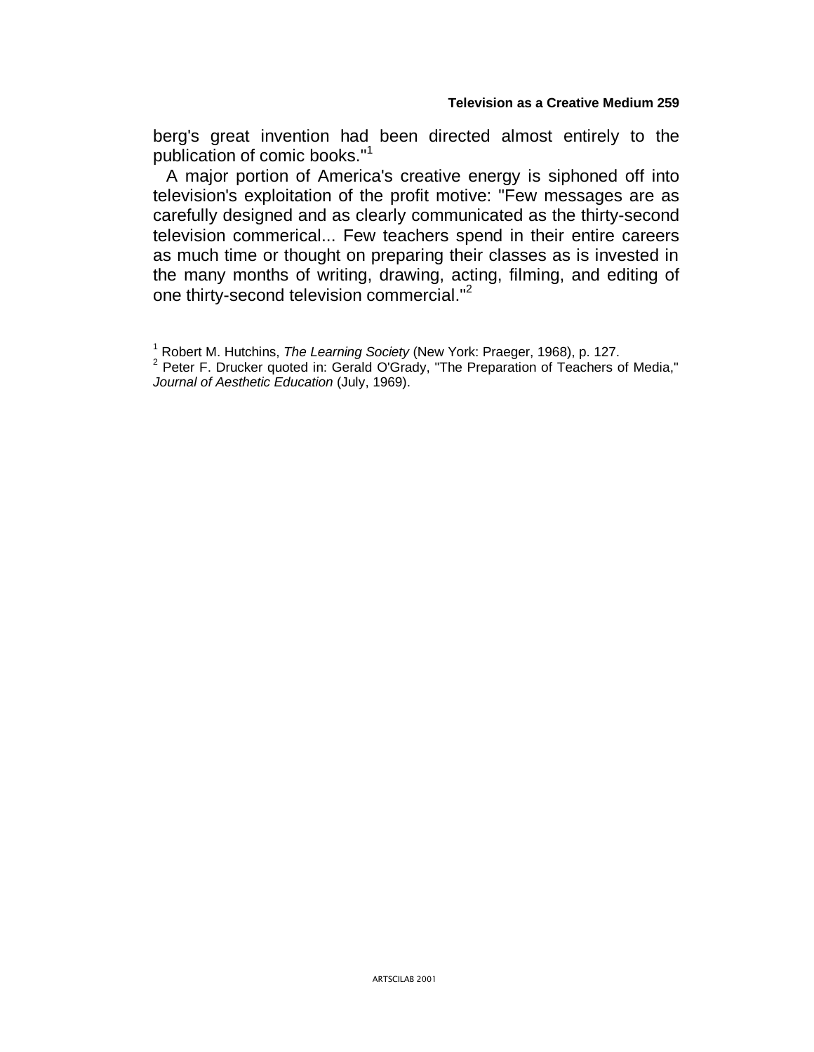berg's great invention had been directed almost entirely to the publication of comic books."[1]

A major portion of America's creative energy is siphoned off into television's exploitation of the profit motive: "Few messages are as carefully designed and as clearly communicated as the thirty-second television commerical... Few teachers spend in their entire careers as much time or thought on preparing their classes as is invested in the many months of writing, drawing, acting, filming, and editing of one thirty-second television commercial."[2]

[1] Robert M. Hutchins, *The Learning Society* (New York: Praeger, 1968), p. 127.

[2] Peter F. Drucker quoted in: Gerald O'Grady, "The Preparation of Teachers of Media," *Journal of Aesthetic Education* (July, 1969).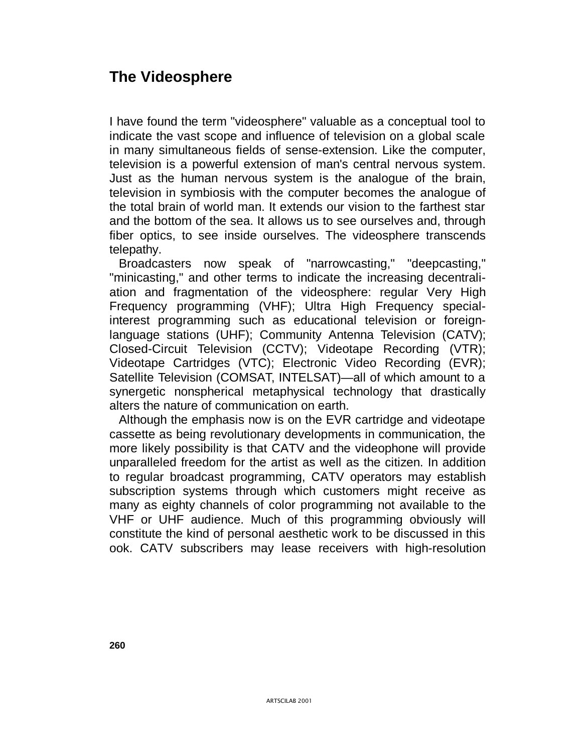## The Videosphere

I have found the term "videosphere" valuable as a conceptual tool to indicate the vast scope and influence of television on a global scale in many simultaneous fields of sense-extension. Like the computer, television is a powerful extension of man's central nervous system. Just as the human nervous system is the analogue of the brain, television in symbiosis with the computer becomes the analogue of the total brain of world man. It extends our vision to the farthest star and the bottom of the sea. It allows us to see ourselves and, through fiber optics, to see inside ourselves. The videosphere transcends telepathy.

Broadcasters now speak of "narrowcasting," "deepcasting," "minicasting," and other terms to indicate the increasing decentrali-ation and fragmentation of the videosphere: regular Very High Frequency programming (VHF); Ultra High Frequency special-interest programming such as educational television or foreign-language stations (UHF); Community Antenna Television (CATV); Closed-Circuit Television (CCTV); Videotape Recording (VTR); Videotape Cartridges (VTC); Electronic Video Recording (EVR); Satellite Television (COMSAT, INTELSAT)—all of which amount to a synergetic nonspherical metaphysical technology that drastically alters the nature of communication on earth.

Although the emphasis now is on the EVR cartridge and videotape cassette as being revolutionary developments in communication, the more likely possibility is that CATV and the videophone will provide unparalleled freedom for the artist as well as the citizen. In addition to regular broadcast programming, CATV operators may establish subscription systems through which customers might receive as many as eighty channels of color programming not available to the VHF or UHF audience. Much of this programming obviously will constitute the kind of personal aesthetic work to be discussed in this ook. CATV subscribers may lease receivers with high-resolution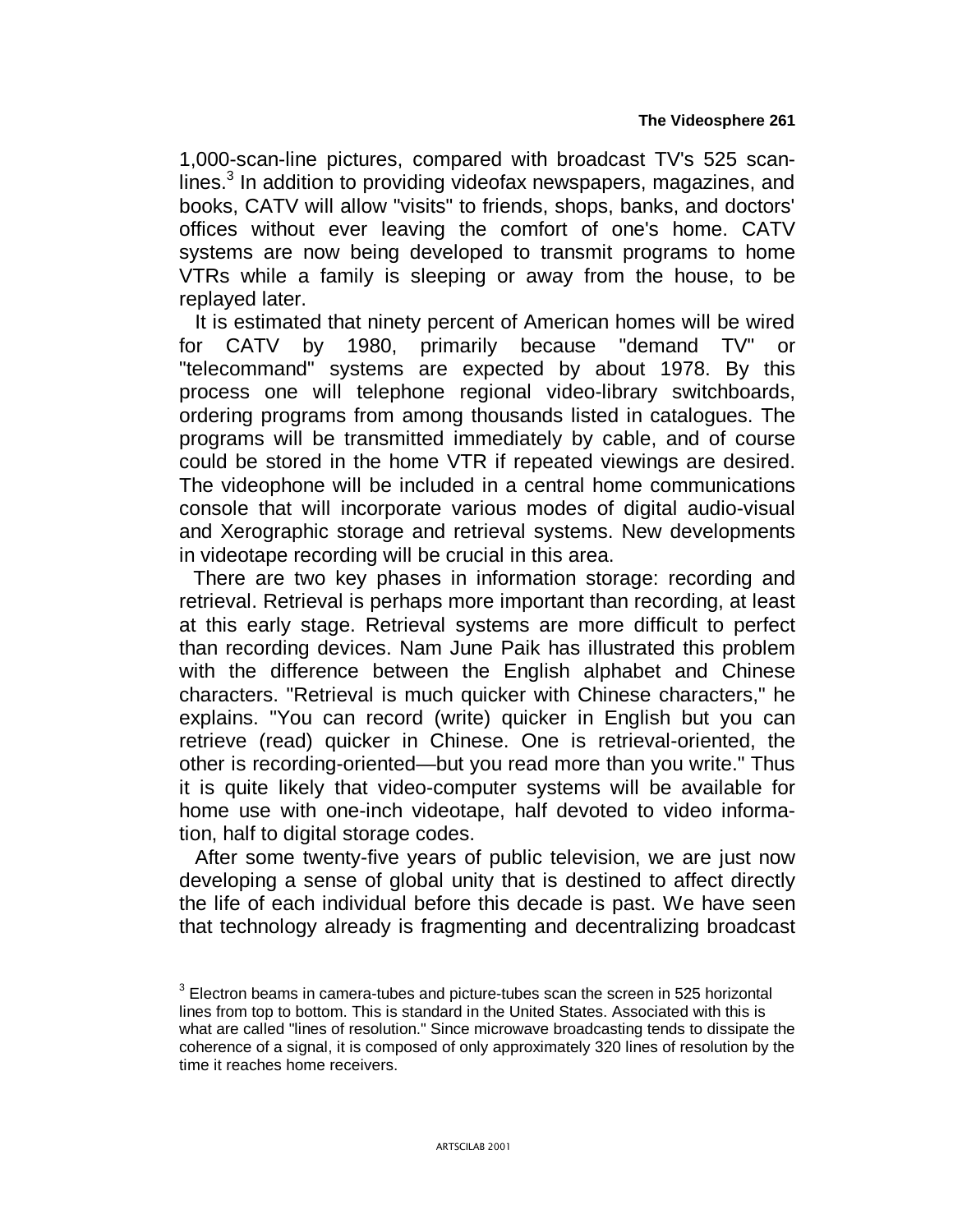1,000-scan-line pictures, compared with broadcast TV's 525 scan-lines.[3] In addition to providing videofax newspapers, magazines, and books, CATV will allow "visits" to friends, shops, banks, and doctors' offices without ever leaving the comfort of one's home. CATV systems are now being developed to transmit programs to home VTRs while a family is sleeping or away from the house, to be replayed later.

It is estimated that ninety percent of American homes will be wired for CATV by 1980, primarily because "demand TV" or "telecommand" systems are expected by about 1978. By this process one will telephone regional video-library switchboards, ordering programs from among thousands listed in catalogues. The programs will be transmitted immediately by cable, and of course could be stored in the home VTR if repeated viewings are desired. The videophone will be included in a central home communications console that will incorporate various modes of digital audio-visual and Xerographic storage and retrieval systems. New developments in videotape recording will be crucial in this area.

There are two key phases in information storage: recording and retrieval. Retrieval is perhaps more important than recording, at least at this early stage. Retrieval systems are more difficult to perfect than recording devices. Nam June Paik has illustrated this problem with the difference between the English alphabet and Chinese characters. "Retrieval is much quicker with Chinese characters," he explains. "You can record (write) quicker in English but you can retrieve (read) quicker in Chinese. One is retrieval-oriented, the other is recording-oriented—but you read more than you write." Thus it is quite likely that video-computer systems will be available for home use with one-inch videotape, half devoted to video information, half to digital storage codes.

After some twenty-five years of public television, we are just now developing a sense of global unity that is destined to affect directly the life of each individual before this decade is past. We have seen that technology already is fragmenting and decentralizing broadcast

[3] Electron beams in camera-tubes and picture-tubes scan the screen in 525 horizontal lines from top to bottom. This is standard in the United States. Associated with this is what are called "lines of resolution." Since microwave broadcasting tends to dissipate the coherence of a signal, it is composed of only approximately 320 lines of resolution by the time it reaches home receivers.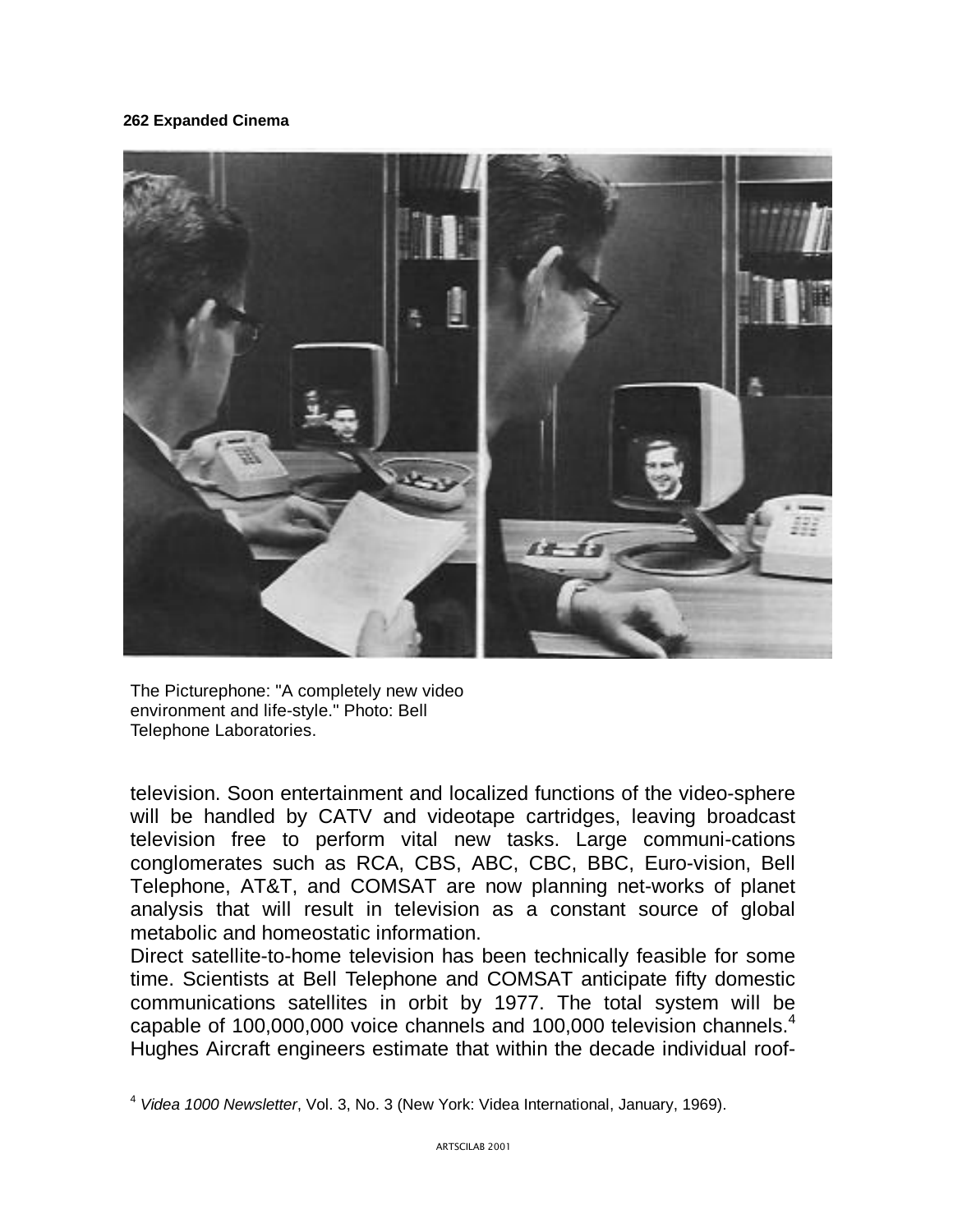The Picturephone: "A completely new video environment and life-style." Photo: Bell Telephone Laboratories.

television. Soon entertainment and localized functions of the video-sphere will be handled by CATV and videotape cartridges, leaving broadcast television free to perform vital new tasks. Large communi-cations conglomerates such as RCA, CBS, ABC, CBC, BBC, Euro-vision, Bell Telephone, AT&T, and COMSAT are now planning net-works of planet analysis that will result in television as a constant source of global metabolic and homeostatic information.

Direct satellite-to-home television has been technically feasible for some time. Scientists at Bell Telephone and COMSAT anticipate fifty domestic communications satellites in orbit by 1977. The total system will be capable of 100,000,000 voice channels and 100,000 television channels.[4] Hughes Aircraft engineers estimate that within the decade individual roof-

[4] *Videa 1000 Newsletter*, Vol. 3, No. 3 (New York: Videa International, January, 1969).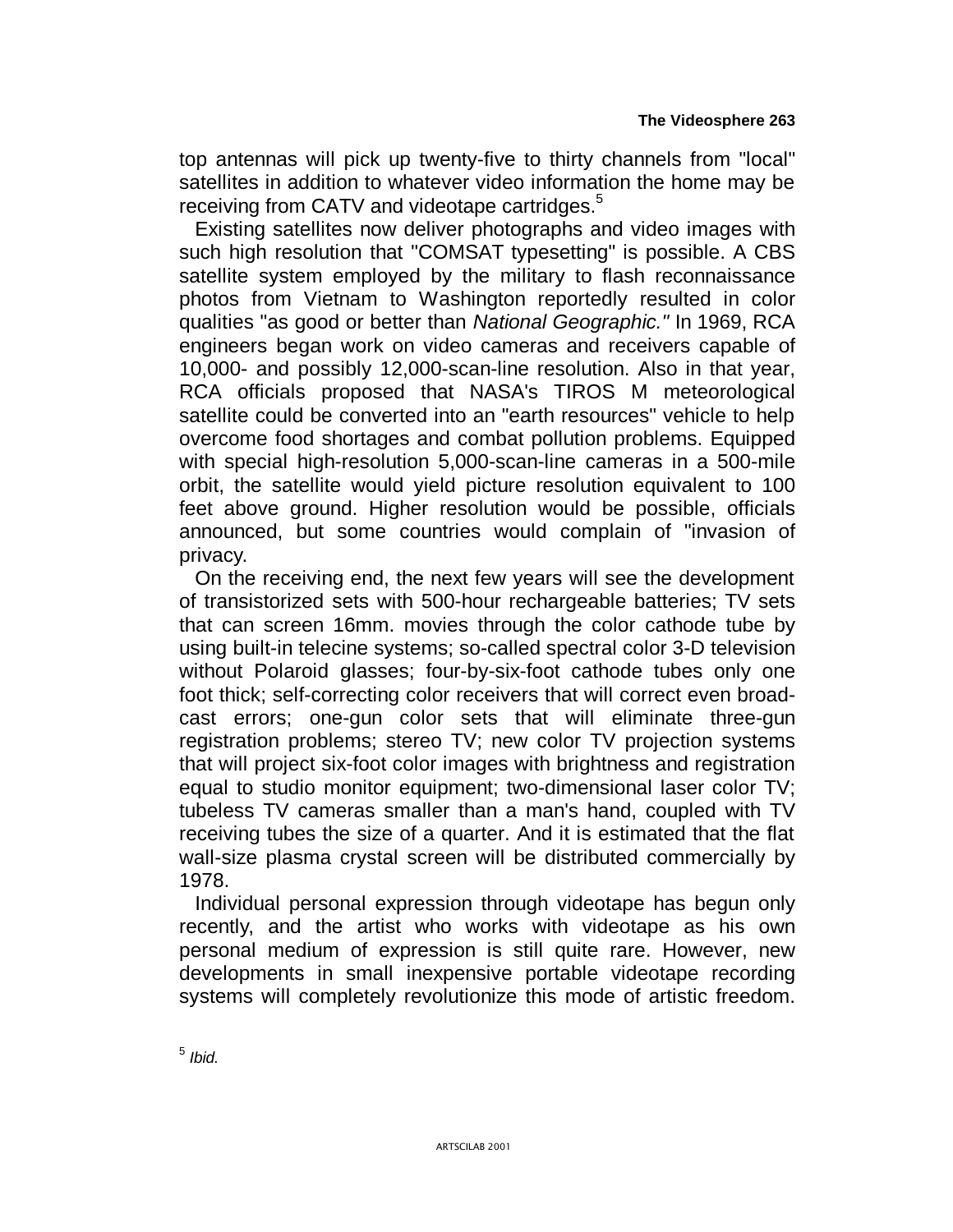top antennas will pick up twenty-five to thirty channels from "local" satellites in addition to whatever video information the home may be receiving from CATV and videotape cartridges.[5]

Existing satellites now deliver photographs and video images with such high resolution that "COMSAT typesetting" is possible. A CBS satellite system employed by the military to flash reconnaissance photos from Vietnam to Washington reportedly resulted in color qualities "as good or better than *National Geographic."* In 1969, RCA engineers began work on video cameras and receivers capable of 10,000- and possibly 12,000-scan-line resolution. Also in that year, RCA officials proposed that NASA's TIROS M meteorological satellite could be converted into an "earth resources" vehicle to help overcome food shortages and combat pollution problems. Equipped with special high-resolution 5,000-scan-line cameras in a 500-mile orbit, the satellite would yield picture resolution equivalent to 100 feet above ground. Higher resolution would be possible, officials announced, but some countries would complain of "invasion of privacy.

On the receiving end, the next few years will see the development of transistorized sets with 500-hour rechargeable batteries; TV sets that can screen 16mm. movies through the color cathode tube by using built-in telecine systems; so-called spectral color 3-D television without Polaroid glasses; four-by-six-foot cathode tubes only one foot thick; self-correcting color receivers that will correct even broadcast errors; one-gun color sets that will eliminate three-gun registration problems; stereo TV; new color TV projection systems that will project six-foot color images with brightness and registration equal to studio monitor equipment; two-dimensional laser color TV; tubeless TV cameras smaller than a man's hand, coupled with TV receiving tubes the size of a quarter. And it is estimated that the flat wall-size plasma crystal screen will be distributed commercially by 1978.

Individual personal expression through videotape has begun only recently, and the artist who works with videotape as his own personal medium of expression is still quite rare. However, new developments in small inexpensive portable videotape recording systems will completely revolutionize this mode of artistic freedom.

[5] *Ibid.*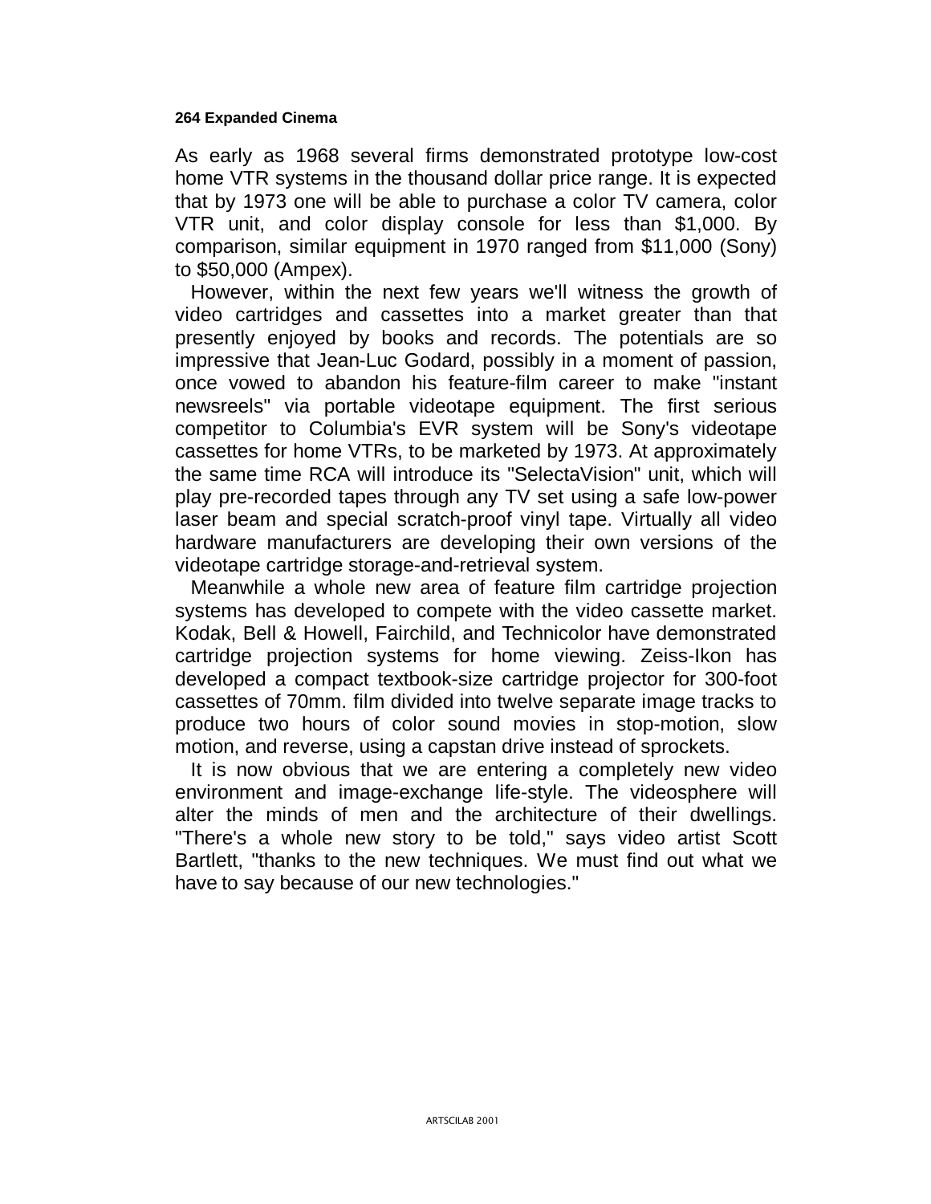As early as 1968 several firms demonstrated prototype low-cost home VTR systems in the thousand dollar price range. It is expected that by 1973 one will be able to purchase a color TV camera, color VTR unit, and color display console for less than $1,000. By comparison, similar equipment in 1970 ranged from $11,000 (Sony) to $50,000 (Ampex).

However, within the next few years we'll witness the growth of video cartridges and cassettes into a market greater than that presently enjoyed by books and records. The potentials are so impressive that Jean-Luc Godard, possibly in a moment of passion, once vowed to abandon his feature-film career to make "instant newsreels" via portable videotape equipment. The first serious competitor to Columbia's EVR system will be Sony's videotape cassettes for home VTRs, to be marketed by 1973. At approximately the same time RCA will introduce its "SelectaVision" unit, which will play pre-recorded tapes through any TV set using a safe low-power laser beam and special scratch-proof vinyl tape. Virtually all video hardware manufacturers are developing their own versions of the videotape cartridge storage-and-retrieval system.

Meanwhile a whole new area of feature film cartridge projection systems has developed to compete with the video cassette market. Kodak, Bell & Howell, Fairchild, and Technicolor have demonstrated cartridge projection systems for home viewing. Zeiss-Ikon has developed a compact textbook-size cartridge projector for 300-foot cassettes of 70mm. film divided into twelve separate image tracks to produce two hours of color sound movies in stop-motion, slow motion, and reverse, using a capstan drive instead of sprockets.

It is now obvious that we are entering a completely new video environment and image-exchange life-style. The videosphere will alter the minds of men and the architecture of their dwellings. "There's a whole new story to be told," says video artist Scott Bartlett, "thanks to the new techniques. We must find out what we have to say because of our new technologies."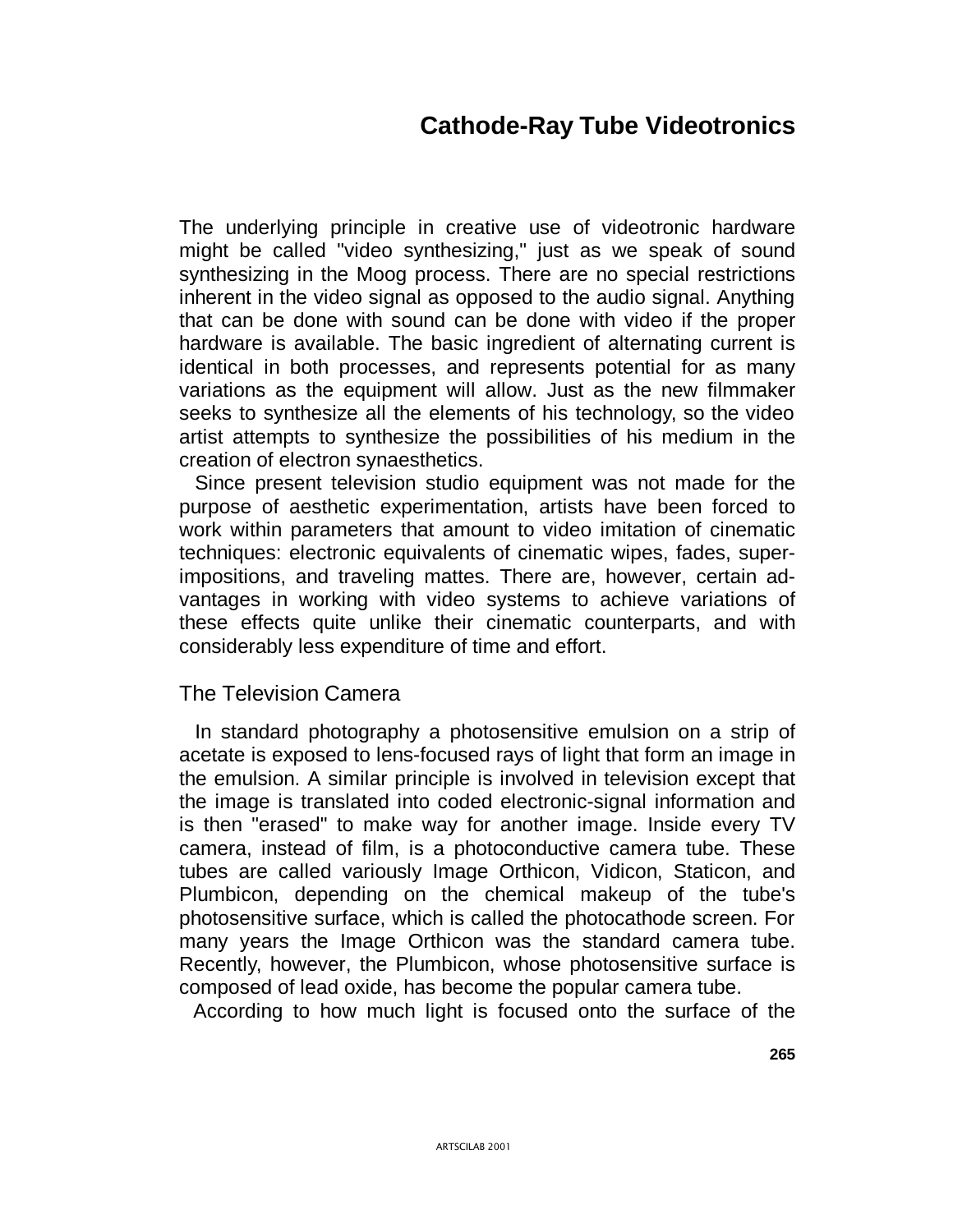# Cathode-Ray Tube Videotronics

The underlying principle in creative use of videotronic hardware might be called "video synthesizing," just as we speak of sound synthesizing in the Moog process. There are no special restrictions inherent in the video signal as opposed to the audio signal. Anything that can be done with sound can be done with video if the proper hardware is available. The basic ingredient of alternating current is identical in both processes, and represents potential for as many variations as the equipment will allow. Just as the new filmmaker seeks to synthesize all the elements of his technology, so the video artist attempts to synthesize the possibilities of his medium in the creation of electron synaesthetics.

Since present television studio equipment was not made for the purpose of aesthetic experimentation, artists have been forced to work within parameters that amount to video imitation of cinematic techniques: electronic equivalents of cinematic wipes, fades, superimpositions, and traveling mattes. There are, however, certain advantages in working with video systems to achieve variations of these effects quite unlike their cinematic counterparts, and with considerably less expenditure of time and effort.

## The Television Camera

In standard photography a photosensitive emulsion on a strip of acetate is exposed to lens-focused rays of light that form an image in the emulsion. A similar principle is involved in television except that the image is translated into coded electronic-signal information and is then "erased" to make way for another image. Inside every TV camera, instead of film, is a photoconductive camera tube. These tubes are called variously Image Orthicon, Vidicon, Staticon, and Plumbicon, depending on the chemical makeup of the tube's photosensitive surface, which is called the photocathode screen. For many years the Image Orthicon was the standard camera tube. Recently, however, the Plumbicon, whose photosensitive surface is composed of lead oxide, has become the popular camera tube.

According to how much light is focused onto the surface of the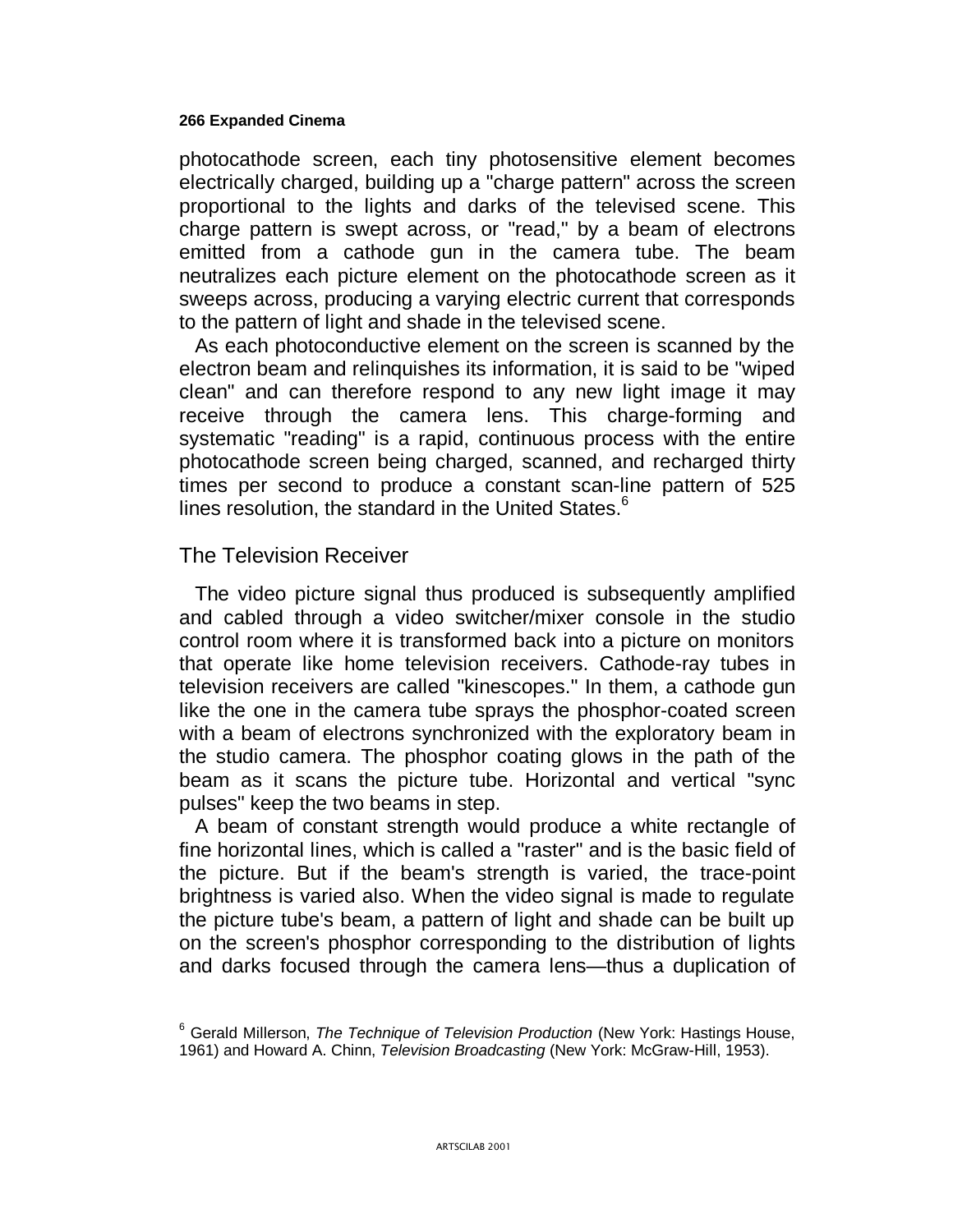photocathode screen, each tiny photosensitive element becomes electrically charged, building up a "charge pattern" across the screen proportional to the lights and darks of the televised scene. This charge pattern is swept across, or "read," by a beam of electrons emitted from a cathode gun in the camera tube. The beam neutralizes each picture element on the photocathode screen as it sweeps across, producing a varying electric current that corresponds to the pattern of light and shade in the televised scene.

As each photoconductive element on the screen is scanned by the electron beam and relinquishes its information, it is said to be "wiped clean" and can therefore respond to any new light image it may receive through the camera lens. This charge-forming and systematic "reading" is a rapid, continuous process with the entire photocathode screen being charged, scanned, and recharged thirty times per second to produce a constant scan-line pattern of 525 lines resolution, the standard in the United States.[6]

## The Television Receiver

The video picture signal thus produced is subsequently amplified and cabled through a video switcher/mixer console in the studio control room where it is transformed back into a picture on monitors that operate like home television receivers. Cathode-ray tubes in television receivers are called "kinescopes." In them, a cathode gun like the one in the camera tube sprays the phosphor-coated screen with a beam of electrons synchronized with the exploratory beam in the studio camera. The phosphor coating glows in the path of the beam as it scans the picture tube. Horizontal and vertical "sync pulses" keep the two beams in step.

A beam of constant strength would produce a white rectangle of fine horizontal lines, which is called a "raster" and is the basic field of the picture. But if the beam's strength is varied, the trace-point brightness is varied also. When the video signal is made to regulate the picture tube's beam, a pattern of light and shade can be built up on the screen's phosphor corresponding to the distribution of lights and darks focused through the camera lens—thus a duplication of

[6] Gerald Millerson, *The Technique of Television Production* (New York: Hastings House, 1961) and Howard A. Chinn, *Television Broadcasting* (New York: McGraw-Hill, 1953).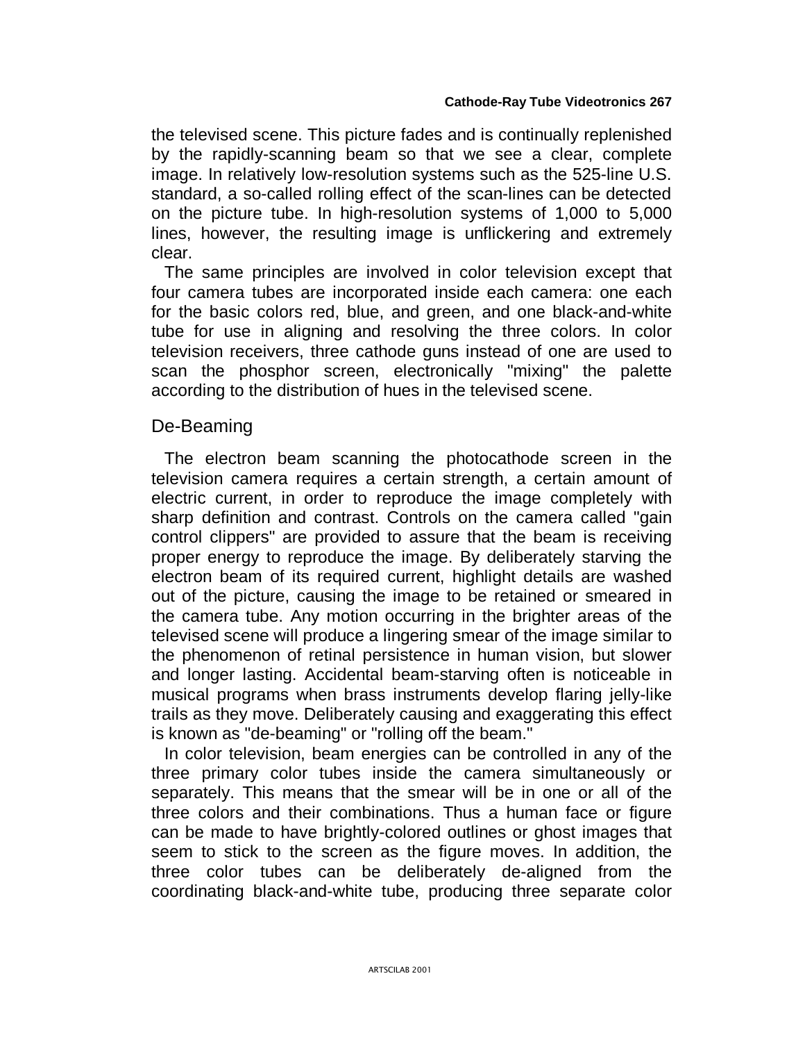the televised scene. This picture fades and is continually replenished by the rapidly-scanning beam so that we see a clear, complete image. In relatively low-resolution systems such as the 525-line U.S. standard, a so-called rolling effect of the scan-lines can be detected on the picture tube. In high-resolution systems of 1,000 to 5,000 lines, however, the resulting image is unflickering and extremely clear.

The same principles are involved in color television except that four camera tubes are incorporated inside each camera: one each for the basic colors red, blue, and green, and one black-and-white tube for use in aligning and resolving the three colors. In color television receivers, three cathode guns instead of one are used to scan the phosphor screen, electronically "mixing" the palette according to the distribution of hues in the televised scene.

## De-Beaming

The electron beam scanning the photocathode screen in the television camera requires a certain strength, a certain amount of electric current, in order to reproduce the image completely with sharp definition and contrast. Controls on the camera called "gain control clippers" are provided to assure that the beam is receiving proper energy to reproduce the image. By deliberately starving the electron beam of its required current, highlight details are washed out of the picture, causing the image to be retained or smeared in the camera tube. Any motion occurring in the brighter areas of the televised scene will produce a lingering smear of the image similar to the phenomenon of retinal persistence in human vision, but slower and longer lasting. Accidental beam-starving often is noticeable in musical programs when brass instruments develop flaring jelly-like trails as they move. Deliberately causing and exaggerating this effect is known as "de-beaming" or "rolling off the beam."

In color television, beam energies can be controlled in any of the three primary color tubes inside the camera simultaneously or separately. This means that the smear will be in one or all of the three colors and their combinations. Thus a human face or figure can be made to have brightly-colored outlines or ghost images that seem to stick to the screen as the figure moves. In addition, the three color tubes can be deliberately de-aligned from the coordinating black-and-white tube, producing three separate color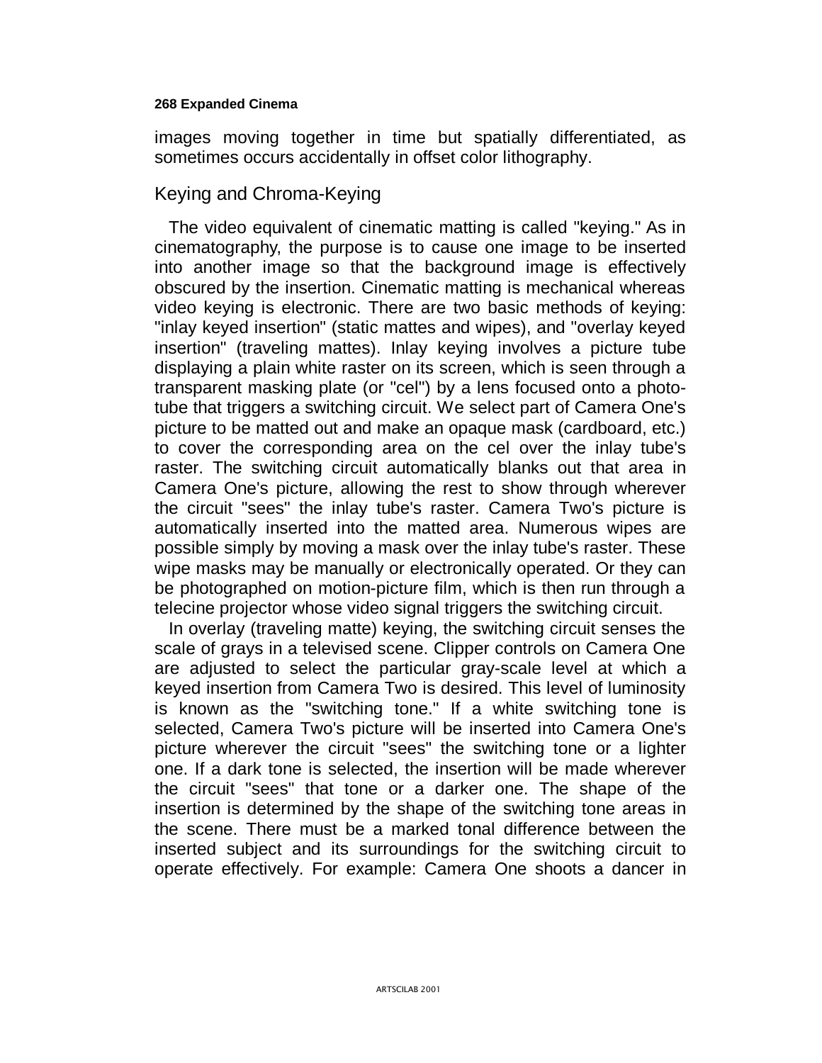images moving together in time but spatially differentiated, as sometimes occurs accidentally in offset color lithography.

## Keying and Chroma-Keying

The video equivalent of cinematic matting is called "keying." As in cinematography, the purpose is to cause one image to be inserted into another image so that the background image is effectively obscured by the insertion. Cinematic matting is mechanical whereas video keying is electronic. There are two basic methods of keying: "inlay keyed insertion" (static mattes and wipes), and "overlay keyed insertion" (traveling mattes). Inlay keying involves a picture tube displaying a plain white raster on its screen, which is seen through a transparent masking plate (or "cel") by a lens focused onto a phototube that triggers a switching circuit. We select part of Camera One's picture to be matted out and make an opaque mask (cardboard, etc.) to cover the corresponding area on the cel over the inlay tube's raster. The switching circuit automatically blanks out that area in Camera One's picture, allowing the rest to show through wherever the circuit "sees" the inlay tube's raster. Camera Two's picture is automatically inserted into the matted area. Numerous wipes are possible simply by moving a mask over the inlay tube's raster. These wipe masks may be manually or electronically operated. Or they can be photographed on motion-picture film, which is then run through a telecine projector whose video signal triggers the switching circuit.

In overlay (traveling matte) keying, the switching circuit senses the scale of grays in a televised scene. Clipper controls on Camera One are adjusted to select the particular gray-scale level at which a keyed insertion from Camera Two is desired. This level of luminosity is known as the "switching tone." If a white switching tone is selected, Camera Two's picture will be inserted into Camera One's picture wherever the circuit "sees" the switching tone or a lighter one. If a dark tone is selected, the insertion will be made wherever the circuit "sees" that tone or a darker one. The shape of the insertion is determined by the shape of the switching tone areas in the scene. There must be a marked tonal difference between the inserted subject and its surroundings for the switching circuit to operate effectively. For example: Camera One shoots a dancer in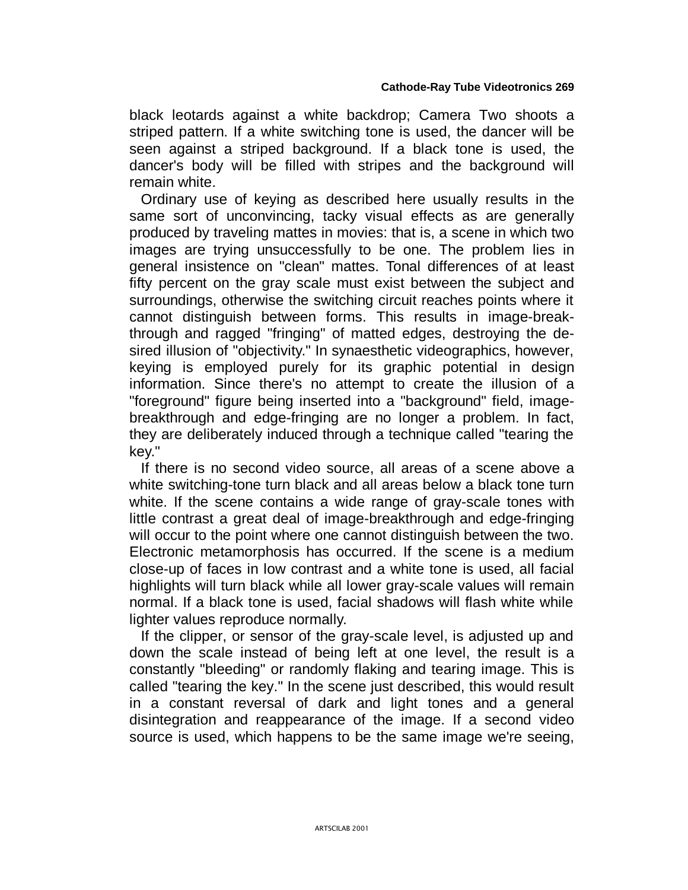black leotards against a white backdrop; Camera Two shoots a striped pattern. If a white switching tone is used, the dancer will be seen against a striped background. If a black tone is used, the dancer's body will be filled with stripes and the background will remain white.

Ordinary use of keying as described here usually results in the same sort of unconvincing, tacky visual effects as are generally produced by traveling mattes in movies: that is, a scene in which two images are trying unsuccessfully to be one. The problem lies in general insistence on "clean" mattes. Tonal differences of at least fifty percent on the gray scale must exist between the subject and surroundings, otherwise the switching circuit reaches points where it cannot distinguish between forms. This results in image-breakthrough and ragged "fringing" of matted edges, destroying the desired illusion of "objectivity." In synaesthetic videographics, however, keying is employed purely for its graphic potential in design information. Since there's no attempt to create the illusion of a "foreground" figure being inserted into a "background" field, image-breakthrough and edge-fringing are no longer a problem. In fact, they are deliberately induced through a technique called "tearing the key."

If there is no second video source, all areas of a scene above a white switching-tone turn black and all areas below a black tone turn white. If the scene contains a wide range of gray-scale tones with little contrast a great deal of image-breakthrough and edge-fringing will occur to the point where one cannot distinguish between the two. Electronic metamorphosis has occurred. If the scene is a medium close-up of faces in low contrast and a white tone is used, all facial highlights will turn black while all lower gray-scale values will remain normal. If a black tone is used, facial shadows will flash white while lighter values reproduce normally.

If the clipper, or sensor of the gray-scale level, is adjusted up and down the scale instead of being left at one level, the result is a constantly "bleeding" or randomly flaking and tearing image. This is called "tearing the key." In the scene just described, this would result in a constant reversal of dark and light tones and a general disintegration and reappearance of the image. If a second video source is used, which happens to be the same image we're seeing,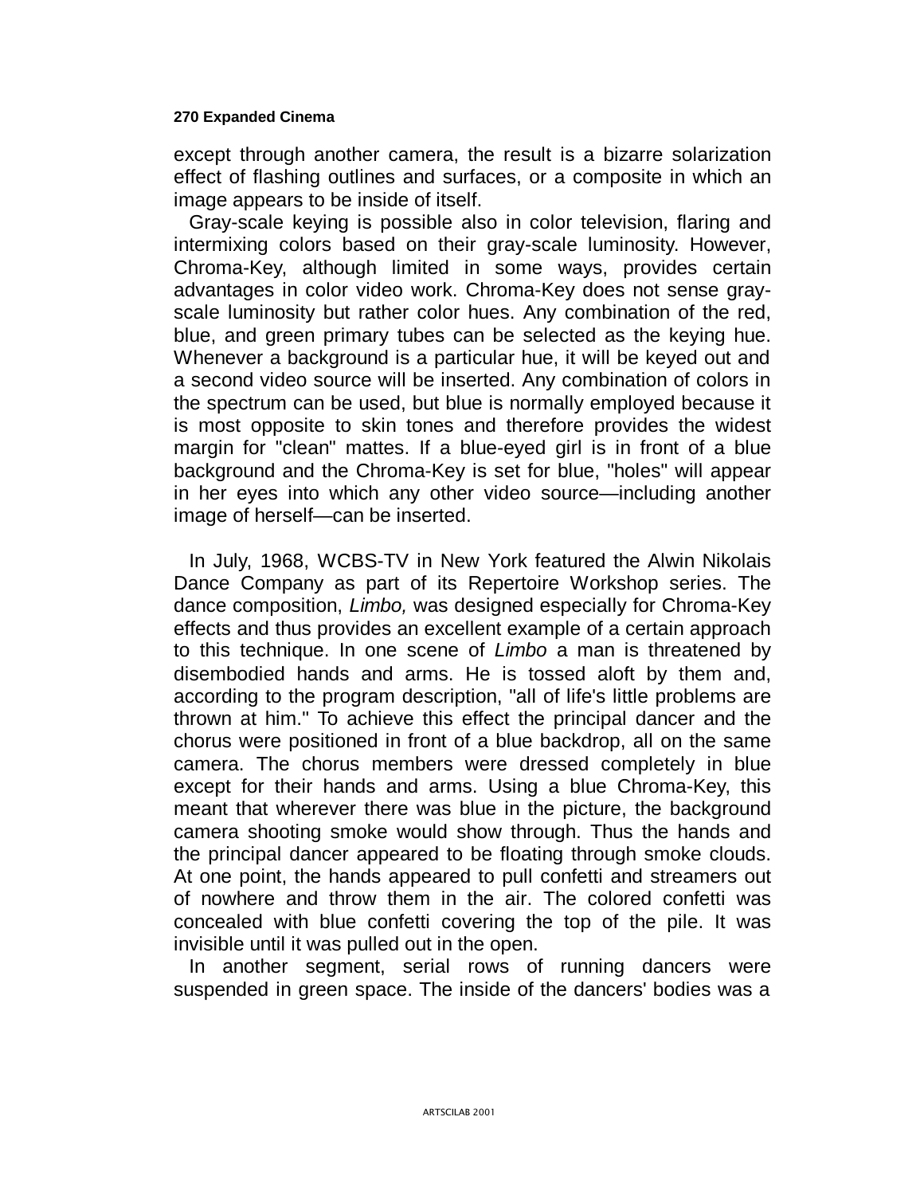except through another camera, the result is a bizarre solarization effect of flashing outlines and surfaces, or a composite in which an image appears to be inside of itself.

Gray-scale keying is possible also in color television, flaring and intermixing colors based on their gray-scale luminosity. However, Chroma-Key, although limited in some ways, provides certain advantages in color video work. Chroma-Key does not sense gray-scale luminosity but rather color hues. Any combination of the red, blue, and green primary tubes can be selected as the keying hue. Whenever a background is a particular hue, it will be keyed out and a second video source will be inserted. Any combination of colors in the spectrum can be used, but blue is normally employed because it is most opposite to skin tones and therefore provides the widest margin for "clean" mattes. If a blue-eyed girl is in front of a blue background and the Chroma-Key is set for blue, "holes" will appear in her eyes into which any other video source—including another image of herself—can be inserted.

In July, 1968, WCBS-TV in New York featured the Alwin Nikolais Dance Company as part of its Repertoire Workshop series. The dance composition, *Limbo,* was designed especially for Chroma-Key effects and thus provides an excellent example of a certain approach to this technique. In one scene of *Limbo* a man is threatened by disembodied hands and arms. He is tossed aloft by them and, according to the program description, "all of life's little problems are thrown at him." To achieve this effect the principal dancer and the chorus were positioned in front of a blue backdrop, all on the same camera. The chorus members were dressed completely in blue except for their hands and arms. Using a blue Chroma-Key, this meant that wherever there was blue in the picture, the background camera shooting smoke would show through. Thus the hands and the principal dancer appeared to be floating through smoke clouds. At one point, the hands appeared to pull confetti and streamers out of nowhere and throw them in the air. The colored confetti was concealed with blue confetti covering the top of the pile. It was invisible until it was pulled out in the open.

In another segment, serial rows of running dancers were suspended in green space. The inside of the dancers' bodies was a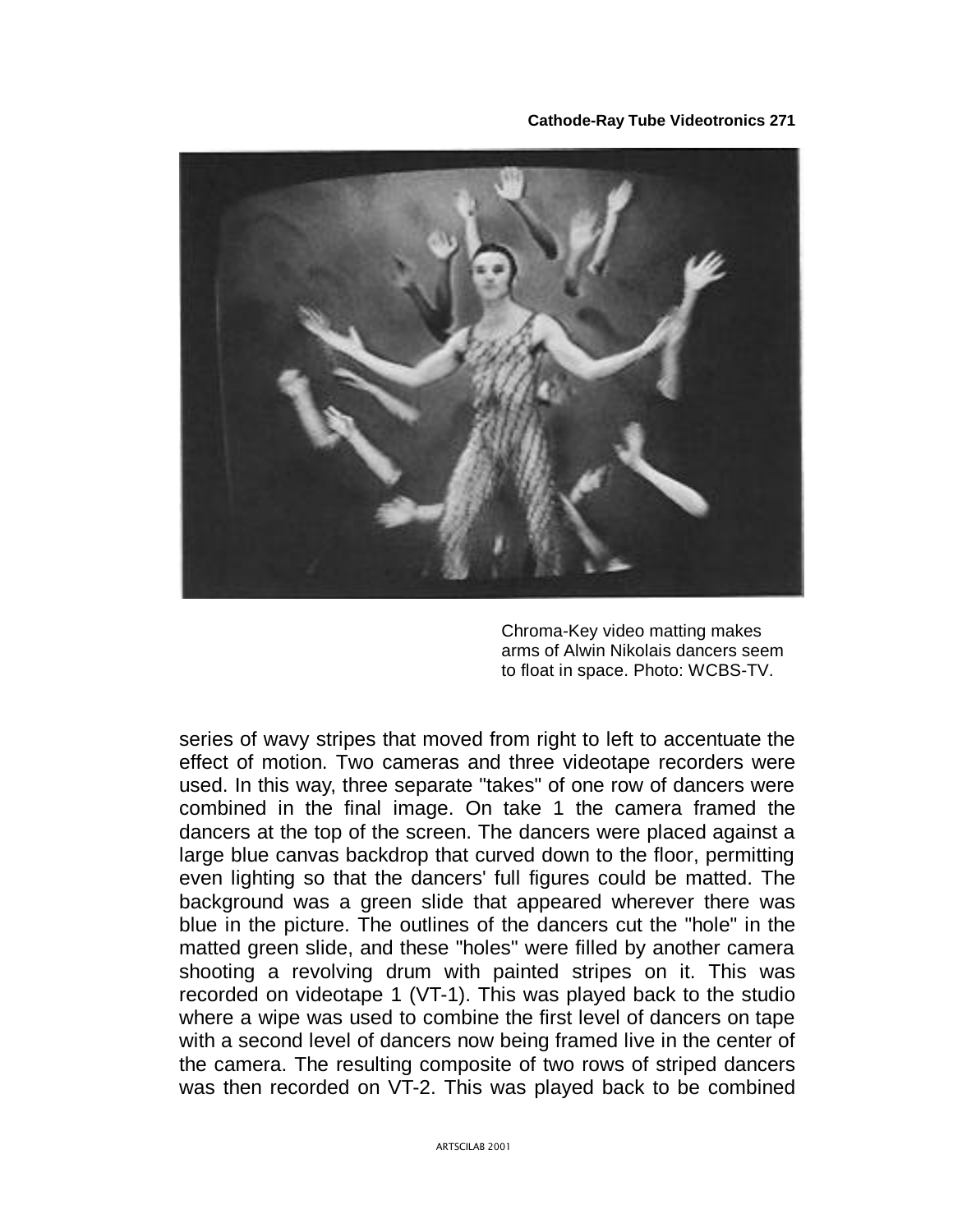Chroma-Key video matting makes arms of Alwin Nikolais dancers seem to float in space. Photo: WCBS-TV.

series of wavy stripes that moved from right to left to accentuate the effect of motion. Two cameras and three videotape recorders were used. In this way, three separate "takes" of one row of dancers were combined in the final image. On take 1 the camera framed the dancers at the top of the screen. The dancers were placed against a large blue canvas backdrop that curved down to the floor, permitting even lighting so that the dancers' full figures could be matted. The background was a green slide that appeared wherever there was blue in the picture. The outlines of the dancers cut the "hole" in the matted green slide, and these "holes" were filled by another camera shooting a revolving drum with painted stripes on it. This was recorded on videotape 1 (VT-1). This was played back to the studio where a wipe was used to combine the first level of dancers on tape with a second level of dancers now being framed live in the center of the camera. The resulting composite of two rows of striped dancers was then recorded on VT-2. This was played back to be combined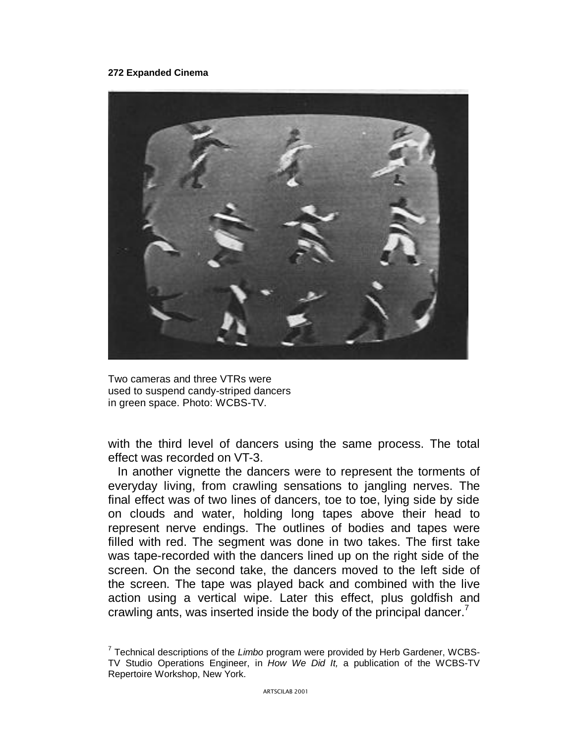Two cameras and three VTRs were used to suspend candy-striped dancers in green space. Photo: WCBS-TV.

with the third level of dancers using the same process. The total effect was recorded on VT-3.

In another vignette the dancers were to represent the torments of everyday living, from crawling sensations to jangling nerves. The final effect was of two lines of dancers, toe to toe, lying side by side on clouds and water, holding long tapes above their head to represent nerve endings. The outlines of bodies and tapes were filled with red. The segment was done in two takes. The first take was tape-recorded with the dancers lined up on the right side of the screen. On the second take, the dancers moved to the left side of the screen. The tape was played back and combined with the live action using a vertical wipe. Later this effect, plus goldfish and crawling ants, was inserted inside the body of the principal dancer.[7]

[7] Technical descriptions of the *Limbo* program were provided by Herb Gardener, WCBS-TV Studio Operations Engineer, in *How We Did It,* a publication of the WCBS-TV Repertoire Workshop, New York.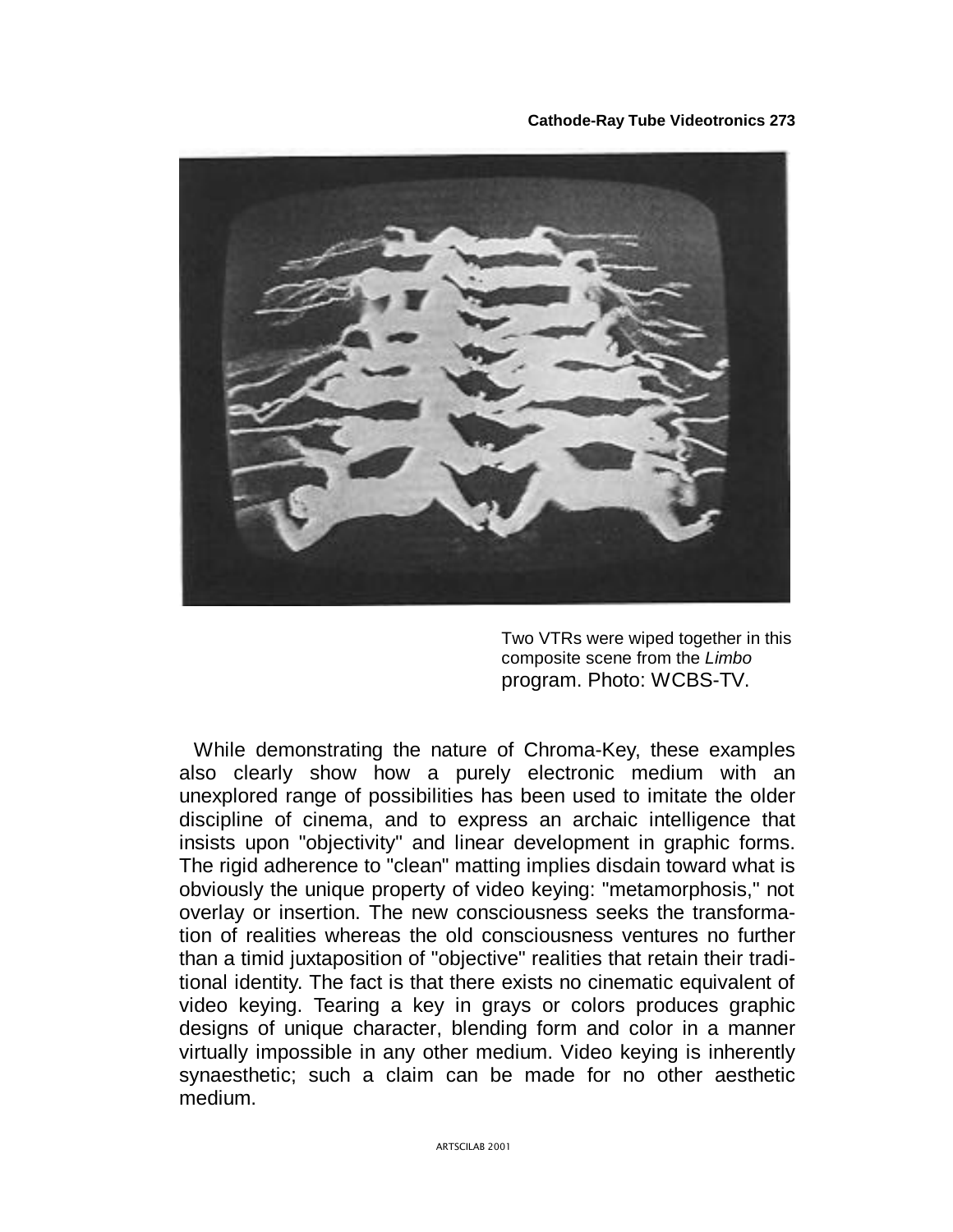Two VTRs were wiped together in this composite scene from the *Limbo* program. Photo: WCBS-TV.

While demonstrating the nature of Chroma-Key, these examples also clearly show how a purely electronic medium with an unexplored range of possibilities has been used to imitate the older discipline of cinema, and to express an archaic intelligence that insists upon "objectivity" and linear development in graphic forms. The rigid adherence to "clean" matting implies disdain toward what is obviously the unique property of video keying: "metamorphosis," not overlay or insertion. The new consciousness seeks the transformation of realities whereas the old consciousness ventures no further than a timid juxtaposition of "objective" realities that retain their traditional identity. The fact is that there exists no cinematic equivalent of video keying. Tearing a key in grays or colors produces graphic designs of unique character, blending form and color in a manner virtually impossible in any other medium. Video keying is inherently synaesthetic; such a claim can be made for no other aesthetic medium.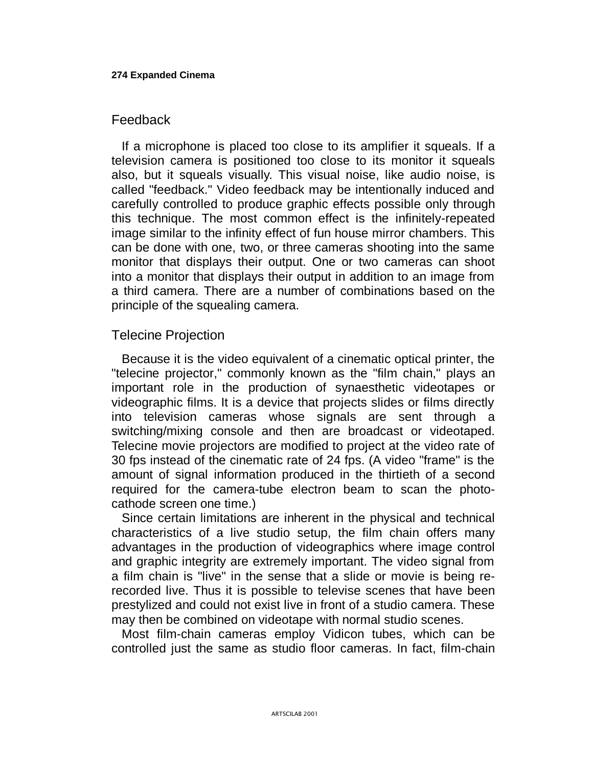## Feedback

If a microphone is placed too close to its amplifier it squeals. If a television camera is positioned too close to its monitor it squeals also, but it squeals visually. This visual noise, like audio noise, is called "feedback." Video feedback may be intentionally induced and carefully controlled to produce graphic effects possible only through this technique. The most common effect is the infinitely-repeated image similar to the infinity effect of fun house mirror chambers. This can be done with one, two, or three cameras shooting into the same monitor that displays their output. One or two cameras can shoot into a monitor that displays their output in addition to an image from a third camera. There are a number of combinations based on the principle of the squealing camera.

## Telecine Projection

Because it is the video equivalent of a cinematic optical printer, the "telecine projector," commonly known as the "film chain," plays an important role in the production of synaesthetic videotapes or videographic films. It is a device that projects slides or films directly into television cameras whose signals are sent through a switching/mixing console and then are broadcast or videotaped. Telecine movie projectors are modified to project at the video rate of 30 fps instead of the cinematic rate of 24 fps. (A video "frame" is the amount of signal information produced in the thirtieth of a second required for the camera-tube electron beam to scan the photo-cathode screen one time.)

Since certain limitations are inherent in the physical and technical characteristics of a live studio setup, the film chain offers many advantages in the production of videographics where image control and graphic integrity are extremely important. The video signal from a film chain is "live" in the sense that a slide or movie is being re-recorded live. Thus it is possible to televise scenes that have been prestylized and could not exist live in front of a studio camera. These may then be combined on videotape with normal studio scenes.

Most film-chain cameras employ Vidicon tubes, which can be controlled just the same as studio floor cameras. In fact, film-chain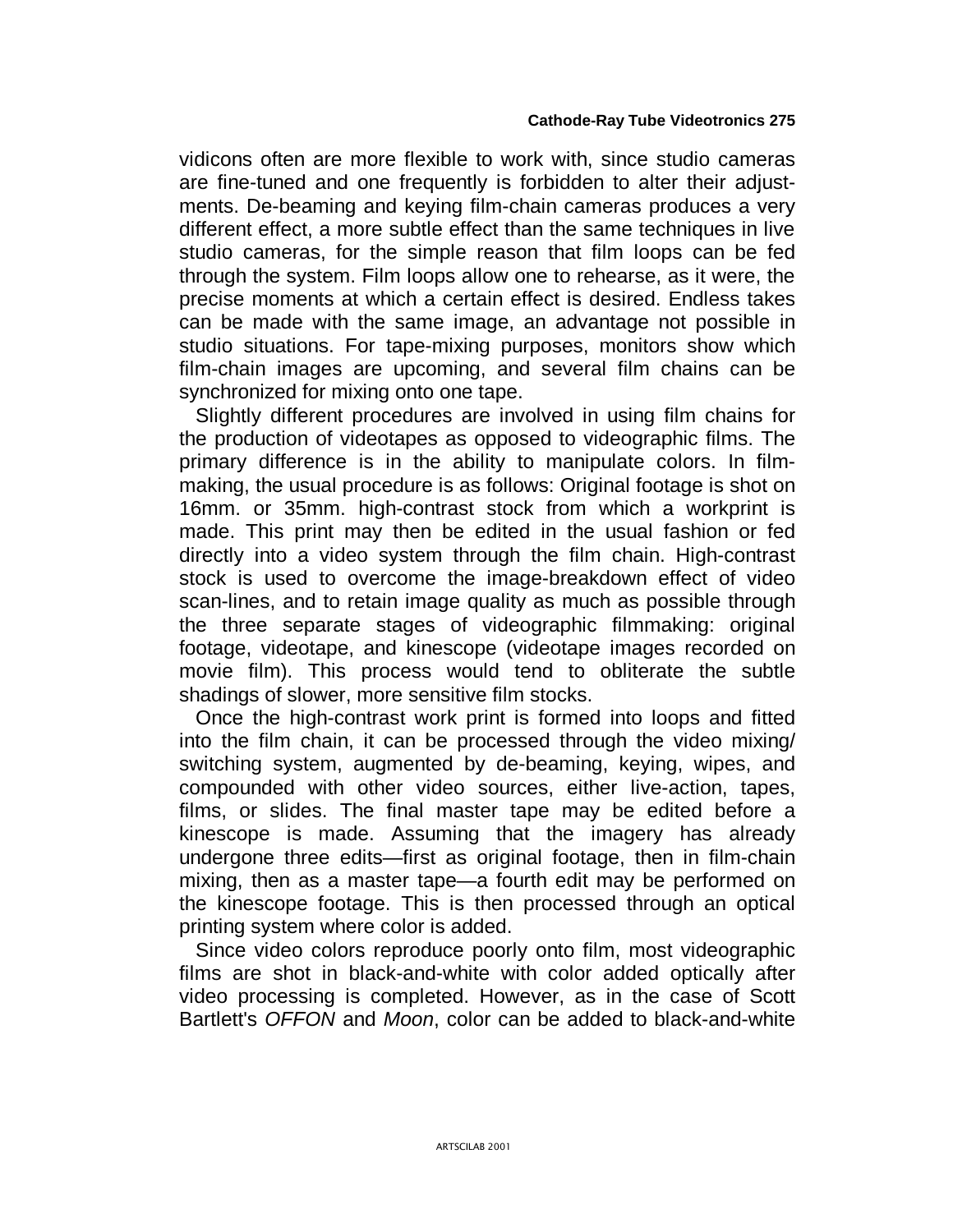vidicons often are more flexible to work with, since studio cameras are fine-tuned and one frequently is forbidden to alter their adjustments. De-beaming and keying film-chain cameras produces a very different effect, a more subtle effect than the same techniques in live studio cameras, for the simple reason that film loops can be fed through the system. Film loops allow one to rehearse, as it were, the precise moments at which a certain effect is desired. Endless takes can be made with the same image, an advantage not possible in studio situations. For tape-mixing purposes, monitors show which film-chain images are upcoming, and several film chains can be synchronized for mixing onto one tape.

Slightly different procedures are involved in using film chains for the production of videotapes as opposed to videographic films. The primary difference is in the ability to manipulate colors. In filmmaking, the usual procedure is as follows: Original footage is shot on 16mm. or 35mm. high-contrast stock from which a workprint is made. This print may then be edited in the usual fashion or fed directly into a video system through the film chain. High-contrast stock is used to overcome the image-breakdown effect of video scan-lines, and to retain image quality as much as possible through the three separate stages of videographic filmmaking: original footage, videotape, and kinescope (videotape images recorded on movie film). This process would tend to obliterate the subtle shadings of slower, more sensitive film stocks.

Once the high-contrast work print is formed into loops and fitted into the film chain, it can be processed through the video mixing/switching system, augmented by de-beaming, keying, wipes, and compounded with other video sources, either live-action, tapes, films, or slides. The final master tape may be edited before a kinescope is made. Assuming that the imagery has already undergone three edits—first as original footage, then in film-chain mixing, then as a master tape—a fourth edit may be performed on the kinescope footage. This is then processed through an optical printing system where color is added.

Since video colors reproduce poorly onto film, most videographic films are shot in black-and-white with color added optically after video processing is completed. However, as in the case of Scott Bartlett's *OFFON* and *Moon*, color can be added to black-and-white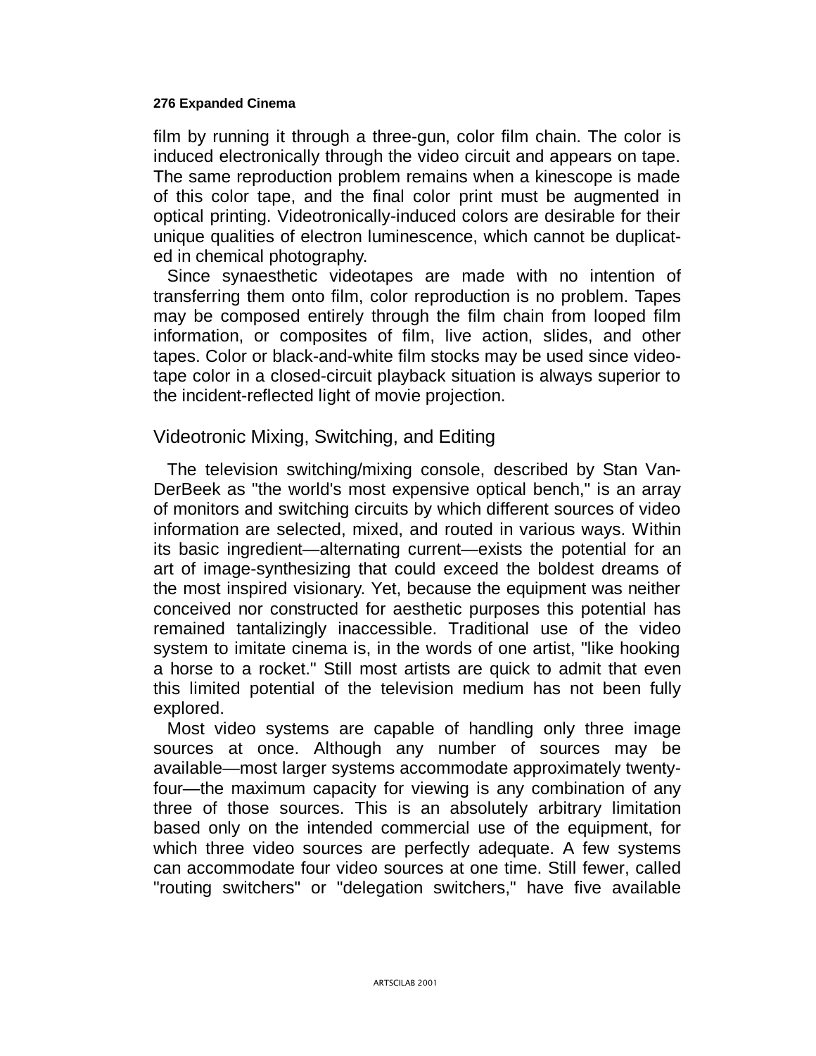film by running it through a three-gun, color film chain. The color is induced electronically through the video circuit and appears on tape. The same reproduction problem remains when a kinescope is made of this color tape, and the final color print must be augmented in optical printing. Videotronically-induced colors are desirable for their unique qualities of electron luminescence, which cannot be duplicated in chemical photography.

Since synaesthetic videotapes are made with no intention of transferring them onto film, color reproduction is no problem. Tapes may be composed entirely through the film chain from looped film information, or composites of film, live action, slides, and other tapes. Color or black-and-white film stocks may be used since videotape color in a closed-circuit playback situation is always superior to the incident-reflected light of movie projection.

## Videotronic Mixing, Switching, and Editing

The television switching/mixing console, described by Stan VanDerBeek as "the world's most expensive optical bench," is an array of monitors and switching circuits by which different sources of video information are selected, mixed, and routed in various ways. Within its basic ingredient—alternating current—exists the potential for an art of image-synthesizing that could exceed the boldest dreams of the most inspired visionary. Yet, because the equipment was neither conceived nor constructed for aesthetic purposes this potential has remained tantalizingly inaccessible. Traditional use of the video system to imitate cinema is, in the words of one artist, "like hooking a horse to a rocket." Still most artists are quick to admit that even this limited potential of the television medium has not been fully explored.

Most video systems are capable of handling only three image sources at once. Although any number of sources may be available—most larger systems accommodate approximately twenty-four—the maximum capacity for viewing is any combination of any three of those sources. This is an absolutely arbitrary limitation based only on the intended commercial use of the equipment, for which three video sources are perfectly adequate. A few systems can accommodate four video sources at one time. Still fewer, called "routing switchers" or "delegation switchers," have five available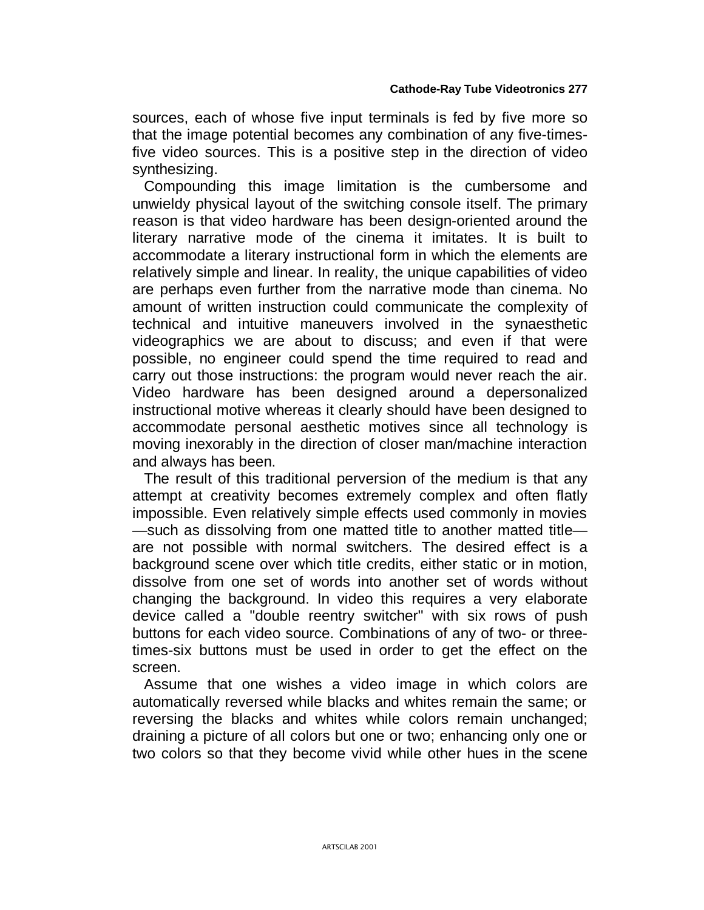sources, each of whose five input terminals is fed by five more so that the image potential becomes any combination of any five-times-five video sources. This is a positive step in the direction of video synthesizing.

Compounding this image limitation is the cumbersome and unwieldy physical layout of the switching console itself. The primary reason is that video hardware has been design-oriented around the literary narrative mode of the cinema it imitates. It is built to accommodate a literary instructional form in which the elements are relatively simple and linear. In reality, the unique capabilities of video are perhaps even further from the narrative mode than cinema. No amount of written instruction could communicate the complexity of technical and intuitive maneuvers involved in the synaesthetic videographics we are about to discuss; and even if that were possible, no engineer could spend the time required to read and carry out those instructions: the program would never reach the air. Video hardware has been designed around a depersonalized instructional motive whereas it clearly should have been designed to accommodate personal aesthetic motives since all technology is moving inexorably in the direction of closer man/machine interaction and always has been.

The result of this traditional perversion of the medium is that any attempt at creativity becomes extremely complex and often flatly impossible. Even relatively simple effects used commonly in movies —such as dissolving from one matted title to another matted title— are not possible with normal switchers. The desired effect is a background scene over which title credits, either static or in motion, dissolve from one set of words into another set of words without changing the background. In video this requires a very elaborate device called a "double reentry switcher" with six rows of push buttons for each video source. Combinations of any of two- or three-times-six buttons must be used in order to get the effect on the screen.

Assume that one wishes a video image in which colors are automatically reversed while blacks and whites remain the same; or reversing the blacks and whites while colors remain unchanged; draining a picture of all colors but one or two; enhancing only one or two colors so that they become vivid while other hues in the scene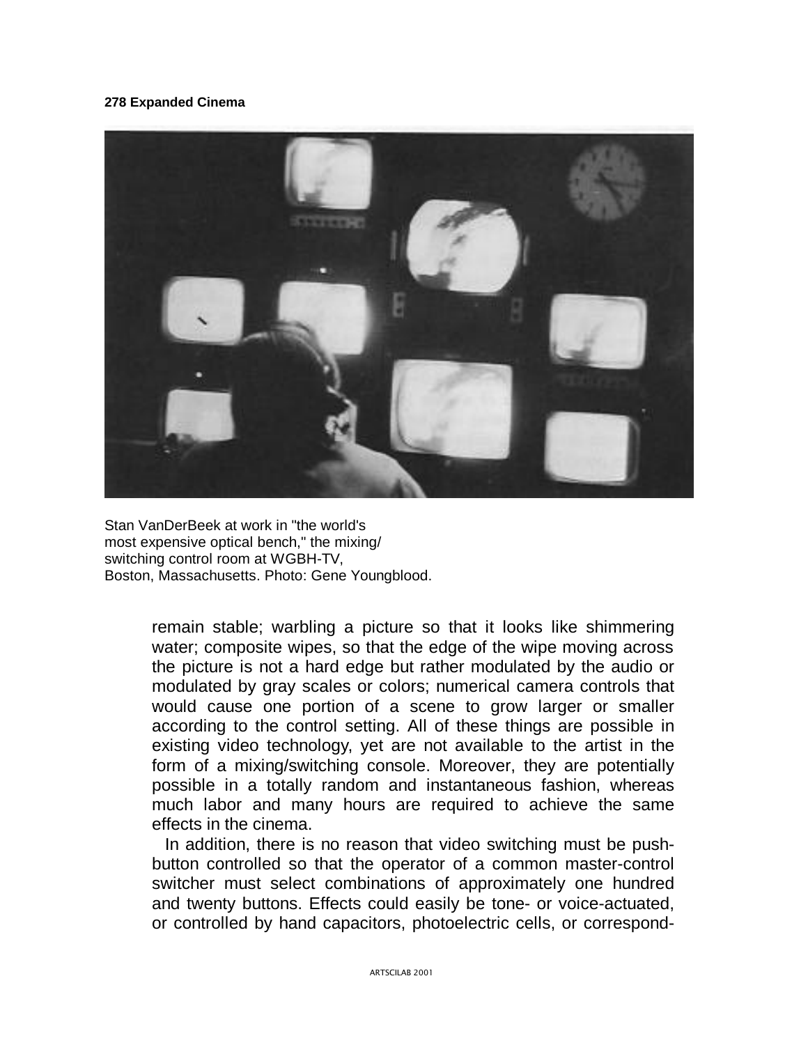Stan VanDerBeek at work in "the world's most expensive optical bench," the mixing/switching control room at WGBH-TV, Boston, Massachusetts. Photo: Gene Youngblood.

remain stable; warbling a picture so that it looks like shimmering water; composite wipes, so that the edge of the wipe moving across the picture is not a hard edge but rather modulated by the audio or modulated by gray scales or colors; numerical camera controls that would cause one portion of a scene to grow larger or smaller according to the control setting. All of these things are possible in existing video technology, yet are not available to the artist in the form of a mixing/switching console. Moreover, they are potentially possible in a totally random and instantaneous fashion, whereas much labor and many hours are required to achieve the same effects in the cinema.

In addition, there is no reason that video switching must be push-button controlled so that the operator of a common master-control switcher must select combinations of approximately one hundred and twenty buttons. Effects could easily be tone- or voice-actuated, or controlled by hand capacitors, photoelectric cells, or correspond-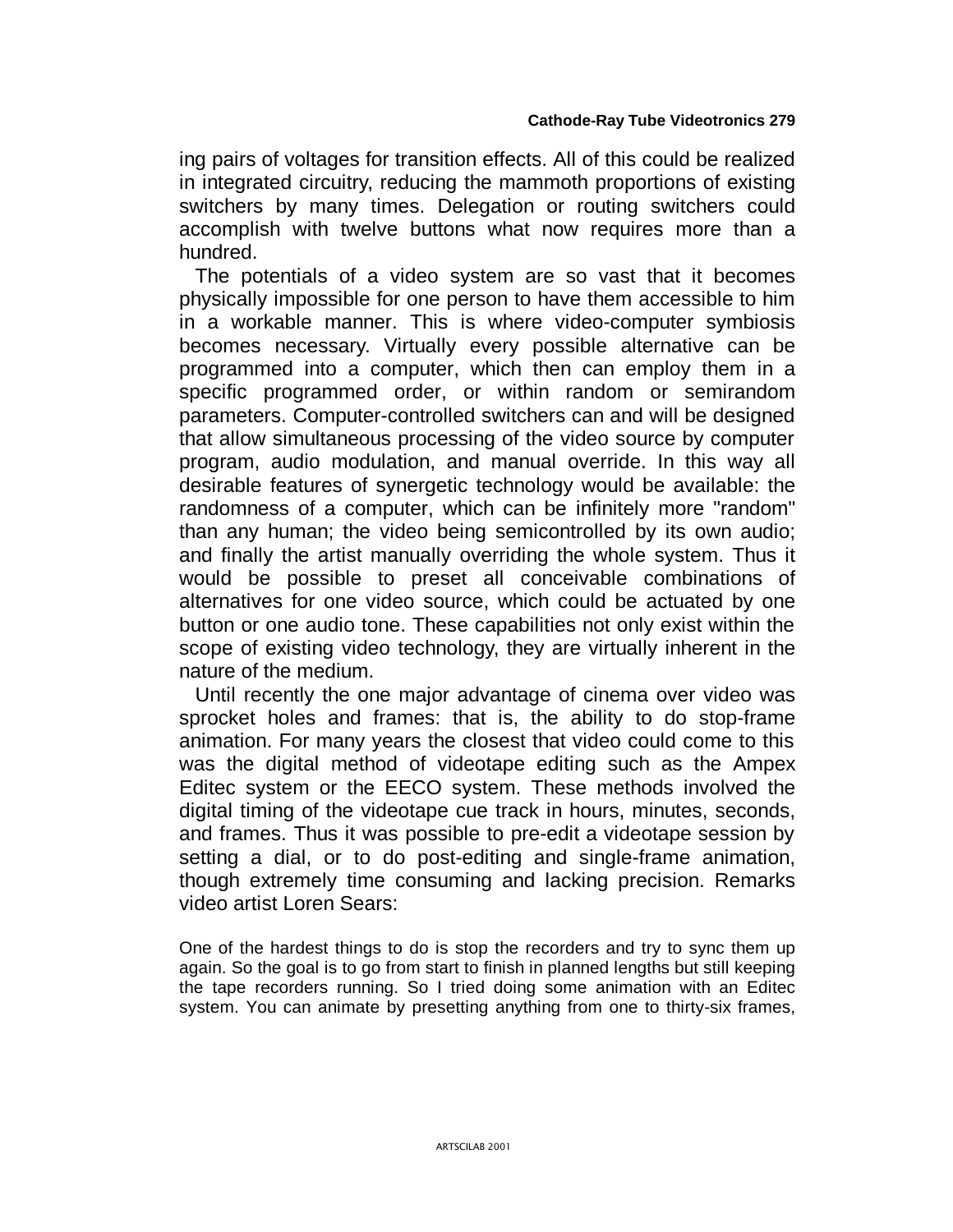ing pairs of voltages for transition effects. All of this could be realized in integrated circuitry, reducing the mammoth proportions of existing switchers by many times. Delegation or routing switchers could accomplish with twelve buttons what now requires more than a hundred.

The potentials of a video system are so vast that it becomes physically impossible for one person to have them accessible to him in a workable manner. This is where video-computer symbiosis becomes necessary. Virtually every possible alternative can be programmed into a computer, which then can employ them in a specific programmed order, or within random or semirandom parameters. Computer-controlled switchers can and will be designed that allow simultaneous processing of the video source by computer program, audio modulation, and manual override. In this way all desirable features of synergetic technology would be available: the randomness of a computer, which can be infinitely more "random" than any human; the video being semicontrolled by its own audio; and finally the artist manually overriding the whole system. Thus it would be possible to preset all conceivable combinations of alternatives for one video source, which could be actuated by one button or one audio tone. These capabilities not only exist within the scope of existing video technology, they are virtually inherent in the nature of the medium.

Until recently the one major advantage of cinema over video was sprocket holes and frames: that is, the ability to do stop-frame animation. For many years the closest that video could come to this was the digital method of videotape editing such as the Ampex Editec system or the EECO system. These methods involved the digital timing of the videotape cue track in hours, minutes, seconds, and frames. Thus it was possible to pre-edit a videotape session by setting a dial, or to do post-editing and single-frame animation, though extremely time consuming and lacking precision. Remarks video artist Loren Sears:

> One of the hardest things to do is stop the recorders and try to sync them up again. So the goal is to go from start to finish in planned lengths but still keeping the tape recorders running. So I tried doing some animation with an Editec system. You can animate by presetting anything from one to thirty-six frames,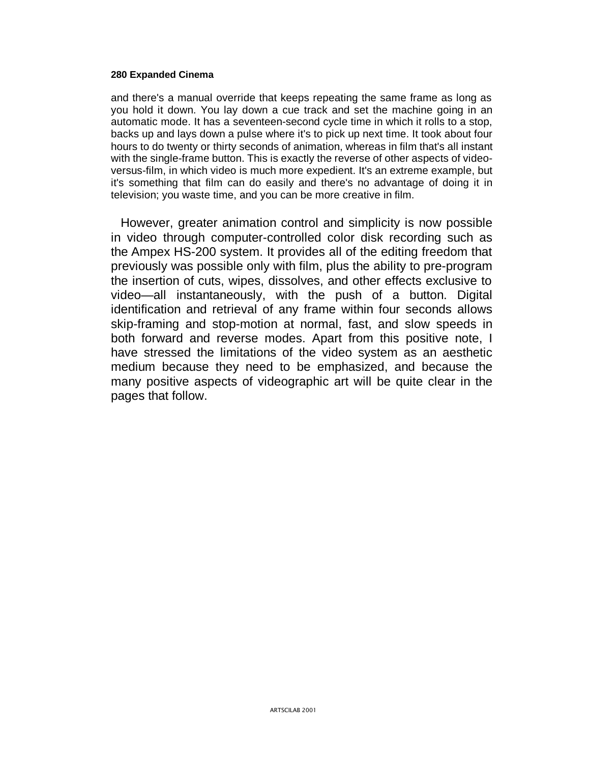and there's a manual override that keeps repeating the same frame as long as you hold it down. You lay down a cue track and set the machine going in an automatic mode. It has a seventeen-second cycle time in which it rolls to a stop, backs up and lays down a pulse where it's to pick up next time. It took about four hours to do twenty or thirty seconds of animation, whereas in film that's all instant with the single-frame button. This is exactly the reverse of other aspects of video-versus-film, in which video is much more expedient. It's an extreme example, but it's something that film can do easily and there's no advantage of doing it in television; you waste time, and you can be more creative in film.

However, greater animation control and simplicity is now possible in video through computer-controlled color disk recording such as the Ampex HS-200 system. It provides all of the editing freedom that previously was possible only with film, plus the ability to pre-program the insertion of cuts, wipes, dissolves, and other effects exclusive to video—all instantaneously, with the push of a button. Digital identification and retrieval of any frame within four seconds allows skip-framing and stop-motion at normal, fast, and slow speeds in both forward and reverse modes. Apart from this positive note, I have stressed the limitations of the video system as an aesthetic medium because they need to be emphasized, and because the many positive aspects of videographic art will be quite clear in the pages that follow.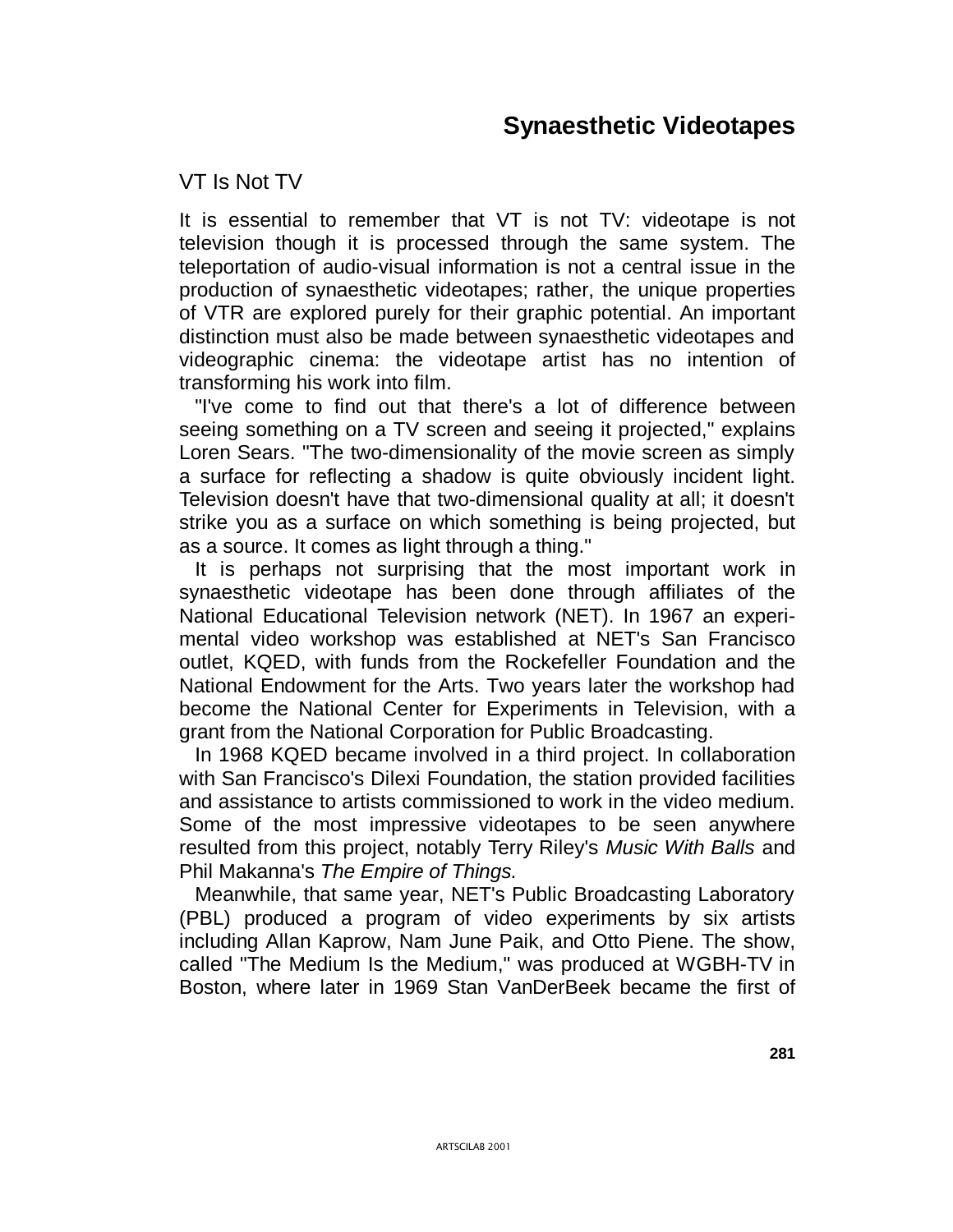# Synaesthetic Videotapes

## VT Is Not TV

It is essential to remember that VT is not TV: videotape is not television though it is processed through the same system. The teleportation of audio-visual information is not a central issue in the production of synaesthetic videotapes; rather, the unique properties of VTR are explored purely for their graphic potential. An important distinction must also be made between synaesthetic videotapes and videographic cinema: the videotape artist has no intention of transforming his work into film.

"I've come to find out that there's a lot of difference between seeing something on a TV screen and seeing it projected," explains Loren Sears. "The two-dimensionality of the movie screen as simply a surface for reflecting a shadow is quite obviously incident light. Television doesn't have that two-dimensional quality at all; it doesn't strike you as a surface on which something is being projected, but as a source. It comes as light through a thing."

It is perhaps not surprising that the most important work in synaesthetic videotape has been done through affiliates of the National Educational Television network (NET). In 1967 an experimental video workshop was established at NET's San Francisco outlet, KQED, with funds from the Rockefeller Foundation and the National Endowment for the Arts. Two years later the workshop had become the National Center for Experiments in Television, with a grant from the National Corporation for Public Broadcasting.

In 1968 KQED became involved in a third project. In collaboration with San Francisco's Dilexi Foundation, the station provided facilities and assistance to artists commissioned to work in the video medium. Some of the most impressive videotapes to be seen anywhere resulted from this project, notably Terry Riley's *Music With Balls* and Phil Makanna's *The Empire of Things.*

Meanwhile, that same year, NET's Public Broadcasting Laboratory (PBL) produced a program of video experiments by six artists including Allan Kaprow, Nam June Paik, and Otto Piene. The show, called "The Medium Is the Medium," was produced at WGBH-TV in Boston, where later in 1969 Stan VanDerBeek became the first of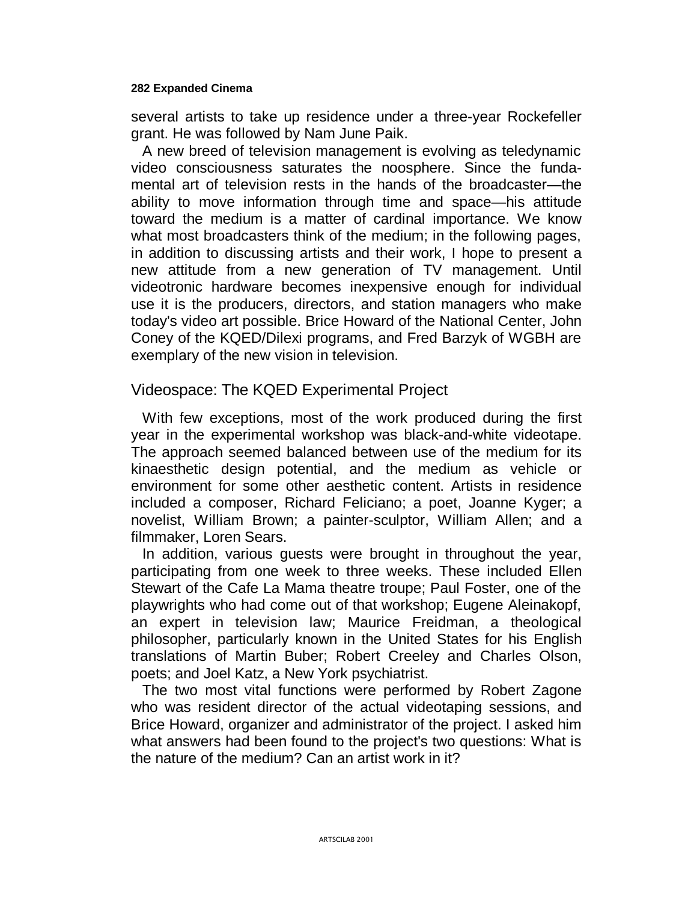several artists to take up residence under a three-year Rockefeller grant. He was followed by Nam June Paik.

A new breed of television management is evolving as teledynamic video consciousness saturates the noosphere. Since the fundamental art of television rests in the hands of the broadcaster—the ability to move information through time and space—his attitude toward the medium is a matter of cardinal importance. We know what most broadcasters think of the medium; in the following pages, in addition to discussing artists and their work, I hope to present a new attitude from a new generation of TV management. Until videotronic hardware becomes inexpensive enough for individual use it is the producers, directors, and station managers who make today's video art possible. Brice Howard of the National Center, John Coney of the KQED/Dilexi programs, and Fred Barzyk of WGBH are exemplary of the new vision in television.

## Videospace: The KQED Experimental Project

With few exceptions, most of the work produced during the first year in the experimental workshop was black-and-white videotape. The approach seemed balanced between use of the medium for its kinaesthetic design potential, and the medium as vehicle or environment for some other aesthetic content. Artists in residence included a composer, Richard Feliciano; a poet, Joanne Kyger; a novelist, William Brown; a painter-sculptor, William Allen; and a filmmaker, Loren Sears.

In addition, various guests were brought in throughout the year, participating from one week to three weeks. These included Ellen Stewart of the Cafe La Mama theatre troupe; Paul Foster, one of the playwrights who had come out of that workshop; Eugene Aleinakopf, an expert in television law; Maurice Freidman, a theological philosopher, particularly known in the United States for his English translations of Martin Buber; Robert Creeley and Charles Olson, poets; and Joel Katz, a New York psychiatrist.

The two most vital functions were performed by Robert Zagone who was resident director of the actual videotaping sessions, and Brice Howard, organizer and administrator of the project. I asked him what answers had been found to the project's two questions: What is the nature of the medium? Can an artist work in it?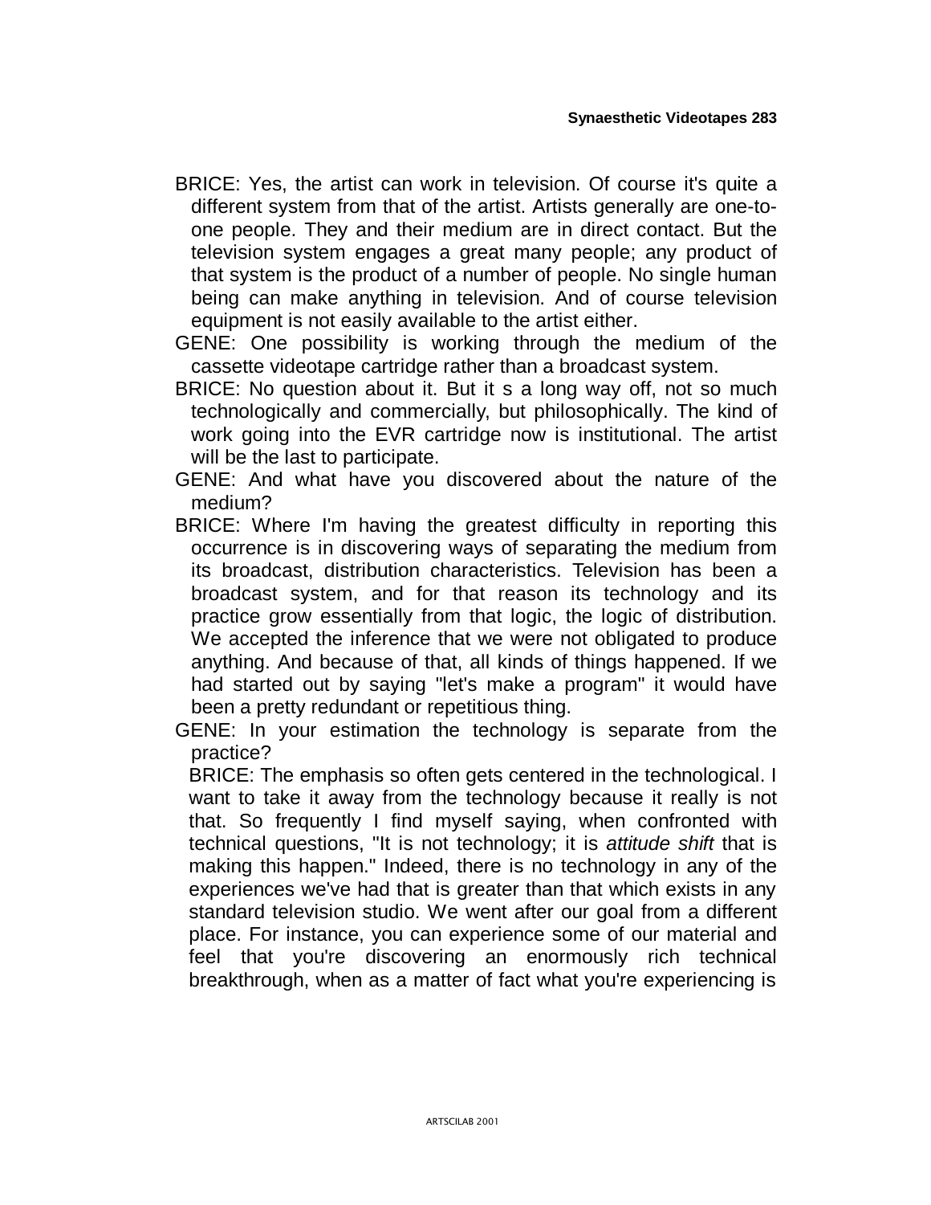BRICE: Yes, the artist can work in television. Of course it's quite a different system from that of the artist. Artists generally are one-to-one people. They and their medium are in direct contact. But the television system engages a great many people; any product of that system is the product of a number of people. No single human being can make anything in television. And of course television equipment is not easily available to the artist either.

GENE: One possibility is working through the medium of the cassette videotape cartridge rather than a broadcast system.

BRICE: No question about it. But it s a long way off, not so much technologically and commercially, but philosophically. The kind of work going into the EVR cartridge now is institutional. The artist will be the last to participate.

GENE: And what have you discovered about the nature of the medium?

BRICE: Where I'm having the greatest difficulty in reporting this occurrence is in discovering ways of separating the medium from its broadcast, distribution characteristics. Television has been a broadcast system, and for that reason its technology and its practice grow essentially from that logic, the logic of distribution. We accepted the inference that we were not obligated to produce anything. And because of that, all kinds of things happened. If we had started out by saying "let's make a program" it would have been a pretty redundant or repetitious thing.

GENE: In your estimation the technology is separate from the practice?

BRICE: The emphasis so often gets centered in the technological. I want to take it away from the technology because it really is not that. So frequently I find myself saying, when confronted with technical questions, "It is not technology; it is *attitude shift* that is making this happen." Indeed, there is no technology in any of the experiences we've had that is greater than that which exists in any standard television studio. We went after our goal from a different place. For instance, you can experience some of our material and feel that you're discovering an enormously rich technical breakthrough, when as a matter of fact what you're experiencing is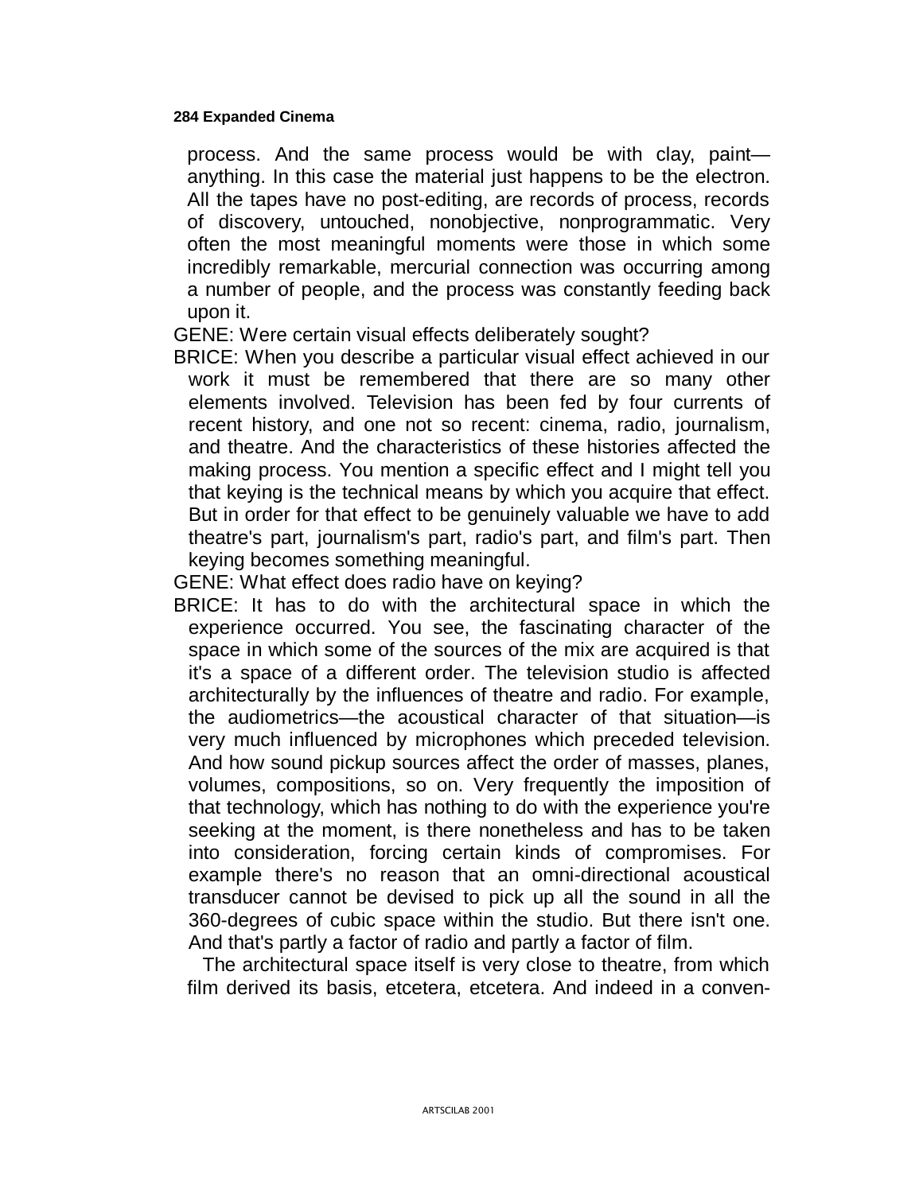process. And the same process would be with clay, paint—anything. In this case the material just happens to be the electron. All the tapes have no post-editing, are records of process, records of discovery, untouched, nonobjective, nonprogrammatic. Very often the most meaningful moments were those in which some incredibly remarkable, mercurial connection was occurring among a number of people, and the process was constantly feeding back upon it.

GENE: Were certain visual effects deliberately sought?

BRICE: When you describe a particular visual effect achieved in our work it must be remembered that there are so many other elements involved. Television has been fed by four currents of recent history, and one not so recent: cinema, radio, journalism, and theatre. And the characteristics of these histories affected the making process. You mention a specific effect and I might tell you that keying is the technical means by which you acquire that effect. But in order for that effect to be genuinely valuable we have to add theatre's part, journalism's part, radio's part, and film's part. Then keying becomes something meaningful.

GENE: What effect does radio have on keying?

BRICE: It has to do with the architectural space in which the experience occurred. You see, the fascinating character of the space in which some of the sources of the mix are acquired is that it's a space of a different order. The television studio is affected architecturally by the influences of theatre and radio. For example, the audiometrics—the acoustical character of that situation—is very much influenced by microphones which preceded television. And how sound pickup sources affect the order of masses, planes, volumes, compositions, so on. Very frequently the imposition of that technology, which has nothing to do with the experience you're seeking at the moment, is there nonetheless and has to be taken into consideration, forcing certain kinds of compromises. For example there's no reason that an omni-directional acoustical transducer cannot be devised to pick up all the sound in all the 360-degrees of cubic space within the studio. But there isn't one. And that's partly a factor of radio and partly a factor of film.

The architectural space itself is very close to theatre, from which film derived its basis, etcetera, etcetera. And indeed in a conven-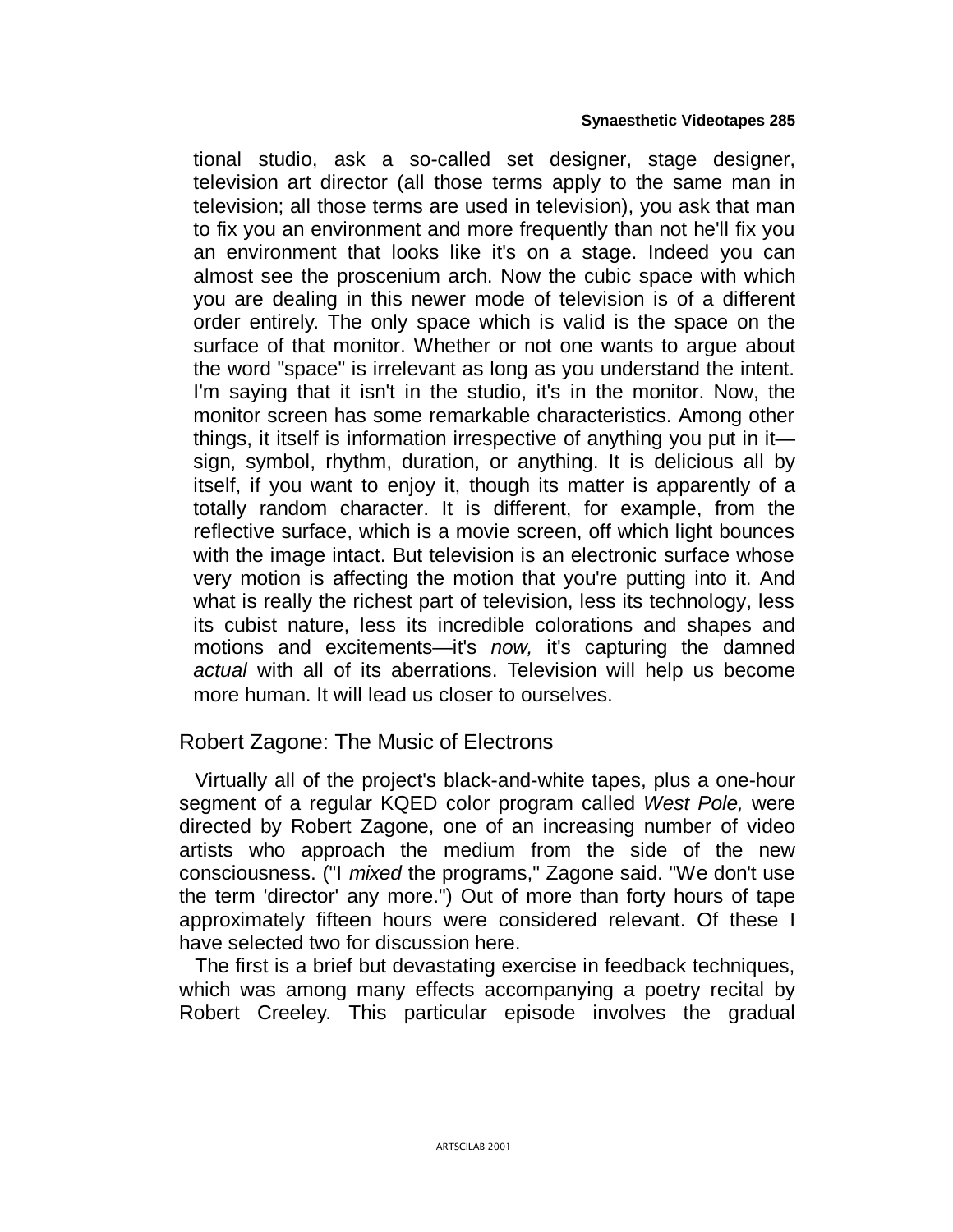tional studio, ask a so-called set designer, stage designer, television art director (all those terms apply to the same man in television; all those terms are used in television), you ask that man to fix you an environment and more frequently than not he'll fix you an environment that looks like it's on a stage. Indeed you can almost see the proscenium arch. Now the cubic space with which you are dealing in this newer mode of television is of a different order entirely. The only space which is valid is the space on the surface of that monitor. Whether or not one wants to argue about the word "space" is irrelevant as long as you understand the intent. I'm saying that it isn't in the studio, it's in the monitor. Now, the monitor screen has some remarkable characteristics. Among other things, it itself is information irrespective of anything you put in it—sign, symbol, rhythm, duration, or anything. It is delicious all by itself, if you want to enjoy it, though its matter is apparently of a totally random character. It is different, for example, from the reflective surface, which is a movie screen, off which light bounces with the image intact. But television is an electronic surface whose very motion is affecting the motion that you're putting into it. And what is really the richest part of television, less its technology, less its cubist nature, less its incredible colorations and shapes and motions and excitements—it's *now,* it's capturing the damned *actual* with all of its aberrations. Television will help us become more human. It will lead us closer to ourselves.

## Robert Zagone: The Music of Electrons

Virtually all of the project's black-and-white tapes, plus a one-hour segment of a regular KQED color program called *West Pole,* were directed by Robert Zagone, one of an increasing number of video artists who approach the medium from the side of the new consciousness. ("I *mixed* the programs," Zagone said. "We don't use the term 'director' any more.") Out of more than forty hours of tape approximately fifteen hours were considered relevant. Of these I have selected two for discussion here.

The first is a brief but devastating exercise in feedback techniques, which was among many effects accompanying a poetry recital by Robert Creeley. This particular episode involves the gradual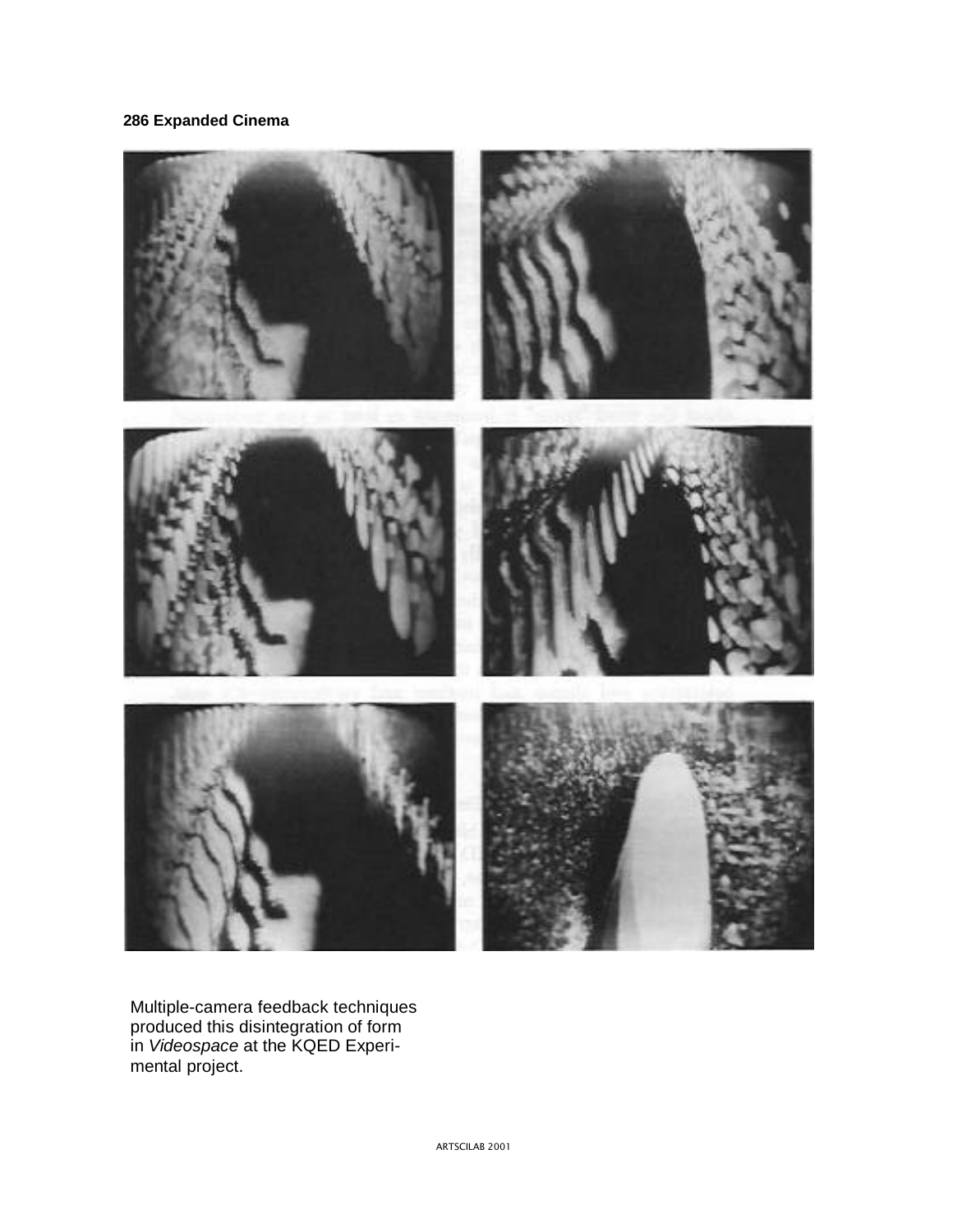Multiple-camera feedback techniques produced this disintegration of form in *Videospace* at the KQED Experimental project.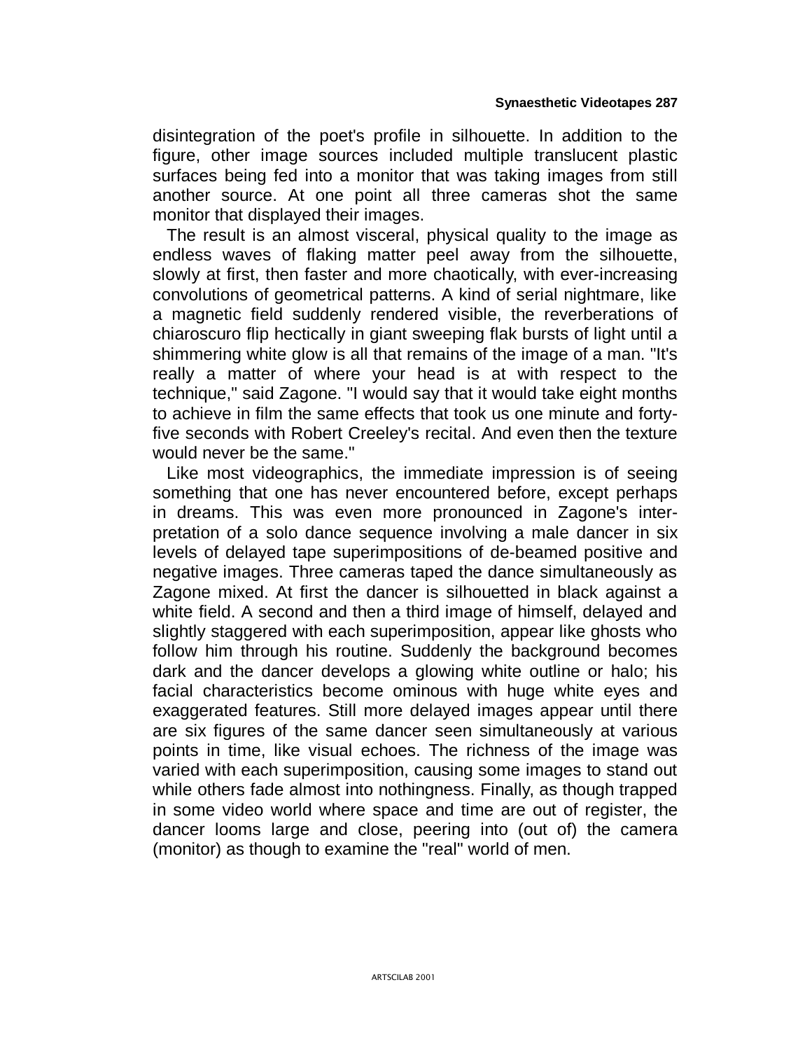disintegration of the poet's profile in silhouette. In addition to the figure, other image sources included multiple translucent plastic surfaces being fed into a monitor that was taking images from still another source. At one point all three cameras shot the same monitor that displayed their images.

The result is an almost visceral, physical quality to the image as endless waves of flaking matter peel away from the silhouette, slowly at first, then faster and more chaotically, with ever-increasing convolutions of geometrical patterns. A kind of serial nightmare, like a magnetic field suddenly rendered visible, the reverberations of chiaroscuro flip hectically in giant sweeping flak bursts of light until a shimmering white glow is all that remains of the image of a man. "It's really a matter of where your head is at with respect to the technique," said Zagone. "I would say that it would take eight months to achieve in film the same effects that took us one minute and forty-five seconds with Robert Creeley's recital. And even then the texture would never be the same."

Like most videographics, the immediate impression is of seeing something that one has never encountered before, except perhaps in dreams. This was even more pronounced in Zagone's interpretation of a solo dance sequence involving a male dancer in six levels of delayed tape superimpositions of de-beamed positive and negative images. Three cameras taped the dance simultaneously as Zagone mixed. At first the dancer is silhouetted in black against a white field. A second and then a third image of himself, delayed and slightly staggered with each superimposition, appear like ghosts who follow him through his routine. Suddenly the background becomes dark and the dancer develops a glowing white outline or halo; his facial characteristics become ominous with huge white eyes and exaggerated features. Still more delayed images appear until there are six figures of the same dancer seen simultaneously at various points in time, like visual echoes. The richness of the image was varied with each superimposition, causing some images to stand out while others fade almost into nothingness. Finally, as though trapped in some video world where space and time are out of register, the dancer looms large and close, peering into (out of) the camera (monitor) as though to examine the "real" world of men.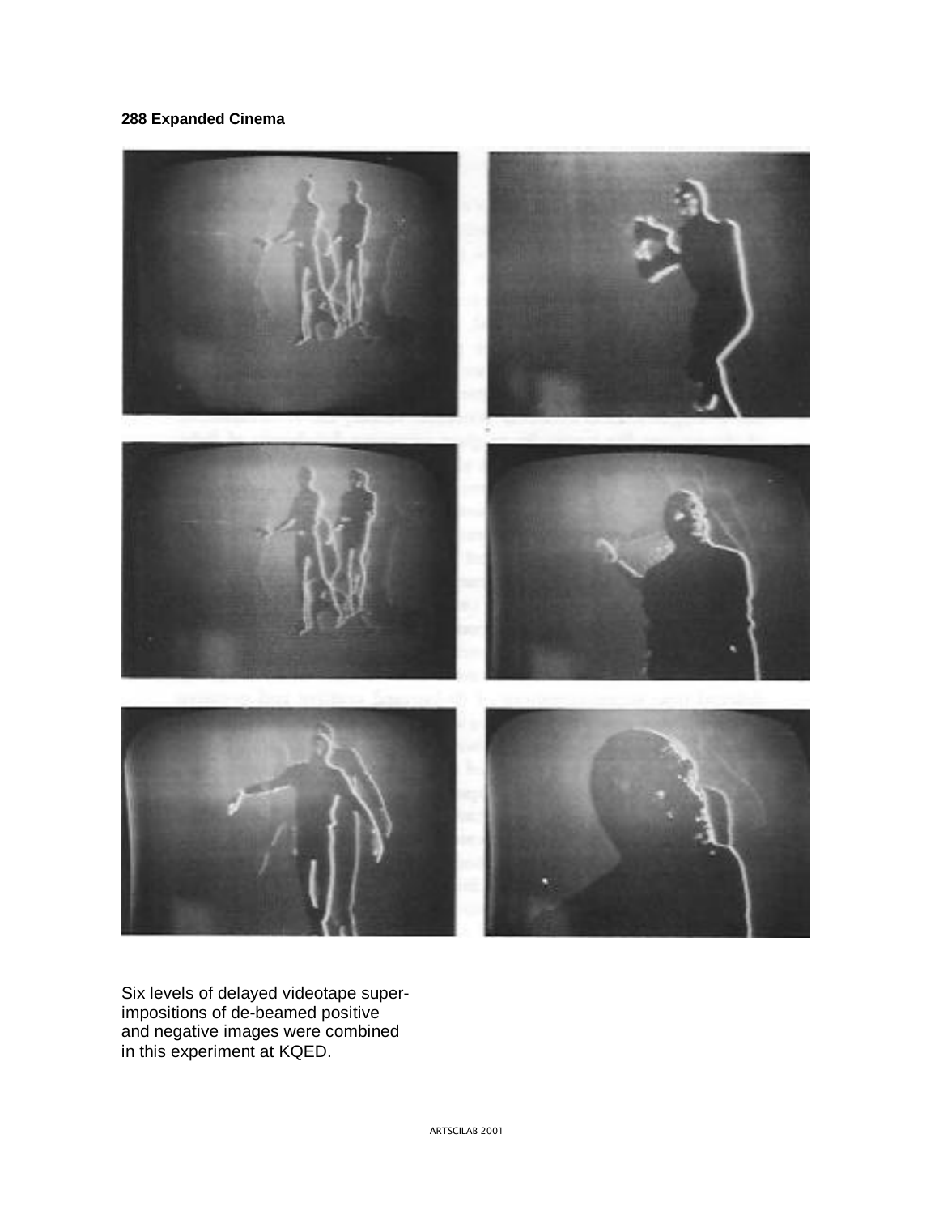Six levels of delayed videotape superimpositions of de-beamed positive and negative images were combined in this experiment at KQED.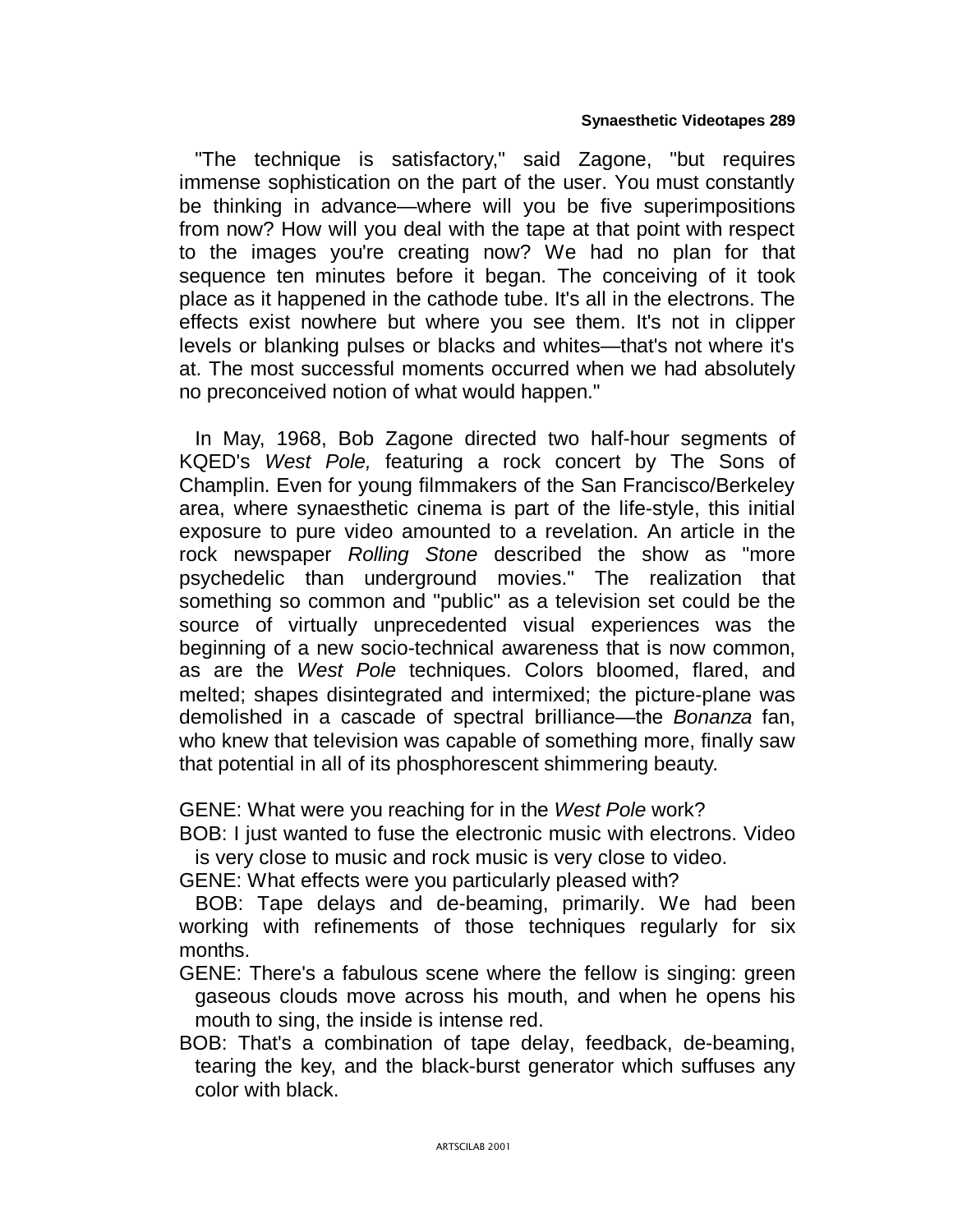"The technique is satisfactory," said Zagone, "but requires immense sophistication on the part of the user. You must constantly be thinking in advance—where will you be five superimpositions from now? How will you deal with the tape at that point with respect to the images you're creating now? We had no plan for that sequence ten minutes before it began. The conceiving of it took place as it happened in the cathode tube. It's all in the electrons. The effects exist nowhere but where you see them. It's not in clipper levels or blanking pulses or blacks and whites—that's not where it's at. The most successful moments occurred when we had absolutely no preconceived notion of what would happen."

In May, 1968, Bob Zagone directed two half-hour segments of KQED's *West Pole,* featuring a rock concert by The Sons of Champlin. Even for young filmmakers of the San Francisco/Berkeley area, where synaesthetic cinema is part of the life-style, this initial exposure to pure video amounted to a revelation. An article in the rock newspaper *Rolling Stone* described the show as "more psychedelic than underground movies." The realization that something so common and "public" as a television set could be the source of virtually unprecedented visual experiences was the beginning of a new socio-technical awareness that is now common, as are the *West Pole* techniques. Colors bloomed, flared, and melted; shapes disintegrated and intermixed; the picture-plane was demolished in a cascade of spectral brilliance—the *Bonanza* fan, who knew that television was capable of something more, finally saw that potential in all of its phosphorescent shimmering beauty.

GENE: What were you reaching for in the *West Pole* work?

BOB: I just wanted to fuse the electronic music with electrons. Video is very close to music and rock music is very close to video.

GENE: What effects were you particularly pleased with?

BOB: Tape delays and de-beaming, primarily. We had been working with refinements of those techniques regularly for six months.

GENE: There's a fabulous scene where the fellow is singing: green gaseous clouds move across his mouth, and when he opens his mouth to sing, the inside is intense red.

BOB: That's a combination of tape delay, feedback, de-beaming, tearing the key, and the black-burst generator which suffuses any color with black.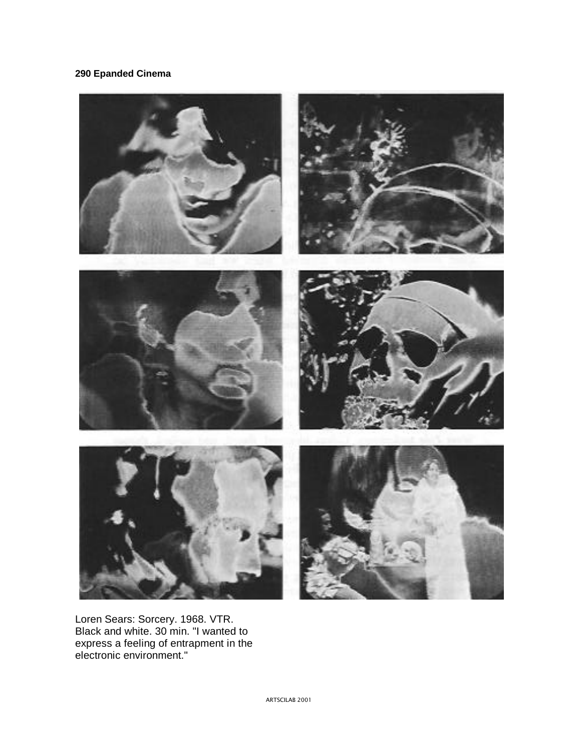Loren Sears: Sorcery. 1968. VTR. Black and white. 30 min. "I wanted to express a feeling of entrapment in the electronic environment."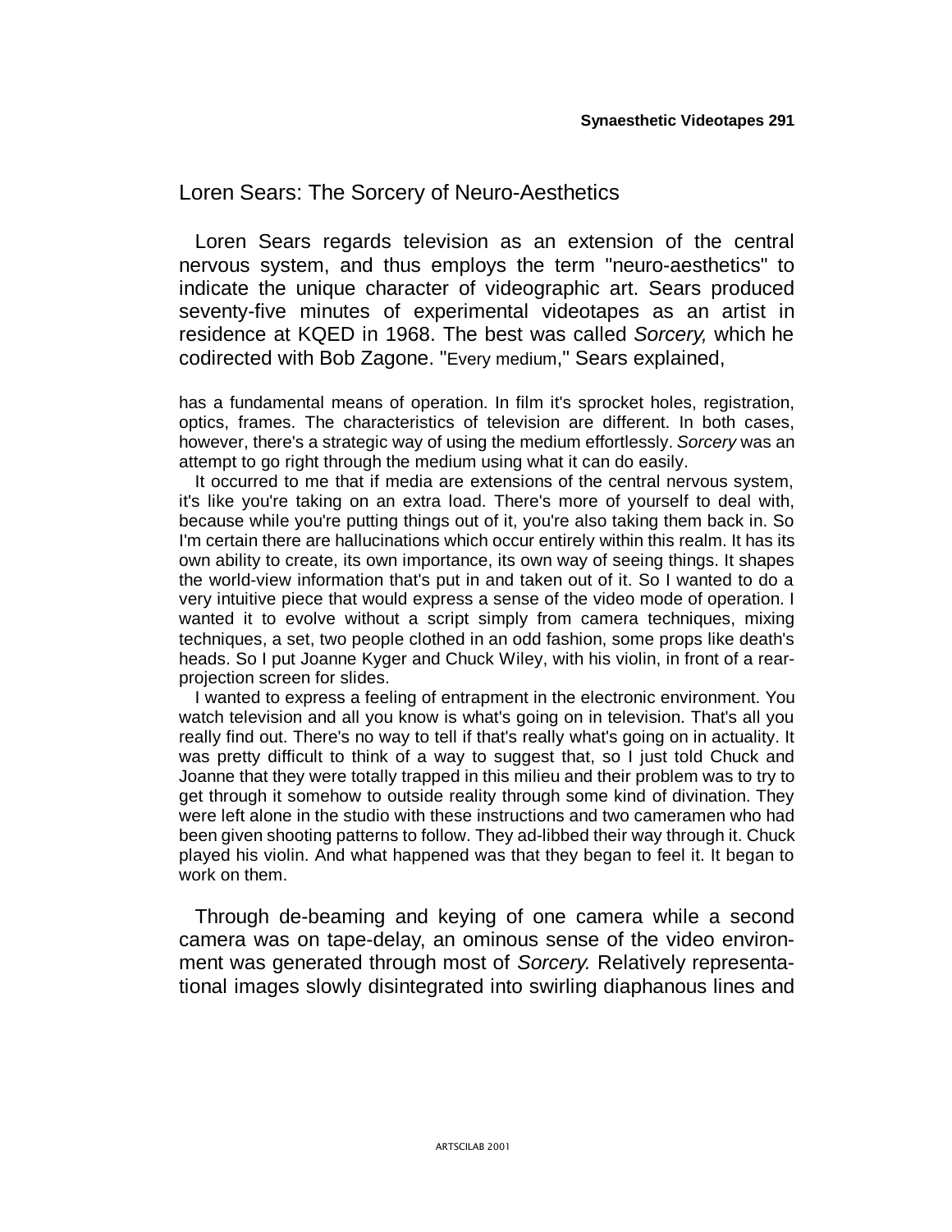## Loren Sears: The Sorcery of Neuro-Aesthetics

Loren Sears regards television as an extension of the central nervous system, and thus employs the term "neuro-aesthetics" to indicate the unique character of videographic art. Sears produced seventy-five minutes of experimental videotapes as an artist in residence at KQED in 1968. The best was called *Sorcery,* which he codirected with Bob Zagone. "Every medium," Sears explained,

> has a fundamental means of operation. In film it's sprocket holes, registration, optics, frames. The characteristics of television are different. In both cases, however, there's a strategic way of using the medium effortlessly. *Sorcery* was an attempt to go right through the medium using what it can do easily.
>
> It occurred to me that if media are extensions of the central nervous system, it's like you're taking on an extra load. There's more of yourself to deal with, because while you're putting things out of it, you're also taking them back in. So I'm certain there are hallucinations which occur entirely within this realm. It has its own ability to create, its own importance, its own way of seeing things. It shapes the world-view information that's put in and taken out of it. So I wanted to do a very intuitive piece that would express a sense of the video mode of operation. I wanted it to evolve without a script simply from camera techniques, mixing techniques, a set, two people clothed in an odd fashion, some props like death's heads. So I put Joanne Kyger and Chuck Wiley, with his violin, in front of a rear-projection screen for slides.
>
> I wanted to express a feeling of entrapment in the electronic environment. You watch television and all you know is what's going on in television. That's all you really find out. There's no way to tell if that's really what's going on in actuality. It was pretty difficult to think of a way to suggest that, so I just told Chuck and Joanne that they were totally trapped in this milieu and their problem was to try to get through it somehow to outside reality through some kind of divination. They were left alone in the studio with these instructions and two cameramen who had been given shooting patterns to follow. They ad-libbed their way through it. Chuck played his violin. And what happened was that they began to feel it. It began to work on them.

Through de-beaming and keying of one camera while a second camera was on tape-delay, an ominous sense of the video environment was generated through most of *Sorcery.* Relatively representational images slowly disintegrated into swirling diaphanous lines and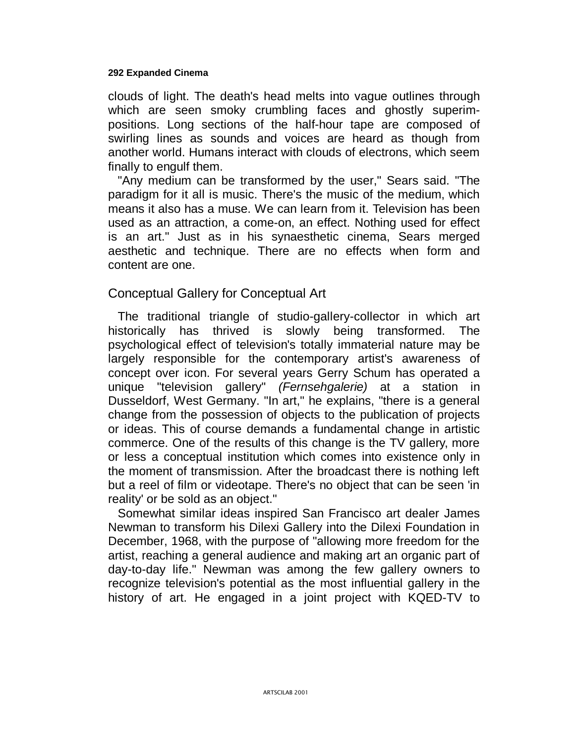clouds of light. The death's head melts into vague outlines through which are seen smoky crumbling faces and ghostly superimpositions. Long sections of the half-hour tape are composed of swirling lines as sounds and voices are heard as though from another world. Humans interact with clouds of electrons, which seem finally to engulf them.

"Any medium can be transformed by the user," Sears said. "The paradigm for it all is music. There's the music of the medium, which means it also has a muse. We can learn from it. Television has been used as an attraction, a come-on, an effect. Nothing used for effect is an art." Just as in his synaesthetic cinema, Sears merged aesthetic and technique. There are no effects when form and content are one.

## Conceptual Gallery for Conceptual Art

The traditional triangle of studio-gallery-collector in which art historically has thrived is slowly being transformed. The psychological effect of television's totally immaterial nature may be largely responsible for the contemporary artist's awareness of concept over icon. For several years Gerry Schum has operated a unique "television gallery" *(Fernsehgalerie)* at a station in Dusseldorf, West Germany. "In art," he explains, "there is a general change from the possession of objects to the publication of projects or ideas. This of course demands a fundamental change in artistic commerce. One of the results of this change is the TV gallery, more or less a conceptual institution which comes into existence only in the moment of transmission. After the broadcast there is nothing left but a reel of film or videotape. There's no object that can be seen 'in reality' or be sold as an object."

Somewhat similar ideas inspired San Francisco art dealer James Newman to transform his Dilexi Gallery into the Dilexi Foundation in December, 1968, with the purpose of "allowing more freedom for the artist, reaching a general audience and making art an organic part of day-to-day life." Newman was among the few gallery owners to recognize television's potential as the most influential gallery in the history of art. He engaged in a joint project with KQED-TV to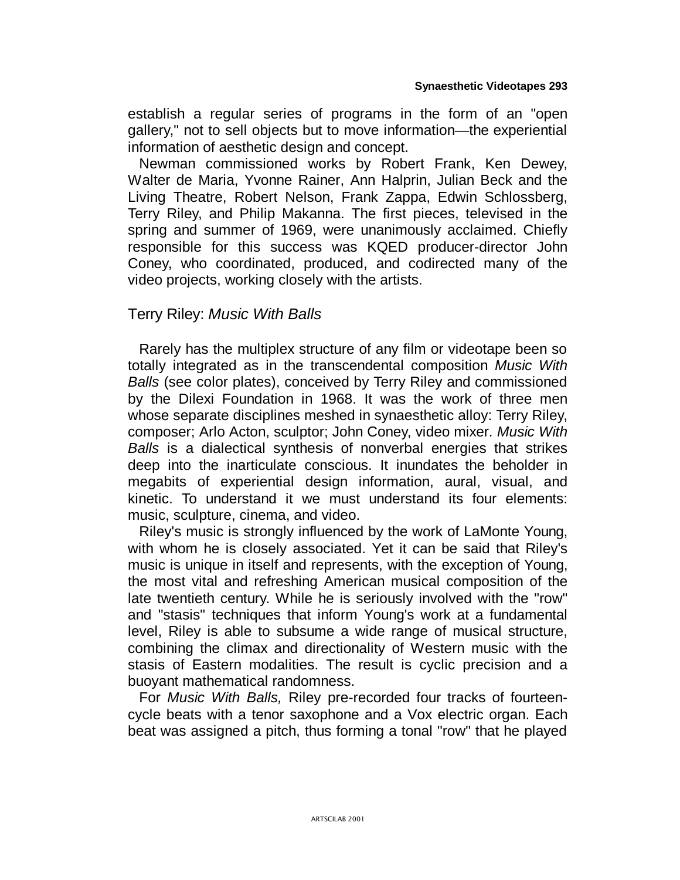establish a regular series of programs in the form of an "open gallery," not to sell objects but to move information—the experiential information of aesthetic design and concept.

Newman commissioned works by Robert Frank, Ken Dewey, Walter de Maria, Yvonne Rainer, Ann Halprin, Julian Beck and the Living Theatre, Robert Nelson, Frank Zappa, Edwin Schlossberg, Terry Riley, and Philip Makanna. The first pieces, televised in the spring and summer of 1969, were unanimously acclaimed. Chiefly responsible for this success was KQED producer-director John Coney, who coordinated, produced, and codirected many of the video projects, working closely with the artists.

## Terry Riley: *Music With Balls*

Rarely has the multiplex structure of any film or videotape been so totally integrated as in the transcendental composition *Music With Balls* (see color plates), conceived by Terry Riley and commissioned by the Dilexi Foundation in 1968. It was the work of three men whose separate disciplines meshed in synaesthetic alloy: Terry Riley, composer; Arlo Acton, sculptor; John Coney, video mixer. *Music With Balls* is a dialectical synthesis of nonverbal energies that strikes deep into the inarticulate conscious. It inundates the beholder in megabits of experiential design information, aural, visual, and kinetic. To understand it we must understand its four elements: music, sculpture, cinema, and video.

Riley's music is strongly influenced by the work of LaMonte Young, with whom he is closely associated. Yet it can be said that Riley's music is unique in itself and represents, with the exception of Young, the most vital and refreshing American musical composition of the late twentieth century. While he is seriously involved with the "row" and "stasis" techniques that inform Young's work at a fundamental level, Riley is able to subsume a wide range of musical structure, combining the climax and directionality of Western music with the stasis of Eastern modalities. The result is cyclic precision and a buoyant mathematical randomness.

For *Music With Balls,* Riley pre-recorded four tracks of fourteen-cycle beats with a tenor saxophone and a Vox electric organ. Each beat was assigned a pitch, thus forming a tonal "row" that he played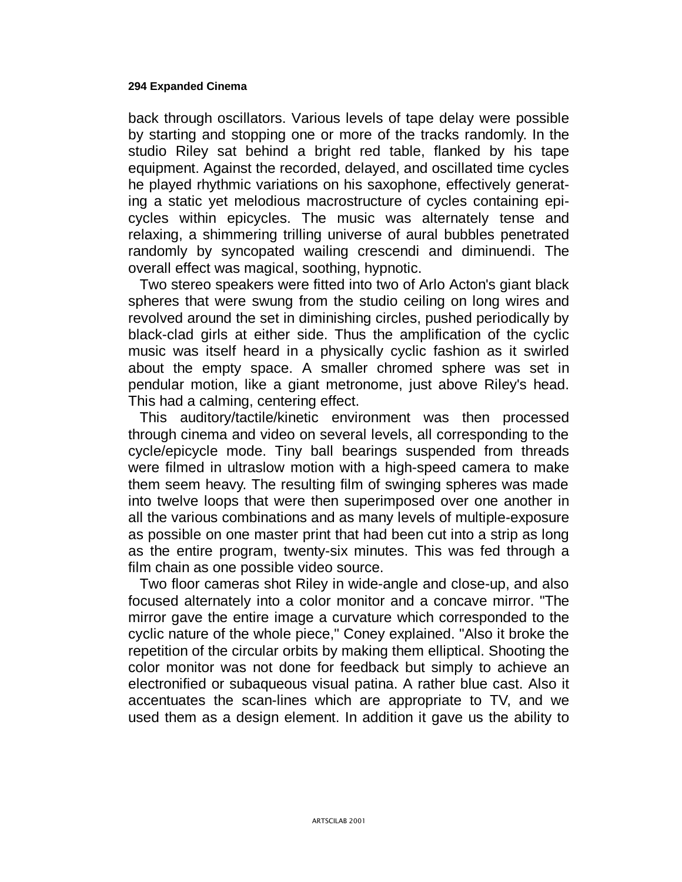back through oscillators. Various levels of tape delay were possible by starting and stopping one or more of the tracks randomly. In the studio Riley sat behind a bright red table, flanked by his tape equipment. Against the recorded, delayed, and oscillated time cycles he played rhythmic variations on his saxophone, effectively generating a static yet melodious macrostructure of cycles containing epicycles within epicycles. The music was alternately tense and relaxing, a shimmering trilling universe of aural bubbles penetrated randomly by syncopated wailing crescendi and diminuendi. The overall effect was magical, soothing, hypnotic.

Two stereo speakers were fitted into two of Arlo Acton's giant black spheres that were swung from the studio ceiling on long wires and revolved around the set in diminishing circles, pushed periodically by black-clad girls at either side. Thus the amplification of the cyclic music was itself heard in a physically cyclic fashion as it swirled about the empty space. A smaller chromed sphere was set in pendular motion, like a giant metronome, just above Riley's head. This had a calming, centering effect.

This auditory/tactile/kinetic environment was then processed through cinema and video on several levels, all corresponding to the cycle/epicycle mode. Tiny ball bearings suspended from threads were filmed in ultraslow motion with a high-speed camera to make them seem heavy. The resulting film of swinging spheres was made into twelve loops that were then superimposed over one another in all the various combinations and as many levels of multiple-exposure as possible on one master print that had been cut into a strip as long as the entire program, twenty-six minutes. This was fed through a film chain as one possible video source.

Two floor cameras shot Riley in wide-angle and close-up, and also focused alternately into a color monitor and a concave mirror. "The mirror gave the entire image a curvature which corresponded to the cyclic nature of the whole piece," Coney explained. "Also it broke the repetition of the circular orbits by making them elliptical. Shooting the color monitor was not done for feedback but simply to achieve an electronified or subaqueous visual patina. A rather blue cast. Also it accentuates the scan-lines which are appropriate to TV, and we used them as a design element. In addition it gave us the ability to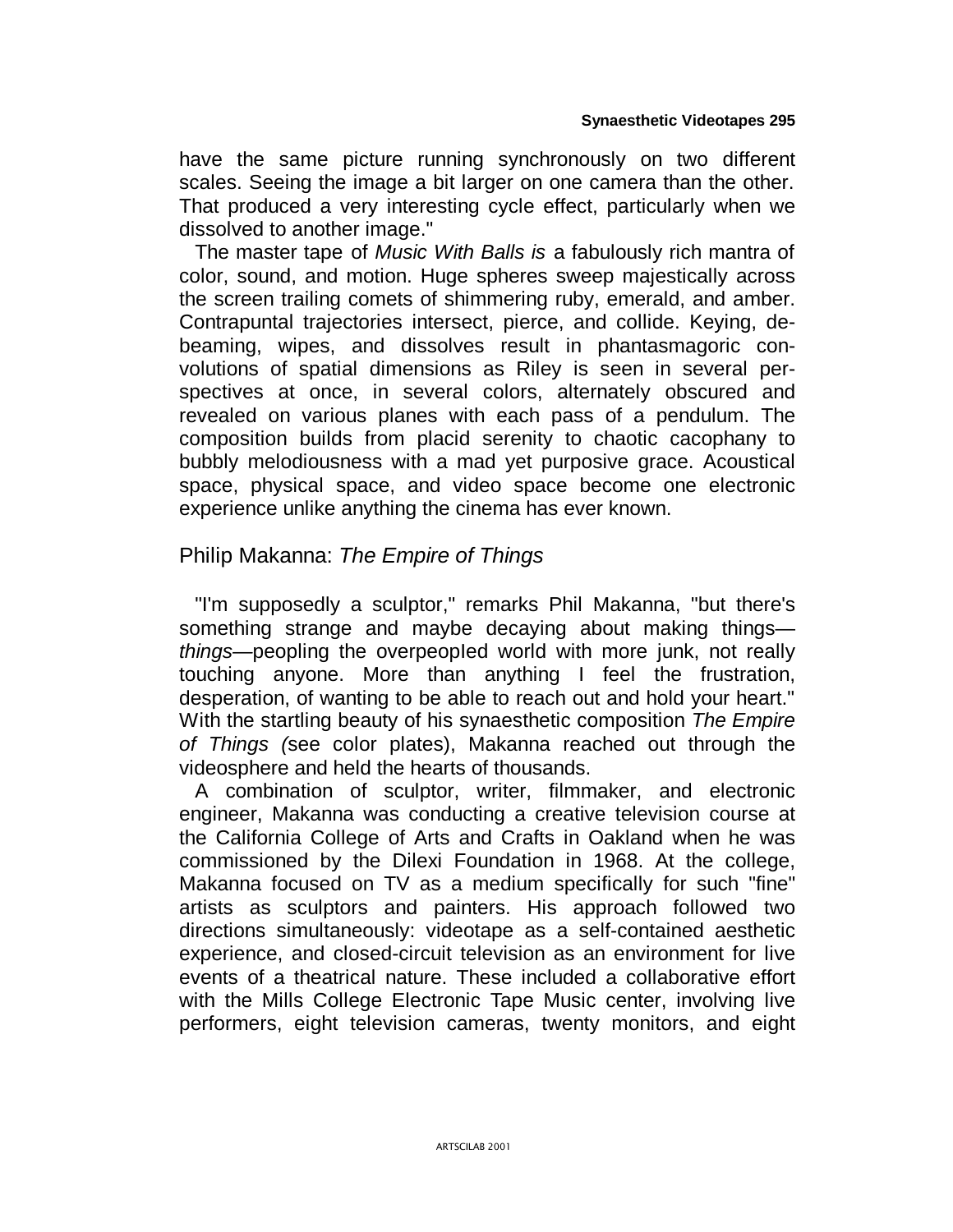have the same picture running synchronously on two different scales. Seeing the image a bit larger on one camera than the other. That produced a very interesting cycle effect, particularly when we dissolved to another image."

The master tape of *Music With Balls is* a fabulously rich mantra of color, sound, and motion. Huge spheres sweep majestically across the screen trailing comets of shimmering ruby, emerald, and amber. Contrapuntal trajectories intersect, pierce, and collide. Keying, debeaming, wipes, and dissolves result in phantasmagoric convolutions of spatial dimensions as Riley is seen in several perspectives at once, in several colors, alternately obscured and revealed on various planes with each pass of a pendulum. The composition builds from placid serenity to chaotic cacophany to bubbly melodiousness with a mad yet purposive grace. Acoustical space, physical space, and video space become one electronic experience unlike anything the cinema has ever known.

## Philip Makanna: *The Empire of Things*

"I'm supposedly a sculptor," remarks Phil Makanna, "but there's something strange and maybe decaying about making things—*things*—peopling the overpeopled world with more junk, not really touching anyone. More than anything I feel the frustration, desperation, of wanting to be able to reach out and hold your heart." With the startling beauty of his synaesthetic composition *The Empire of Things (*see color plates), Makanna reached out through the videosphere and held the hearts of thousands.

A combination of sculptor, writer, filmmaker, and electronic engineer, Makanna was conducting a creative television course at the California College of Arts and Crafts in Oakland when he was commissioned by the Dilexi Foundation in 1968. At the college, Makanna focused on TV as a medium specifically for such "fine" artists as sculptors and painters. His approach followed two directions simultaneously: videotape as a self-contained aesthetic experience, and closed-circuit television as an environment for live events of a theatrical nature. These included a collaborative effort with the Mills College Electronic Tape Music center, involving live performers, eight television cameras, twenty monitors, and eight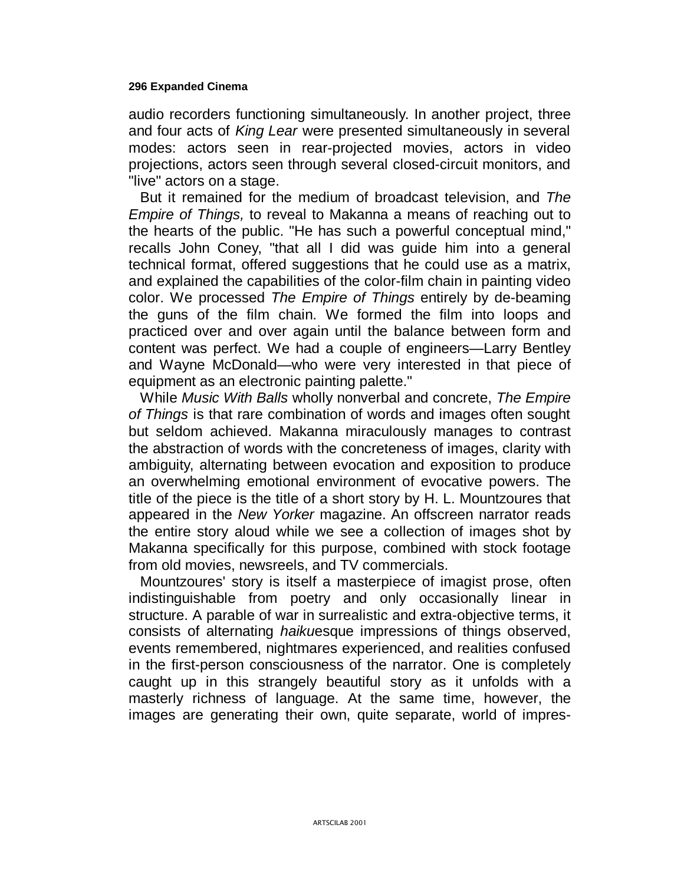audio recorders functioning simultaneously. In another project, three and four acts of *King Lear* were presented simultaneously in several modes: actors seen in rear-projected movies, actors in video projections, actors seen through several closed-circuit monitors, and "live" actors on a stage.

But it remained for the medium of broadcast television, and *The Empire of Things,* to reveal to Makanna a means of reaching out to the hearts of the public. "He has such a powerful conceptual mind," recalls John Coney, "that all I did was guide him into a general technical format, offered suggestions that he could use as a matrix, and explained the capabilities of the color-film chain in painting video color. We processed *The Empire of Things* entirely by de-beaming the guns of the film chain. We formed the film into loops and practiced over and over again until the balance between form and content was perfect. We had a couple of engineers—Larry Bentley and Wayne McDonald—who were very interested in that piece of equipment as an electronic painting palette."

While *Music With Balls* wholly nonverbal and concrete, *The Empire of Things* is that rare combination of words and images often sought but seldom achieved. Makanna miraculously manages to contrast the abstraction of words with the concreteness of images, clarity with ambiguity, alternating between evocation and exposition to produce an overwhelming emotional environment of evocative powers. The title of the piece is the title of a short story by H. L. Mountzoures that appeared in the *New Yorker* magazine. An offscreen narrator reads the entire story aloud while we see a collection of images shot by Makanna specifically for this purpose, combined with stock footage from old movies, newsreels, and TV commercials.

Mountzoures' story is itself a masterpiece of imagist prose, often indistinguishable from poetry and only occasionally linear in structure. A parable of war in surrealistic and extra-objective terms, it consists of alternating *haiku*esque impressions of things observed, events remembered, nightmares experienced, and realities confused in the first-person consciousness of the narrator. One is completely caught up in this strangely beautiful story as it unfolds with a masterly richness of language. At the same time, however, the images are generating their own, quite separate, world of impres-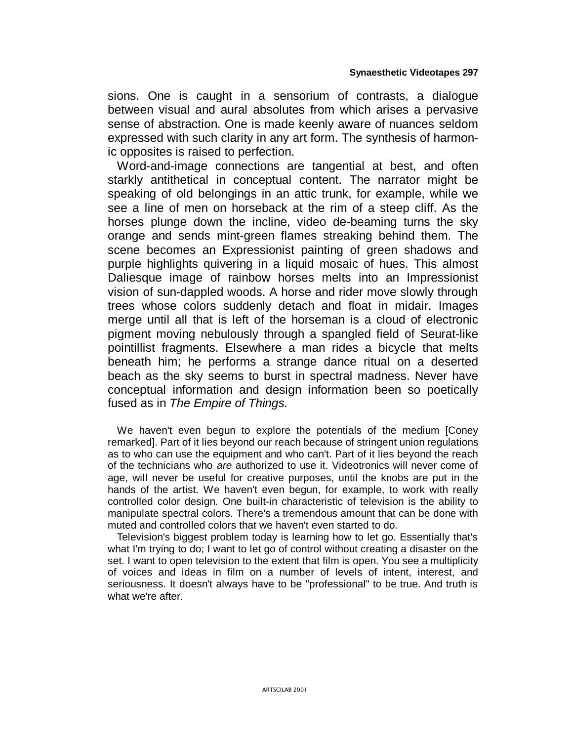sions. One is caught in a sensorium of contrasts, a dialogue between visual and aural absolutes from which arises a pervasive sense of abstraction. One is made keenly aware of nuances seldom expressed with such clarity in any art form. The synthesis of harmonic opposites is raised to perfection.

Word-and-image connections are tangential at best, and often starkly antithetical in conceptual content. The narrator might be speaking of old belongings in an attic trunk, for example, while we see a line of men on horseback at the rim of a steep cliff. As the horses plunge down the incline, video de-beaming turns the sky orange and sends mint-green flames streaking behind them. The scene becomes an Expressionist painting of green shadows and purple highlights quivering in a liquid mosaic of hues. This almost Daliesque image of rainbow horses melts into an Impressionist vision of sun-dappled woods. A horse and rider move slowly through trees whose colors suddenly detach and float in midair. Images merge until all that is left of the horseman is a cloud of electronic pigment moving nebulously through a spangled field of Seurat-like pointillist fragments. Elsewhere a man rides a bicycle that melts beneath him; he performs a strange dance ritual on a deserted beach as the sky seems to burst in spectral madness. Never have conceptual information and design information been so poetically fused as in *The Empire of Things.*

> We haven't even begun to explore the potentials of the medium [Coney remarked]. Part of it lies beyond our reach because of stringent union regulations as to who can use the equipment and who can't. Part of it lies beyond the reach of the technicians who *are* authorized to use it. Videotronics will never come of age, will never be useful for creative purposes, until the knobs are put in the hands of the artist. We haven't even begun, for example, to work with really controlled color design. One built-in characteristic of television is the ability to manipulate spectral colors. There's a tremendous amount that can be done with muted and controlled colors that we haven't even started to do.
>
> Television's biggest problem today is learning how to let go. Essentially that's what I'm trying to do; I want to let go of control without creating a disaster on the set. I want to open television to the extent that film is open. You see a multiplicity of voices and ideas in film on a number of levels of intent, interest, and seriousness. It doesn't always have to be "professional" to be true. And truth is what we're after.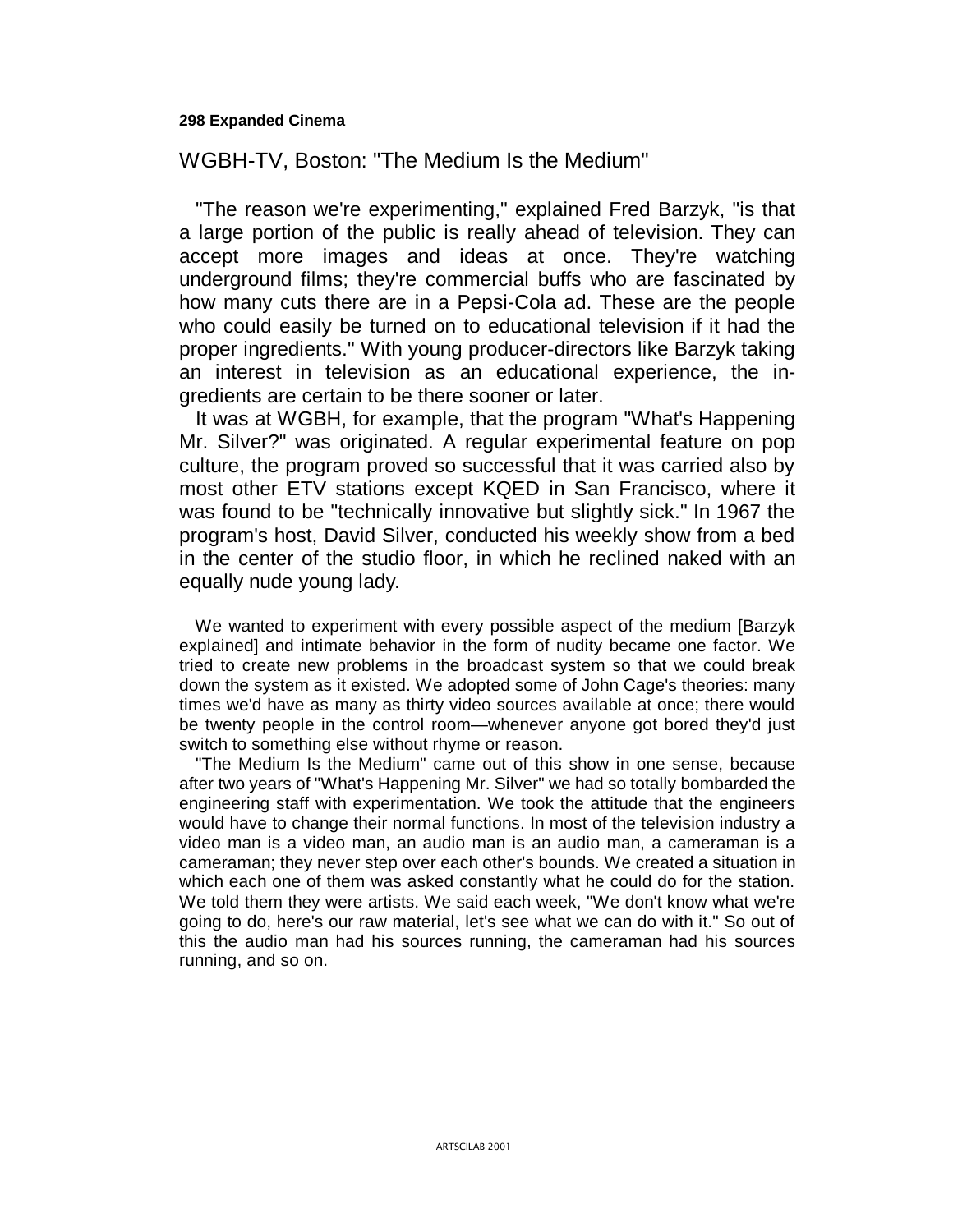## WGBH-TV, Boston: "The Medium Is the Medium"

"The reason we're experimenting," explained Fred Barzyk, "is that a large portion of the public is really ahead of television. They can accept more images and ideas at once. They're watching underground films; they're commercial buffs who are fascinated by how many cuts there are in a Pepsi-Cola ad. These are the people who could easily be turned on to educational television if it had the proper ingredients." With young producer-directors like Barzyk taking an interest in television as an educational experience, the ingredients are certain to be there sooner or later.

It was at WGBH, for example, that the program "What's Happening Mr. Silver?" was originated. A regular experimental feature on pop culture, the program proved so successful that it was carried also by most other ETV stations except KQED in San Francisco, where it was found to be "technically innovative but slightly sick." In 1967 the program's host, David Silver, conducted his weekly show from a bed in the center of the studio floor, in which he reclined naked with an equally nude young lady.

> We wanted to experiment with every possible aspect of the medium [Barzyk explained] and intimate behavior in the form of nudity became one factor. We tried to create new problems in the broadcast system so that we could break down the system as it existed. We adopted some of John Cage's theories: many times we'd have as many as thirty video sources available at once; there would be twenty people in the control room—whenever anyone got bored they'd just switch to something else without rhyme or reason.
>
> "The Medium Is the Medium" came out of this show in one sense, because after two years of "What's Happening Mr. Silver" we had so totally bombarded the engineering staff with experimentation. We took the attitude that the engineers would have to change their normal functions. In most of the television industry a video man is a video man, an audio man is an audio man, a cameraman is a cameraman; they never step over each other's bounds. We created a situation in which each one of them was asked constantly what he could do for the station. We told them they were artists. We said each week, "We don't know what we're going to do, here's our raw material, let's see what we can do with it." So out of this the audio man had his sources running, the cameraman had his sources running, and so on.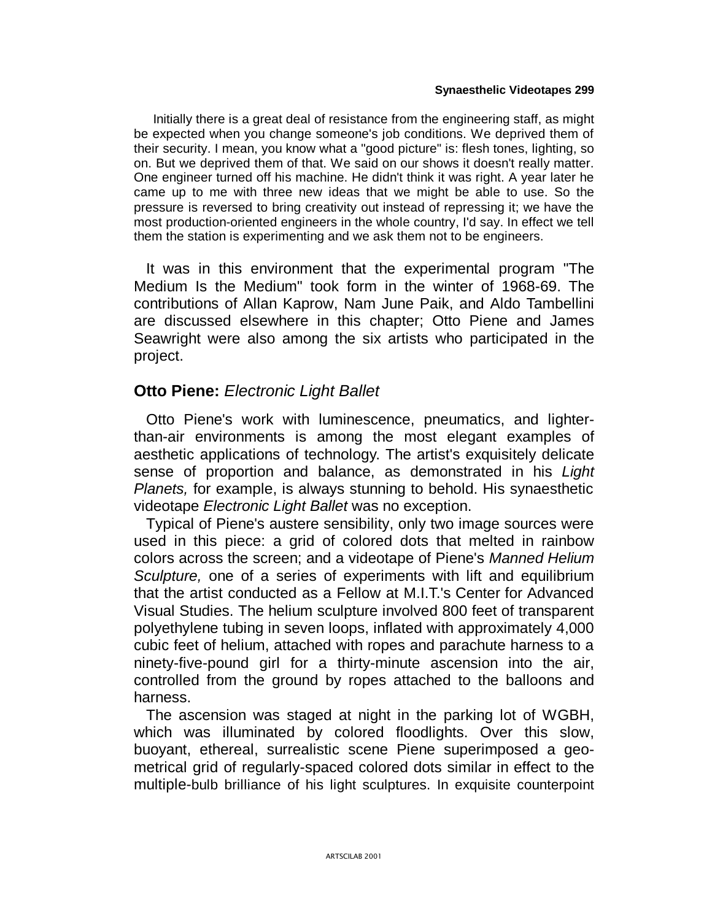Initially there is a great deal of resistance from the engineering staff, as might be expected when you change someone's job conditions. We deprived them of their security. I mean, you know what a "good picture" is: flesh tones, lighting, so on. But we deprived them of that. We said on our shows it doesn't really matter. One engineer turned off his machine. He didn't think it was right. A year later he came up to me with three new ideas that we might be able to use. So the pressure is reversed to bring creativity out instead of repressing it; we have the most production-oriented engineers in the whole country, I'd say. In effect we tell them the station is experimenting and we ask them not to be engineers.

It was in this environment that the experimental program "The Medium Is the Medium" took form in the winter of 1968-69. The contributions of Allan Kaprow, Nam June Paik, and Aldo Tambellini are discussed elsewhere in this chapter; Otto Piene and James Seawright were also among the six artists who participated in the project.

## **Otto Piene:** *Electronic Light Ballet*

Otto Piene's work with luminescence, pneumatics, and lighter-than-air environments is among the most elegant examples of aesthetic applications of technology. The artist's exquisitely delicate sense of proportion and balance, as demonstrated in his *Light Planets,* for example, is always stunning to behold. His synaesthetic videotape *Electronic Light Ballet* was no exception.

Typical of Piene's austere sensibility, only two image sources were used in this piece: a grid of colored dots that melted in rainbow colors across the screen; and a videotape of Piene's *Manned Helium Sculpture,* one of a series of experiments with lift and equilibrium that the artist conducted as a Fellow at M.I.T.'s Center for Advanced Visual Studies. The helium sculpture involved 800 feet of transparent polyethylene tubing in seven loops, inflated with approximately 4,000 cubic feet of helium, attached with ropes and parachute harness to a ninety-five-pound girl for a thirty-minute ascension into the air, controlled from the ground by ropes attached to the balloons and harness.

The ascension was staged at night in the parking lot of WGBH, which was illuminated by colored floodlights. Over this slow, buoyant, ethereal, surrealistic scene Piene superimposed a geometrical grid of regularly-spaced colored dots similar in effect to the multiple-bulb brilliance of his light sculptures. In exquisite counterpoint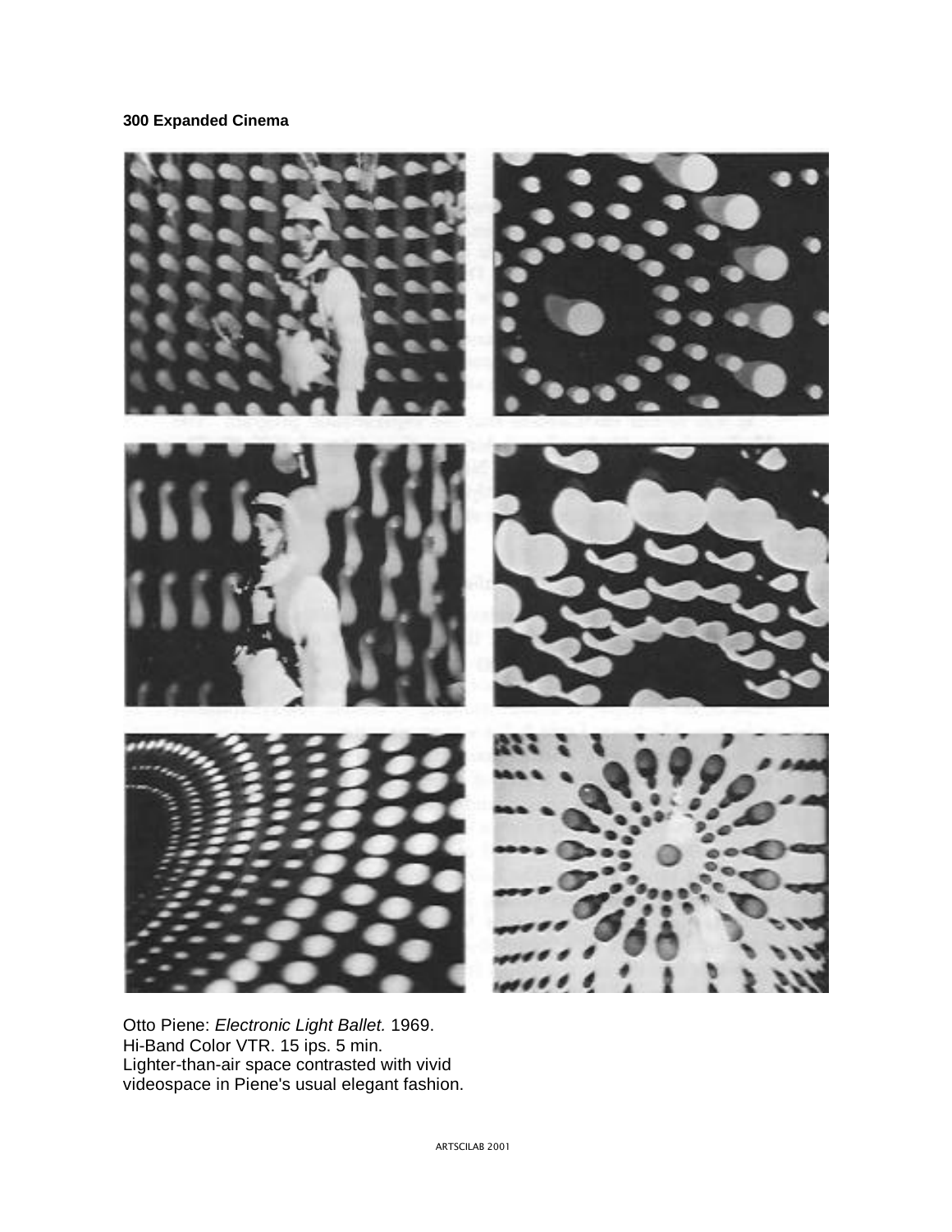Otto Piene: *Electronic Light Ballet.* 1969.
Hi-Band Color VTR. 15 ips. 5 min.
Lighter-than-air space contrasted with vivid videospace in Piene's usual elegant fashion.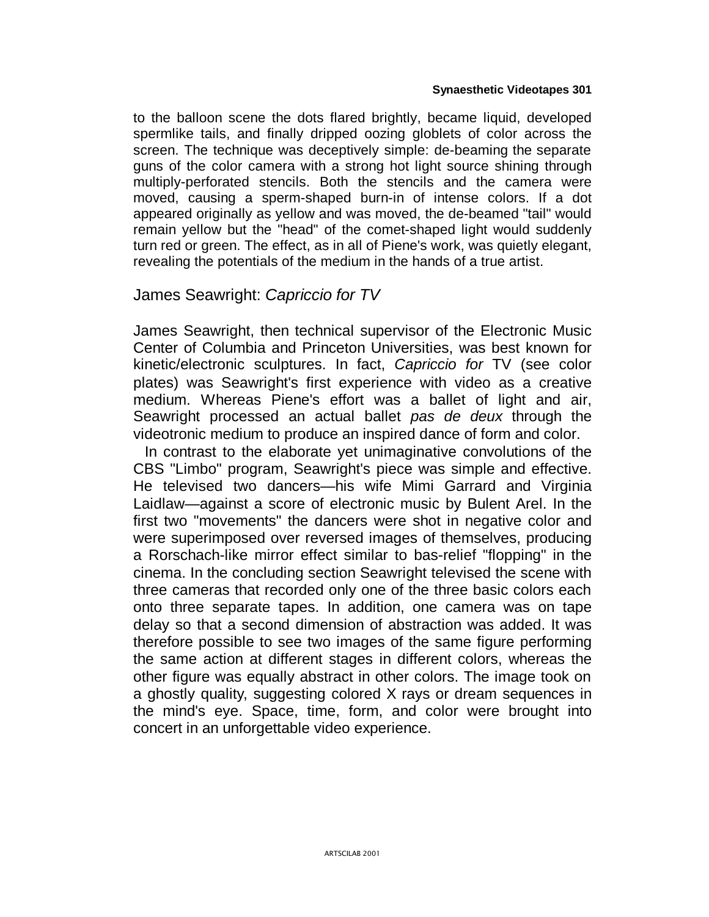to the balloon scene the dots flared brightly, became liquid, developed spermlike tails, and finally dripped oozing globlets of color across the screen. The technique was deceptively simple: de-beaming the separate guns of the color camera with a strong hot light source shining through multiply-perforated stencils. Both the stencils and the camera were moved, causing a sperm-shaped burn-in of intense colors. If a dot appeared originally as yellow and was moved, the de-beamed "tail" would remain yellow but the "head" of the comet-shaped light would suddenly turn red or green. The effect, as in all of Piene's work, was quietly elegant, revealing the potentials of the medium in the hands of a true artist.

## James Seawright: *Capriccio for TV*

James Seawright, then technical supervisor of the Electronic Music Center of Columbia and Princeton Universities, was best known for kinetic/electronic sculptures. In fact, *Capriccio for* TV (see color plates) was Seawright's first experience with video as a creative medium. Whereas Piene's effort was a ballet of light and air, Seawright processed an actual ballet *pas de deux* through the videotronic medium to produce an inspired dance of form and color.

In contrast to the elaborate yet unimaginative convolutions of the CBS "Limbo" program, Seawright's piece was simple and effective. He televised two dancers—his wife Mimi Garrard and Virginia Laidlaw—against a score of electronic music by Bulent Arel. In the first two "movements" the dancers were shot in negative color and were superimposed over reversed images of themselves, producing a Rorschach-like mirror effect similar to bas-relief "flopping" in the cinema. In the concluding section Seawright televised the scene with three cameras that recorded only one of the three basic colors each onto three separate tapes. In addition, one camera was on tape delay so that a second dimension of abstraction was added. It was therefore possible to see two images of the same figure performing the same action at different stages in different colors, whereas the other figure was equally abstract in other colors. The image took on a ghostly quality, suggesting colored X rays or dream sequences in the mind's eye. Space, time, form, and color were brought into concert in an unforgettable video experience.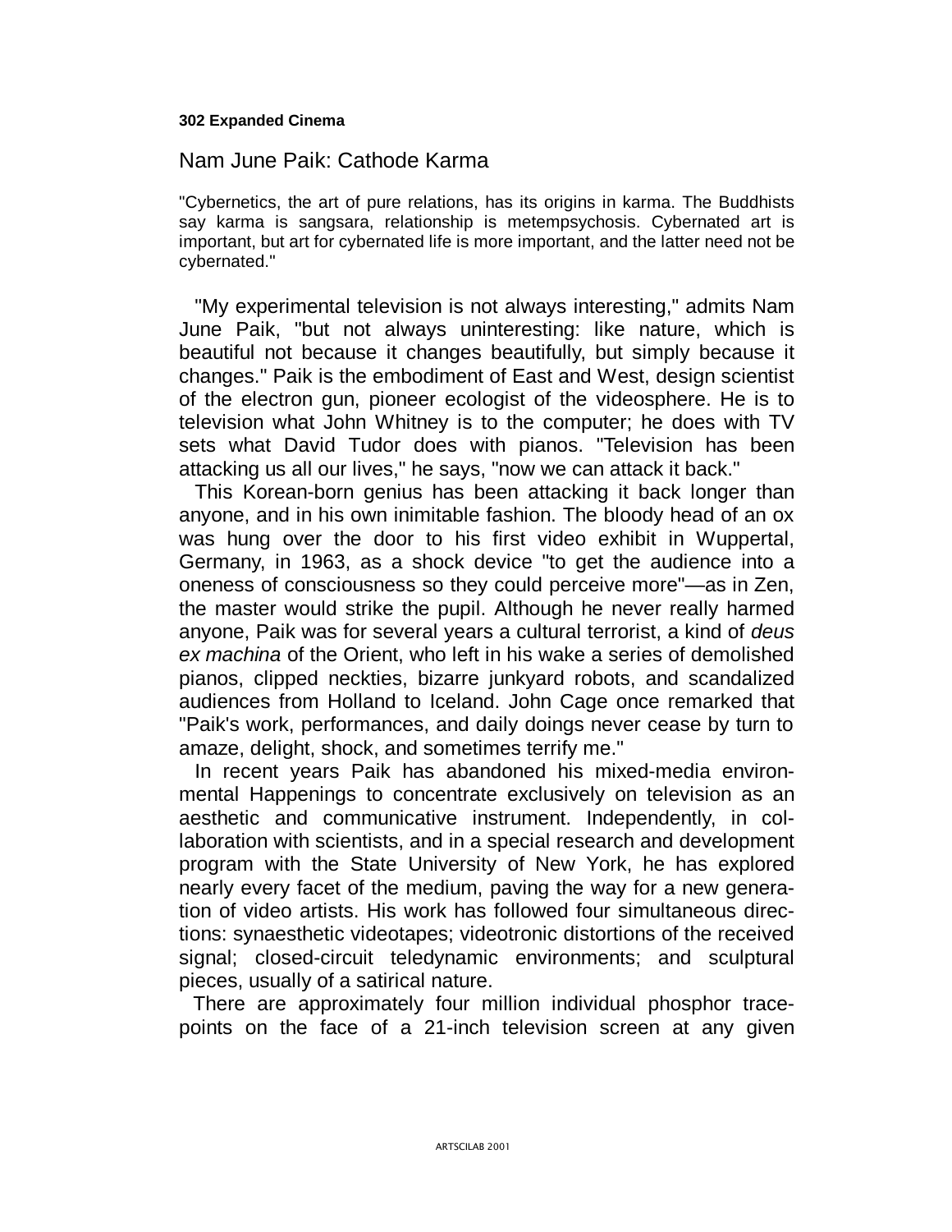## Nam June Paik: Cathode Karma

"Cybernetics, the art of pure relations, has its origins in karma. The Buddhists say karma is sangsara, relationship is metempsychosis. Cybernated art is important, but art for cybernated life is more important, and the latter need not be cybernated."

"My experimental television is not always interesting," admits Nam June Paik, "but not always uninteresting: like nature, which is beautiful not because it changes beautifully, but simply because it changes." Paik is the embodiment of East and West, design scientist of the electron gun, pioneer ecologist of the videosphere. He is to television what John Whitney is to the computer; he does with TV sets what David Tudor does with pianos. "Television has been attacking us all our lives," he says, "now we can attack it back."

This Korean-born genius has been attacking it back longer than anyone, and in his own inimitable fashion. The bloody head of an ox was hung over the door to his first video exhibit in Wuppertal, Germany, in 1963, as a shock device "to get the audience into a oneness of consciousness so they could perceive more"—as in Zen, the master would strike the pupil. Although he never really harmed anyone, Paik was for several years a cultural terrorist, a kind of *deus ex machina* of the Orient, who left in his wake a series of demolished pianos, clipped neckties, bizarre junkyard robots, and scandalized audiences from Holland to Iceland. John Cage once remarked that "Paik's work, performances, and daily doings never cease by turn to amaze, delight, shock, and sometimes terrify me."

In recent years Paik has abandoned his mixed-media environmental Happenings to concentrate exclusively on television as an aesthetic and communicative instrument. Independently, in collaboration with scientists, and in a special research and development program with the State University of New York, he has explored nearly every facet of the medium, paving the way for a new generation of video artists. His work has followed four simultaneous directions: synaesthetic videotapes; videotronic distortions of the received signal; closed-circuit teledynamic environments; and sculptural pieces, usually of a satirical nature.

There are approximately four million individual phosphor trace-points on the face of a 21-inch television screen at any given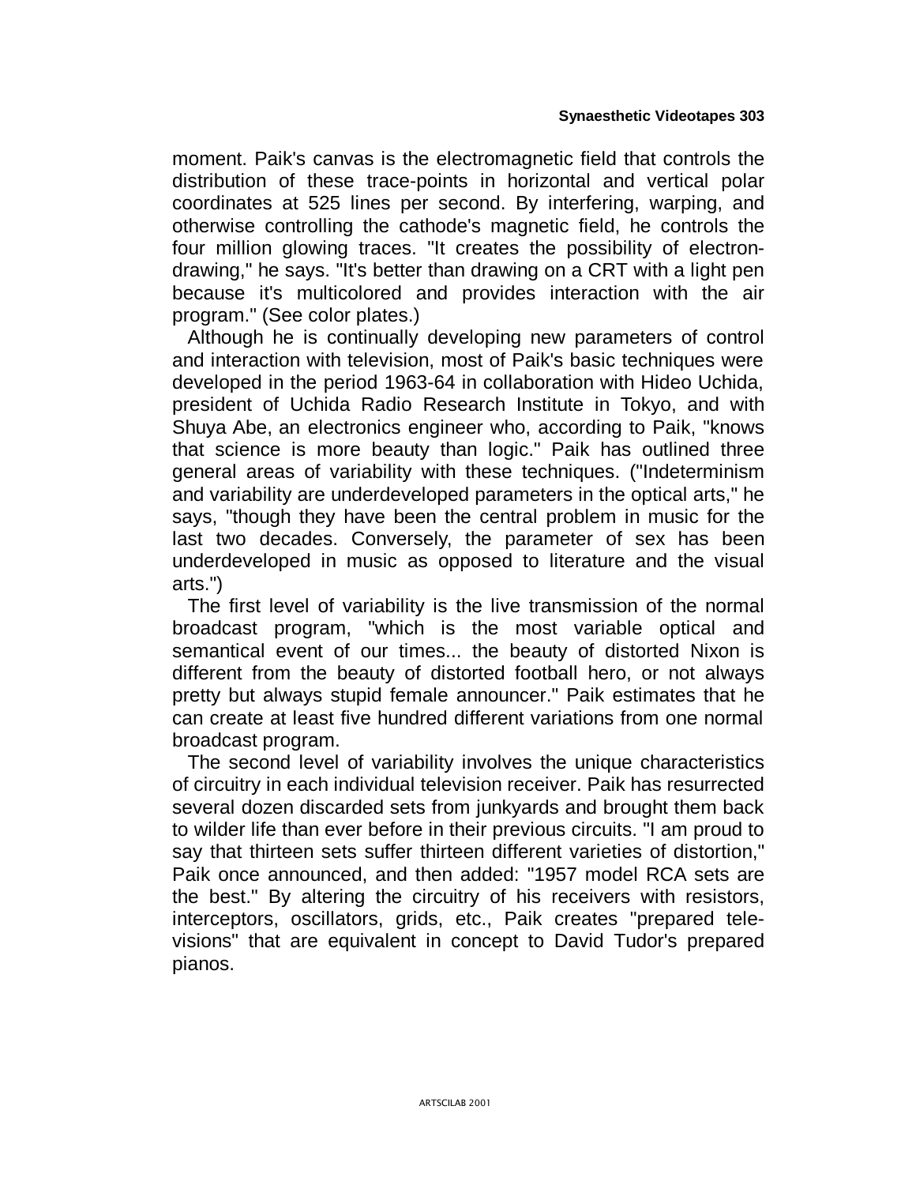moment. Paik's canvas is the electromagnetic field that controls the distribution of these trace-points in horizontal and vertical polar coordinates at 525 lines per second. By interfering, warping, and otherwise controlling the cathode's magnetic field, he controls the four million glowing traces. "It creates the possibility of electron-drawing," he says. "It's better than drawing on a CRT with a light pen because it's multicolored and provides interaction with the air program." (See color plates.)

Although he is continually developing new parameters of control and interaction with television, most of Paik's basic techniques were developed in the period 1963-64 in collaboration with Hideo Uchida, president of Uchida Radio Research Institute in Tokyo, and with Shuya Abe, an electronics engineer who, according to Paik, "knows that science is more beauty than logic." Paik has outlined three general areas of variability with these techniques. ("Indeterminism and variability are underdeveloped parameters in the optical arts," he says, "though they have been the central problem in music for the last two decades. Conversely, the parameter of sex has been underdeveloped in music as opposed to literature and the visual arts.")

The first level of variability is the live transmission of the normal broadcast program, "which is the most variable optical and semantical event of our times... the beauty of distorted Nixon is different from the beauty of distorted football hero, or not always pretty but always stupid female announcer." Paik estimates that he can create at least five hundred different variations from one normal broadcast program.

The second level of variability involves the unique characteristics of circuitry in each individual television receiver. Paik has resurrected several dozen discarded sets from junkyards and brought them back to wilder life than ever before in their previous circuits. "I am proud to say that thirteen sets suffer thirteen different varieties of distortion," Paik once announced, and then added: "1957 model RCA sets are the best." By altering the circuitry of his receivers with resistors, interceptors, oscillators, grids, etc., Paik creates "prepared tele-visions" that are equivalent in concept to David Tudor's prepared pianos.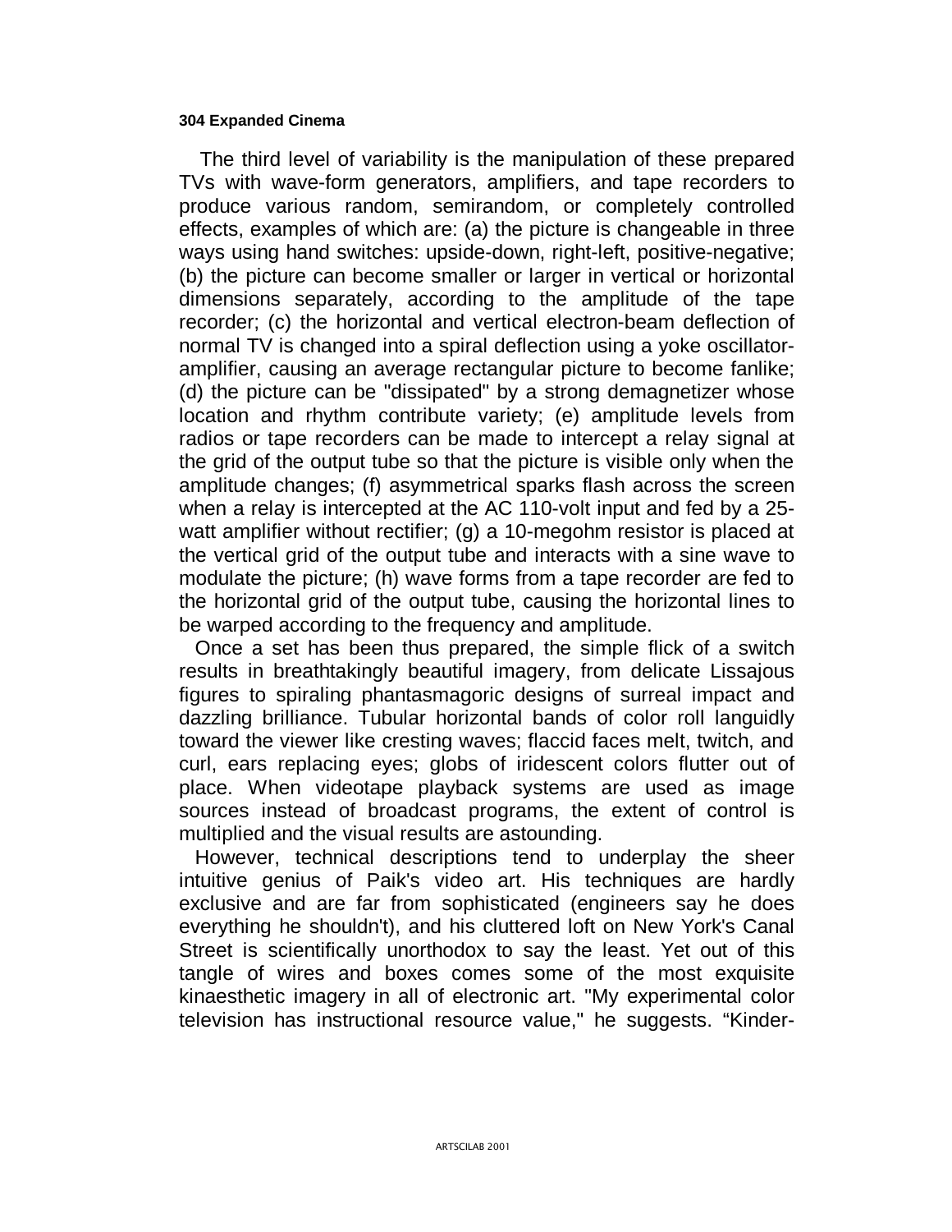The third level of variability is the manipulation of these prepared TVs with wave-form generators, amplifiers, and tape recorders to produce various random, semirandom, or completely controlled effects, examples of which are: (a) the picture is changeable in three ways using hand switches: upside-down, right-left, positive-negative; (b) the picture can become smaller or larger in vertical or horizontal dimensions separately, according to the amplitude of the tape recorder; (c) the horizontal and vertical electron-beam deflection of normal TV is changed into a spiral deflection using a yoke oscillator-amplifier, causing an average rectangular picture to become fanlike; (d) the picture can be "dissipated" by a strong demagnetizer whose location and rhythm contribute variety; (e) amplitude levels from radios or tape recorders can be made to intercept a relay signal at the grid of the output tube so that the picture is visible only when the amplitude changes; (f) asymmetrical sparks flash across the screen when a relay is intercepted at the AC 110-volt input and fed by a 25-watt amplifier without rectifier; (g) a 10-megohm resistor is placed at the vertical grid of the output tube and interacts with a sine wave to modulate the picture; (h) wave forms from a tape recorder are fed to the horizontal grid of the output tube, causing the horizontal lines to be warped according to the frequency and amplitude.

Once a set has been thus prepared, the simple flick of a switch results in breathtakingly beautiful imagery, from delicate Lissajous figures to spiraling phantasmagoric designs of surreal impact and dazzling brilliance. Tubular horizontal bands of color roll languidly toward the viewer like cresting waves; flaccid faces melt, twitch, and curl, ears replacing eyes; globs of iridescent colors flutter out of place. When videotape playback systems are used as image sources instead of broadcast programs, the extent of control is multiplied and the visual results are astounding.

However, technical descriptions tend to underplay the sheer intuitive genius of Paik's video art. His techniques are hardly exclusive and are far from sophisticated (engineers say he does everything he shouldn't), and his cluttered loft on New York's Canal Street is scientifically unorthodox to say the least. Yet out of this tangle of wires and boxes comes some of the most exquisite kinaesthetic imagery in all of electronic art. "My experimental color television has instructional resource value," he suggests. "Kinder-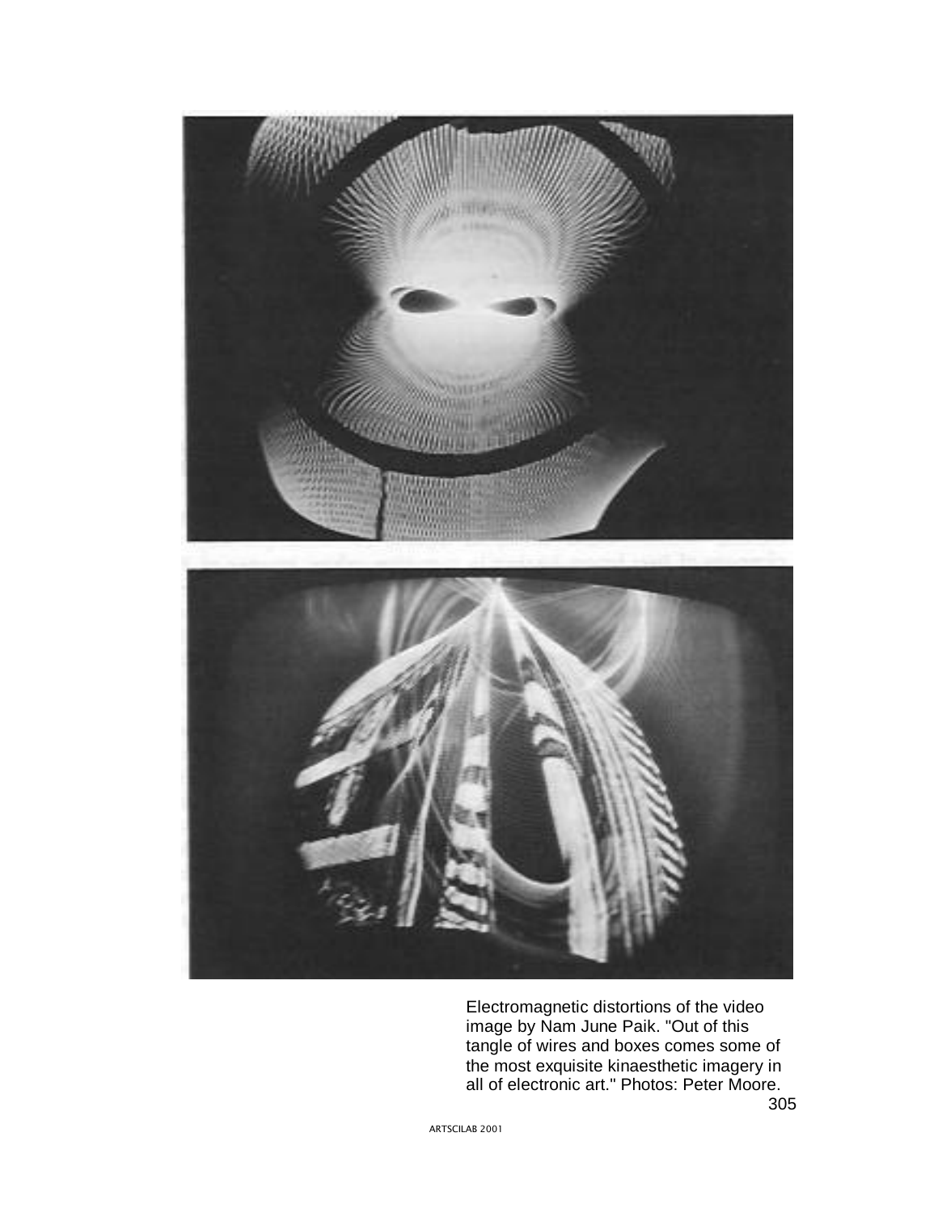Electromagnetic distortions of the video image by Nam June Paik. "Out of this tangle of wires and boxes comes some of the most exquisite kinaesthetic imagery in all of electronic art." Photos: Peter Moore.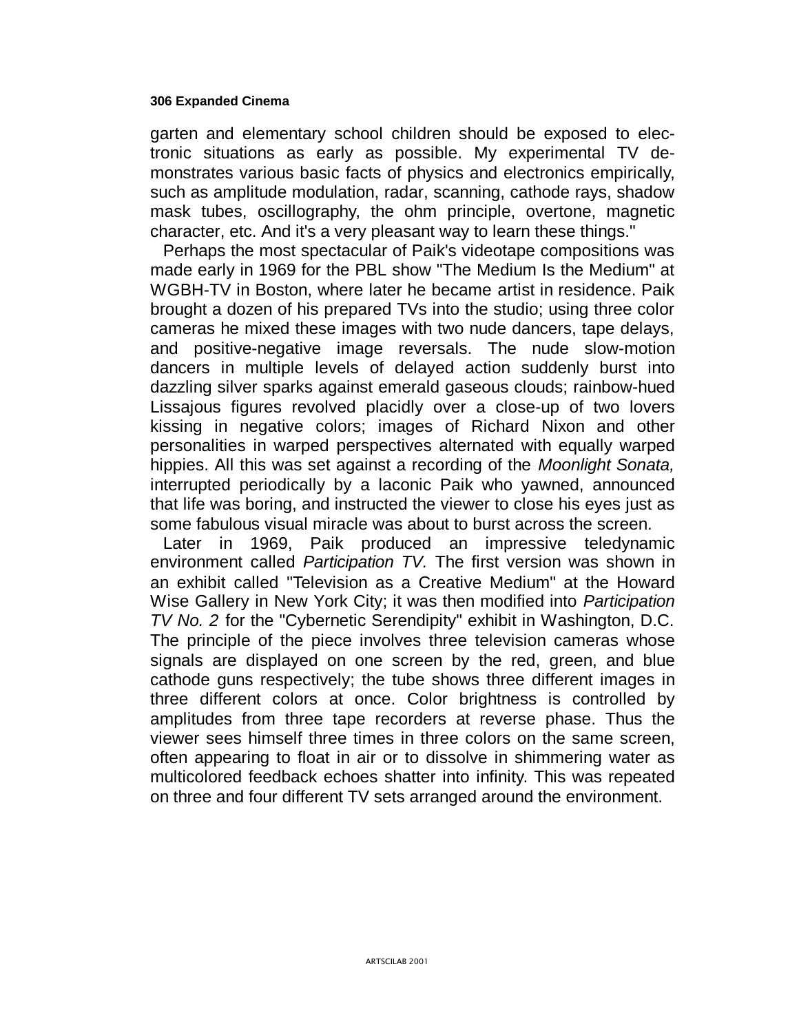garten and elementary school children should be exposed to electronic situations as early as possible. My experimental TV demonstrates various basic facts of physics and electronics empirically, such as amplitude modulation, radar, scanning, cathode rays, shadow mask tubes, oscillography, the ohm principle, overtone, magnetic character, etc. And it's a very pleasant way to learn these things."

Perhaps the most spectacular of Paik's videotape compositions was made early in 1969 for the PBL show "The Medium Is the Medium" at WGBH-TV in Boston, where later he became artist in residence. Paik brought a dozen of his prepared TVs into the studio; using three color cameras he mixed these images with two nude dancers, tape delays, and positive-negative image reversals. The nude slow-motion dancers in multiple levels of delayed action suddenly burst into dazzling silver sparks against emerald gaseous clouds; rainbow-hued Lissajous figures revolved placidly over a close-up of two lovers kissing in negative colors; images of Richard Nixon and other personalities in warped perspectives alternated with equally warped hippies. All this was set against a recording of the *Moonlight Sonata,* interrupted periodically by a laconic Paik who yawned, announced that life was boring, and instructed the viewer to close his eyes just as some fabulous visual miracle was about to burst across the screen.

Later in 1969, Paik produced an impressive teledynamic environment called *Participation TV.* The first version was shown in an exhibit called "Television as a Creative Medium" at the Howard Wise Gallery in New York City; it was then modified into *Participation TV No. 2* for the "Cybernetic Serendipity" exhibit in Washington, D.C. The principle of the piece involves three television cameras whose signals are displayed on one screen by the red, green, and blue cathode guns respectively; the tube shows three different images in three different colors at once. Color brightness is controlled by amplitudes from three tape recorders at reverse phase. Thus the viewer sees himself three times in three colors on the same screen, often appearing to float in air or to dissolve in shimmering water as multicolored feedback echoes shatter into infinity. This was repeated on three and four different TV sets arranged around the environment.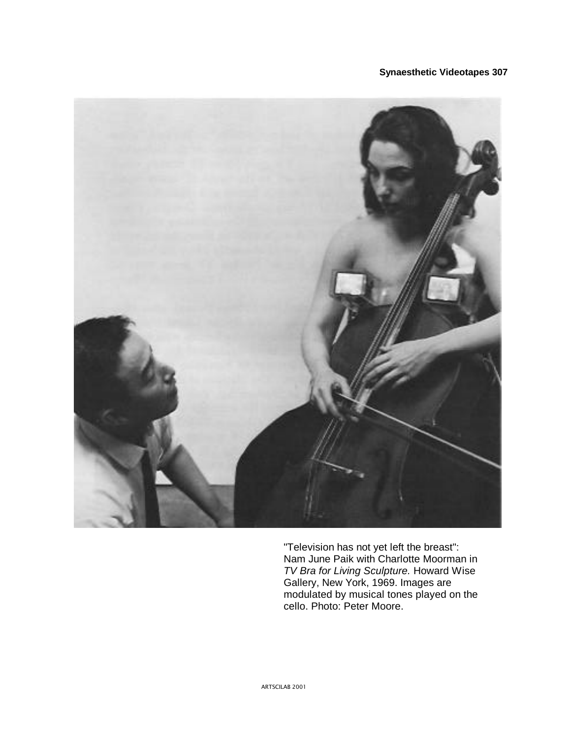"Television has not yet left the breast": Nam June Paik with Charlotte Moorman in *TV Bra for Living Sculpture.* Howard Wise Gallery, New York, 1969. Images are modulated by musical tones played on the cello. Photo: Peter Moore.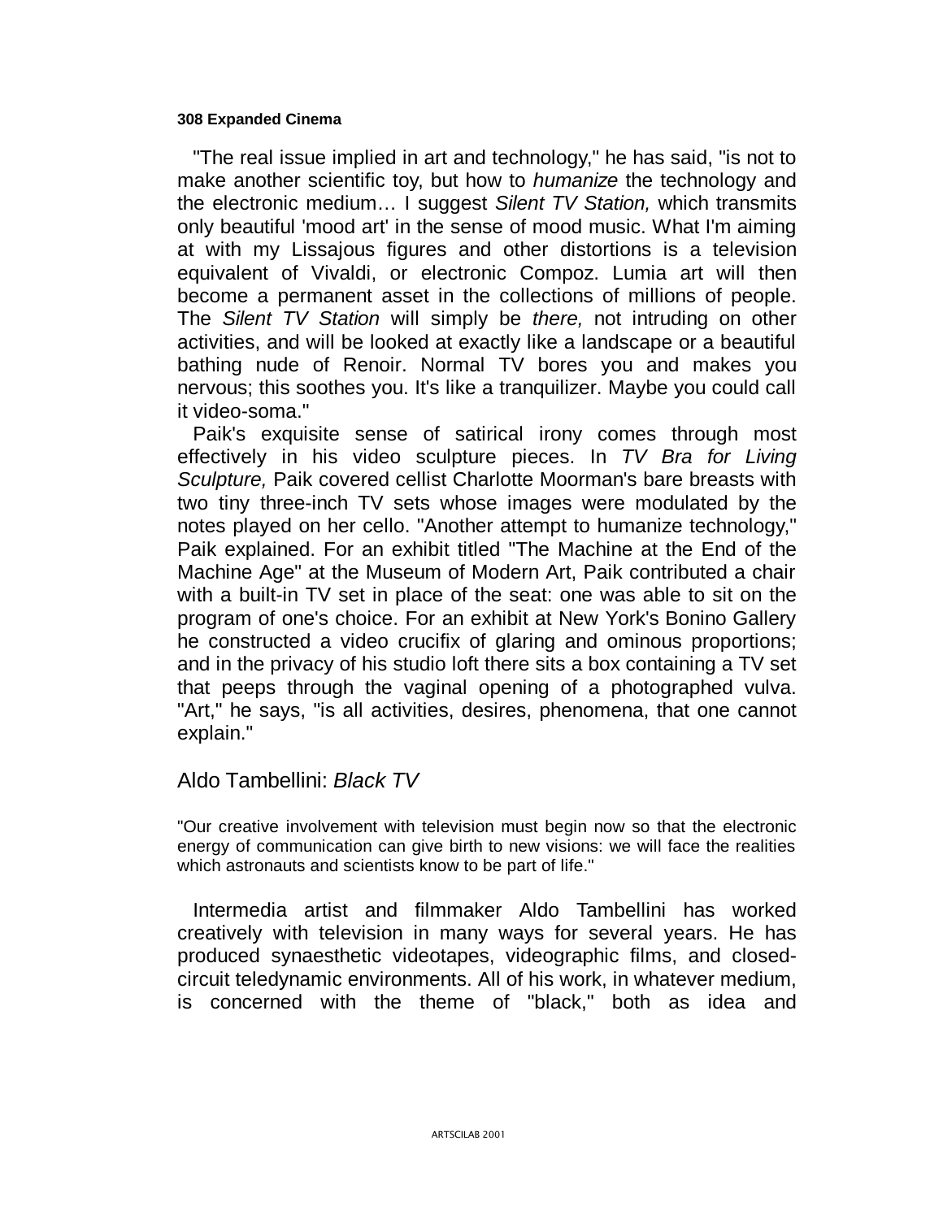"The real issue implied in art and technology," he has said, "is not to make another scientific toy, but how to *humanize* the technology and the electronic medium… I suggest *Silent TV Station,* which transmits only beautiful 'mood art' in the sense of mood music. What I'm aiming at with my Lissajous figures and other distortions is a television equivalent of Vivaldi, or electronic Compoz. Lumia art will then become a permanent asset in the collections of millions of people. The *Silent TV Station* will simply be *there,* not intruding on other activities, and will be looked at exactly like a landscape or a beautiful bathing nude of Renoir. Normal TV bores you and makes you nervous; this soothes you. It's like a tranquilizer. Maybe you could call it video-soma."

Paik's exquisite sense of satirical irony comes through most effectively in his video sculpture pieces. In *TV Bra for Living Sculpture,* Paik covered cellist Charlotte Moorman's bare breasts with two tiny three-inch TV sets whose images were modulated by the notes played on her cello. "Another attempt to humanize technology," Paik explained. For an exhibit titled "The Machine at the End of the Machine Age" at the Museum of Modern Art, Paik contributed a chair with a built-in TV set in place of the seat: one was able to sit on the program of one's choice. For an exhibit at New York's Bonino Gallery he constructed a video crucifix of glaring and ominous proportions; and in the privacy of his studio loft there sits a box containing a TV set that peeps through the vaginal opening of a photographed vulva. "Art," he says, "is all activities, desires, phenomena, that one cannot explain."

## Aldo Tambellini: *Black TV*

"Our creative involvement with television must begin now so that the electronic energy of communication can give birth to new visions: we will face the realities which astronauts and scientists know to be part of life."

Intermedia artist and filmmaker Aldo Tambellini has worked creatively with television in many ways for several years. He has produced synaesthetic videotapes, videographic films, and closed-circuit teledynamic environments. All of his work, in whatever medium, is concerned with the theme of "black," both as idea and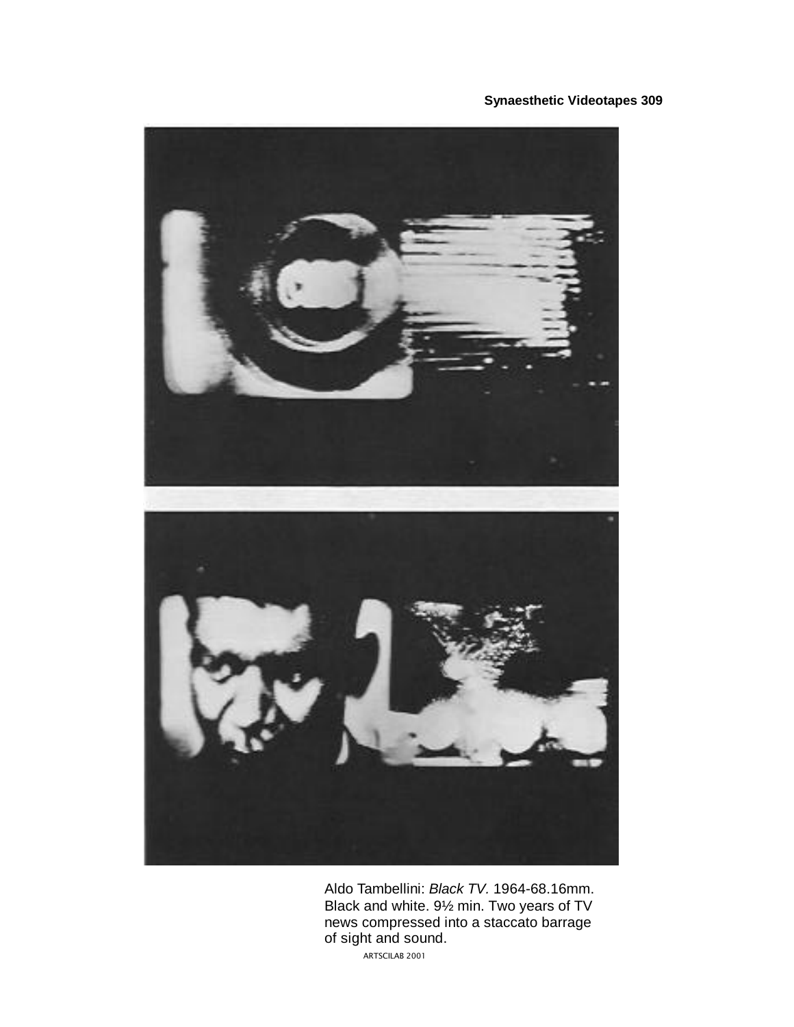Aldo Tambellini: *Black TV*. 1964-68.16mm. Black and white. 9½ min. Two years of TV news compressed into a staccato barrage of sight and sound.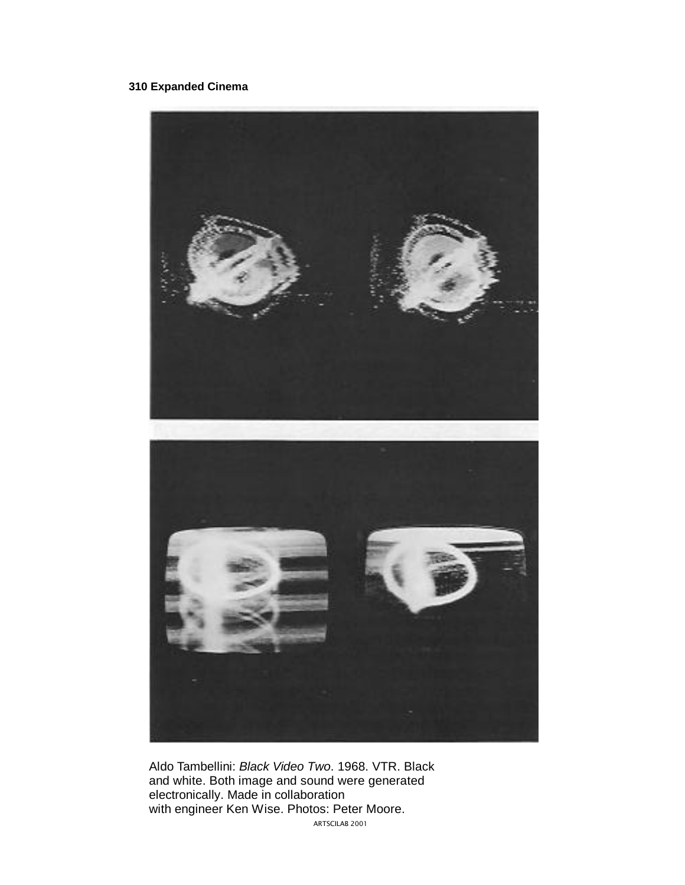Aldo Tambellini: *Black Video Two*. 1968. VTR. Black and white. Both image and sound were generated electronically. Made in collaboration with engineer Ken Wise. Photos: Peter Moore.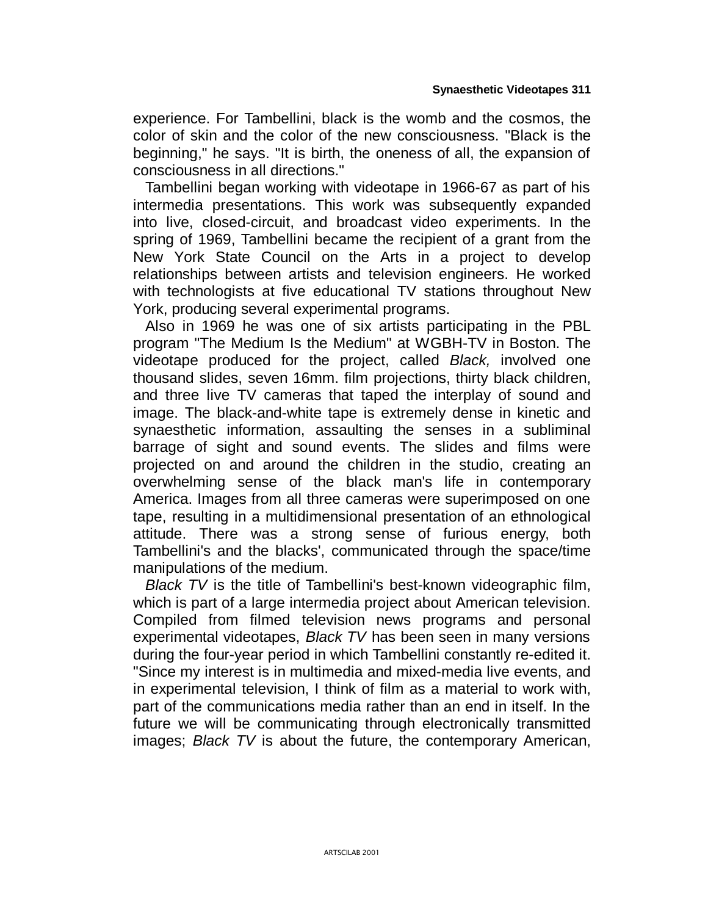experience. For Tambellini, black is the womb and the cosmos, the color of skin and the color of the new consciousness. "Black is the beginning," he says. "It is birth, the oneness of all, the expansion of consciousness in all directions."

Tambellini began working with videotape in 1966-67 as part of his intermedia presentations. This work was subsequently expanded into live, closed-circuit, and broadcast video experiments. In the spring of 1969, Tambellini became the recipient of a grant from the New York State Council on the Arts in a project to develop relationships between artists and television engineers. He worked with technologists at five educational TV stations throughout New York, producing several experimental programs.

Also in 1969 he was one of six artists participating in the PBL program "The Medium Is the Medium" at WGBH-TV in Boston. The videotape produced for the project, called *Black,* involved one thousand slides, seven 16mm. film projections, thirty black children, and three live TV cameras that taped the interplay of sound and image. The black-and-white tape is extremely dense in kinetic and synaesthetic information, assaulting the senses in a subliminal barrage of sight and sound events. The slides and films were projected on and around the children in the studio, creating an overwhelming sense of the black man's life in contemporary America. Images from all three cameras were superimposed on one tape, resulting in a multidimensional presentation of an ethnological attitude. There was a strong sense of furious energy, both Tambellini's and the blacks', communicated through the space/time manipulations of the medium.

*Black TV* is the title of Tambellini's best-known videographic film, which is part of a large intermedia project about American television. Compiled from filmed television news programs and personal experimental videotapes, *Black TV* has been seen in many versions during the four-year period in which Tambellini constantly re-edited it. "Since my interest is in multimedia and mixed-media live events, and in experimental television, I think of film as a material to work with, part of the communications media rather than an end in itself. In the future we will be communicating through electronically transmitted images; *Black TV* is about the future, the contemporary American,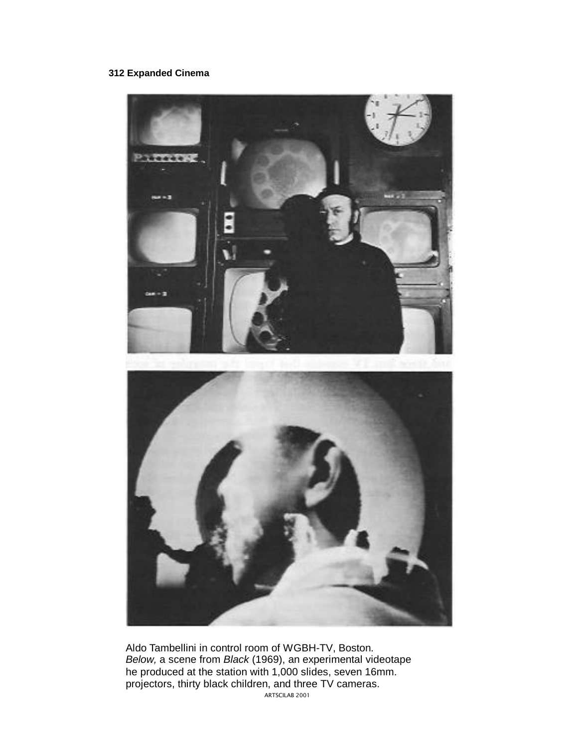Aldo Tambellini in control room of WGBH-TV, Boston.
*Below,* a scene from *Black* (1969), an experimental videotape he produced at the station with 1,000 slides, seven 16mm. projectors, thirty black children, and three TV cameras.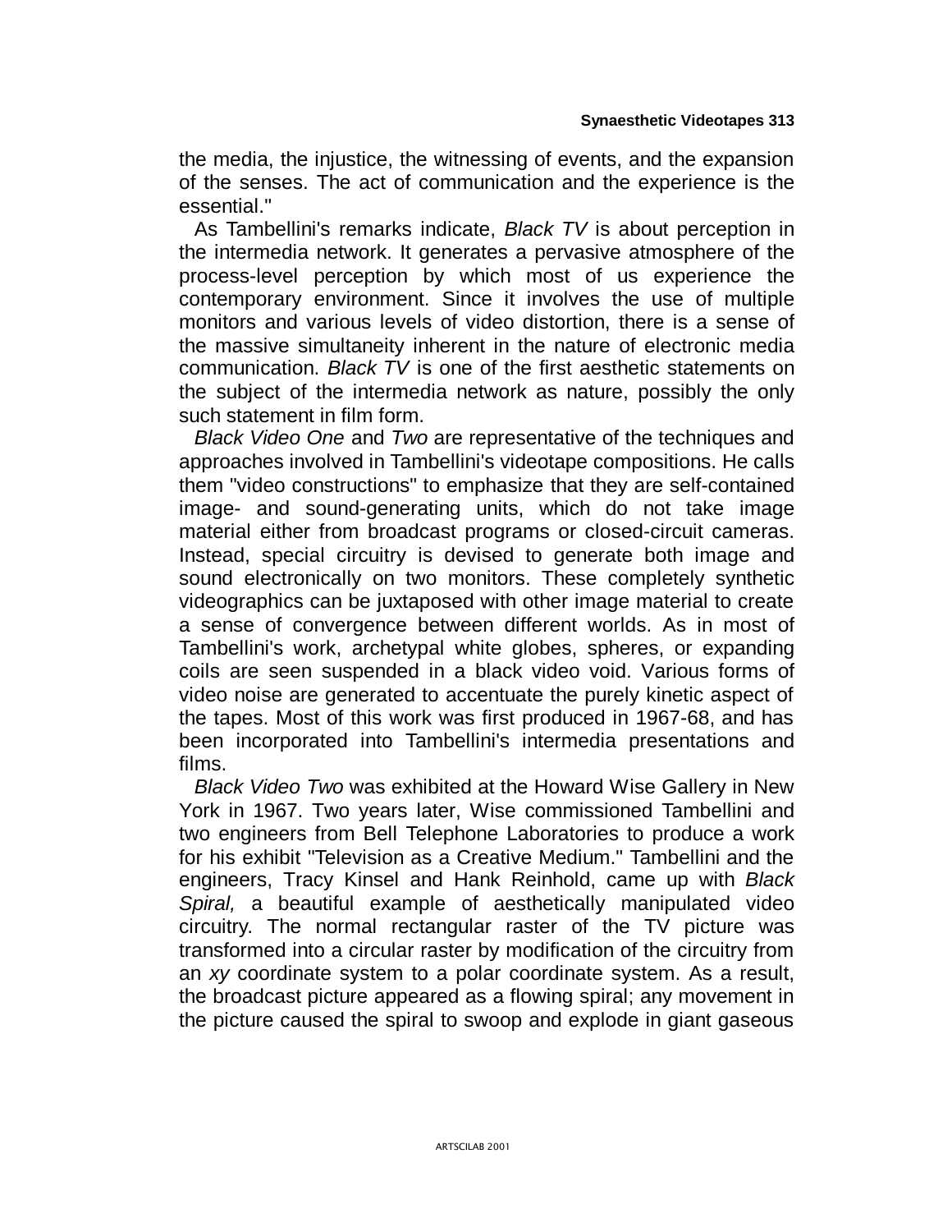the media, the injustice, the witnessing of events, and the expansion of the senses. The act of communication and the experience is the essential."

As Tambellini's remarks indicate, *Black TV* is about perception in the intermedia network. It generates a pervasive atmosphere of the process-level perception by which most of us experience the contemporary environment. Since it involves the use of multiple monitors and various levels of video distortion, there is a sense of the massive simultaneity inherent in the nature of electronic media communication. *Black TV* is one of the first aesthetic statements on the subject of the intermedia network as nature, possibly the only such statement in film form.

*Black Video One* and *Two* are representative of the techniques and approaches involved in Tambellini's videotape compositions. He calls them "video constructions" to emphasize that they are self-contained image- and sound-generating units, which do not take image material either from broadcast programs or closed-circuit cameras. Instead, special circuitry is devised to generate both image and sound electronically on two monitors. These completely synthetic videographics can be juxtaposed with other image material to create a sense of convergence between different worlds. As in most of Tambellini's work, archetypal white globes, spheres, or expanding coils are seen suspended in a black video void. Various forms of video noise are generated to accentuate the purely kinetic aspect of the tapes. Most of this work was first produced in 1967-68, and has been incorporated into Tambellini's intermedia presentations and films.

*Black Video Two* was exhibited at the Howard Wise Gallery in New York in 1967. Two years later, Wise commissioned Tambellini and two engineers from Bell Telephone Laboratories to produce a work for his exhibit "Television as a Creative Medium." Tambellini and the engineers, Tracy Kinsel and Hank Reinhold, came up with *Black Spiral,* a beautiful example of aesthetically manipulated video circuitry. The normal rectangular raster of the TV picture was transformed into a circular raster by modification of the circuitry from an *xy* coordinate system to a polar coordinate system. As a result, the broadcast picture appeared as a flowing spiral; any movement in the picture caused the spiral to swoop and explode in giant gaseous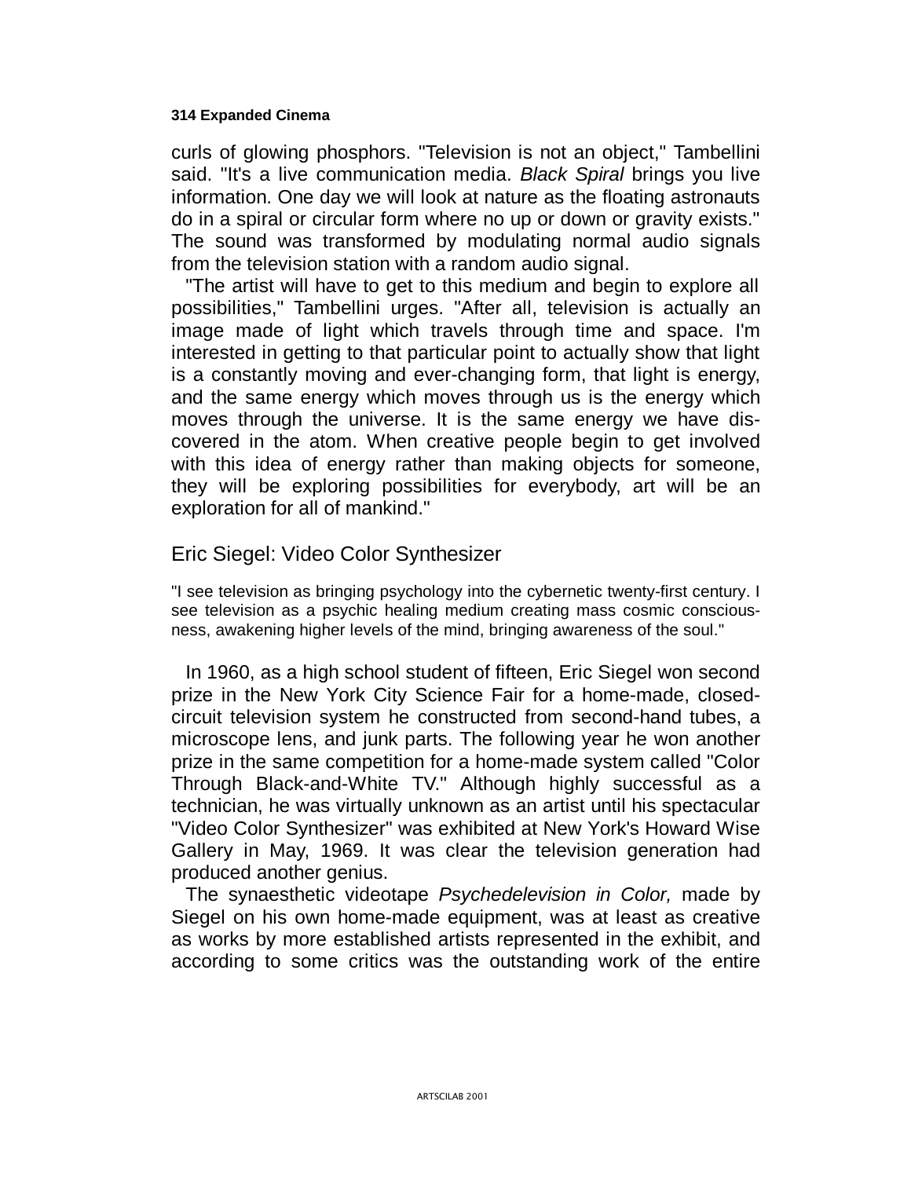curls of glowing phosphors. "Television is not an object," Tambellini said. "It's a live communication media. *Black Spiral* brings you live information. One day we will look at nature as the floating astronauts do in a spiral or circular form where no up or down or gravity exists." The sound was transformed by modulating normal audio signals from the television station with a random audio signal.

"The artist will have to get to this medium and begin to explore all possibilities," Tambellini urges. "After all, television is actually an image made of light which travels through time and space. I'm interested in getting to that particular point to actually show that light is a constantly moving and ever-changing form, that light is energy, and the same energy which moves through us is the energy which moves through the universe. It is the same energy we have discovered in the atom. When creative people begin to get involved with this idea of energy rather than making objects for someone, they will be exploring possibilities for everybody, art will be an exploration for all of mankind."

## Eric Siegel: Video Color Synthesizer

"I see television as bringing psychology into the cybernetic twenty-first century. I see television as a psychic healing medium creating mass cosmic consciousness, awakening higher levels of the mind, bringing awareness of the soul."

In 1960, as a high school student of fifteen, Eric Siegel won second prize in the New York City Science Fair for a home-made, closed-circuit television system he constructed from second-hand tubes, a microscope lens, and junk parts. The following year he won another prize in the same competition for a home-made system called "Color Through Black-and-White TV." Although highly successful as a technician, he was virtually unknown as an artist until his spectacular "Video Color Synthesizer" was exhibited at New York's Howard Wise Gallery in May, 1969. It was clear the television generation had produced another genius.

The synaesthetic videotape *Psychedelevision in Color,* made by Siegel on his own home-made equipment, was at least as creative as works by more established artists represented in the exhibit, and according to some critics was the outstanding work of the entire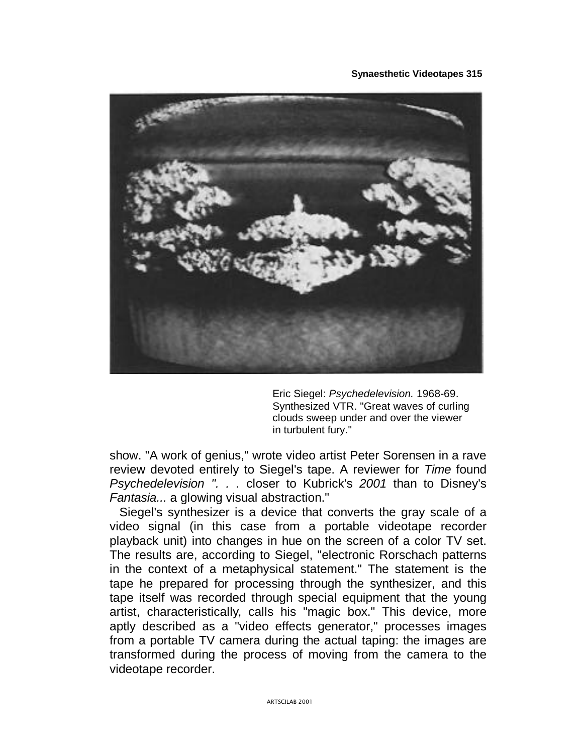Eric Siegel: *Psychedelevision.* 1968-69. Synthesized VTR. "Great waves of curling clouds sweep under and over the viewer in turbulent fury."

show. "A work of genius," wrote video artist Peter Sorensen in a rave review devoted entirely to Siegel's tape. A reviewer for *Time* found *Psychedelevision ". . .* closer to Kubrick's *2001* than to Disney's *Fantasia...* a glowing visual abstraction."

Siegel's synthesizer is a device that converts the gray scale of a video signal (in this case from a portable videotape recorder playback unit) into changes in hue on the screen of a color TV set. The results are, according to Siegel, "electronic Rorschach patterns in the context of a metaphysical statement." The statement is the tape he prepared for processing through the synthesizer, and this tape itself was recorded through special equipment that the young artist, characteristically, calls his "magic box." This device, more aptly described as a "video effects generator," processes images from a portable TV camera during the actual taping: the images are transformed during the process of moving from the camera to the videotape recorder.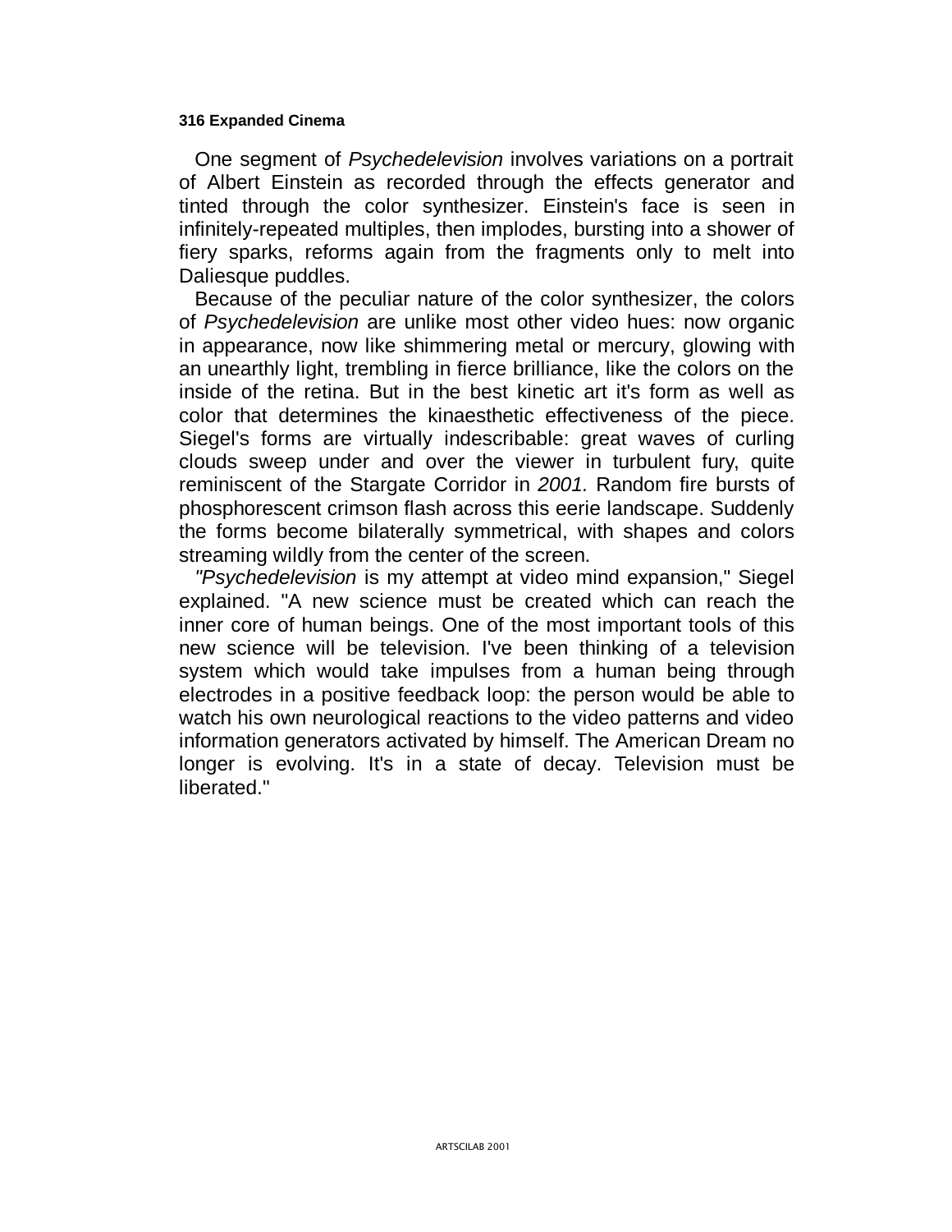One segment of *Psychedelevision* involves variations on a portrait of Albert Einstein as recorded through the effects generator and tinted through the color synthesizer. Einstein's face is seen in infinitely-repeated multiples, then implodes, bursting into a shower of fiery sparks, reforms again from the fragments only to melt into Daliesque puddles.

Because of the peculiar nature of the color synthesizer, the colors of *Psychedelevision* are unlike most other video hues: now organic in appearance, now like shimmering metal or mercury, glowing with an unearthly light, trembling in fierce brilliance, like the colors on the inside of the retina. But in the best kinetic art it's form as well as color that determines the kinaesthetic effectiveness of the piece. Siegel's forms are virtually indescribable: great waves of curling clouds sweep under and over the viewer in turbulent fury, quite reminiscent of the Stargate Corridor in *2001.* Random fire bursts of phosphorescent crimson flash across this eerie landscape. Suddenly the forms become bilaterally symmetrical, with shapes and colors streaming wildly from the center of the screen.

*"Psychedelevision* is my attempt at video mind expansion," Siegel explained. "A new science must be created which can reach the inner core of human beings. One of the most important tools of this new science will be television. I've been thinking of a television system which would take impulses from a human being through electrodes in a positive feedback loop: the person would be able to watch his own neurological reactions to the video patterns and video information generators activated by himself. The American Dream no longer is evolving. It's in a state of decay. Television must be liberated."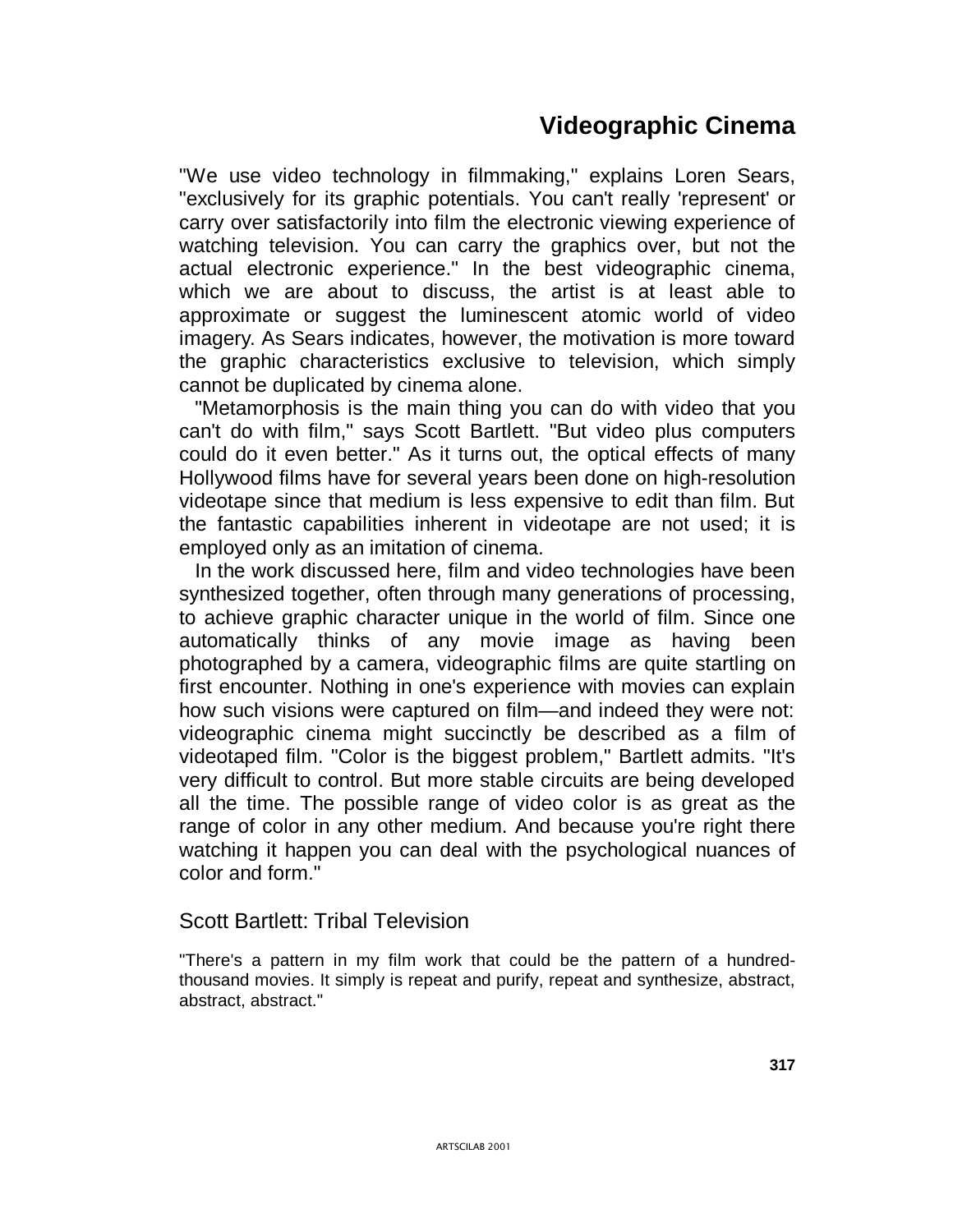# Videographic Cinema

"We use video technology in filmmaking," explains Loren Sears, "exclusively for its graphic potentials. You can't really 'represent' or carry over satisfactorily into film the electronic viewing experience of watching television. You can carry the graphics over, but not the actual electronic experience." In the best videographic cinema, which we are about to discuss, the artist is at least able to approximate or suggest the luminescent atomic world of video imagery. As Sears indicates, however, the motivation is more toward the graphic characteristics exclusive to television, which simply cannot be duplicated by cinema alone.

"Metamorphosis is the main thing you can do with video that you can't do with film," says Scott Bartlett. "But video plus computers could do it even better." As it turns out, the optical effects of many Hollywood films have for several years been done on high-resolution videotape since that medium is less expensive to edit than film. But the fantastic capabilities inherent in videotape are not used; it is employed only as an imitation of cinema.

In the work discussed here, film and video technologies have been synthesized together, often through many generations of processing, to achieve graphic character unique in the world of film. Since one automatically thinks of any movie image as having been photographed by a camera, videographic films are quite startling on first encounter. Nothing in one's experience with movies can explain how such visions were captured on film—and indeed they were not: videographic cinema might succinctly be described as a film of videotaped film. "Color is the biggest problem," Bartlett admits. "It's very difficult to control. But more stable circuits are being developed all the time. The possible range of video color is as great as the range of color in any other medium. And because you're right there watching it happen you can deal with the psychological nuances of color and form."

## Scott Bartlett: Tribal Television

"There's a pattern in my film work that could be the pattern of a hundred-thousand movies. It simply is repeat and purify, repeat and synthesize, abstract, abstract, abstract."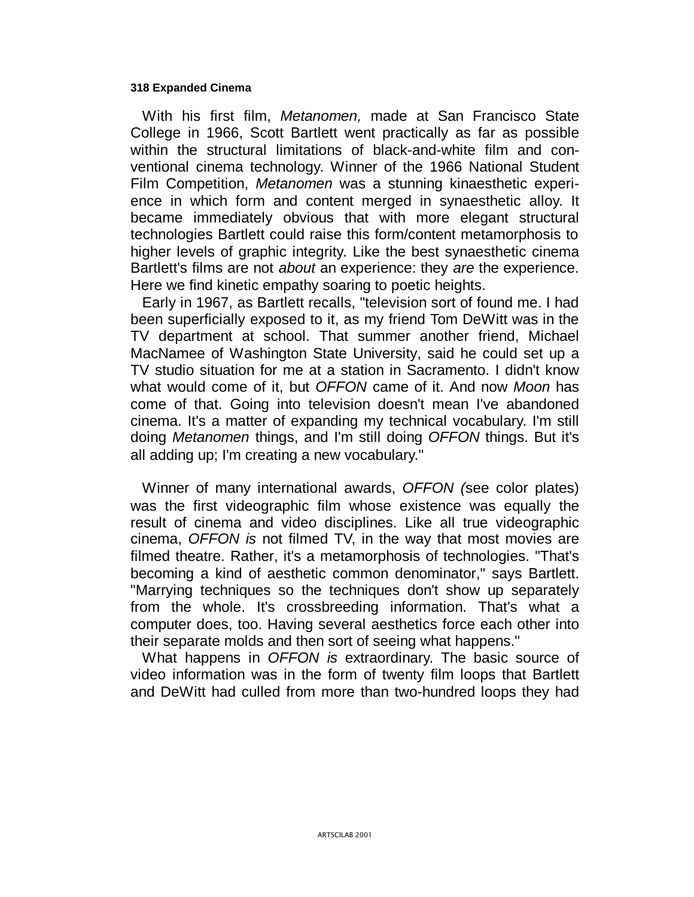With his first film, *Metanomen,* made at San Francisco State College in 1966, Scott Bartlett went practically as far as possible within the structural limitations of black-and-white film and conventional cinema technology. Winner of the 1966 National Student Film Competition, *Metanomen* was a stunning kinaesthetic experience in which form and content merged in synaesthetic alloy. It became immediately obvious that with more elegant structural technologies Bartlett could raise this form/content metamorphosis to higher levels of graphic integrity. Like the best synaesthetic cinema Bartlett's films are not *about* an experience: they *are* the experience. Here we find kinetic empathy soaring to poetic heights.

Early in 1967, as Bartlett recalls, "television sort of found me. I had been superficially exposed to it, as my friend Tom DeWitt was in the TV department at school. That summer another friend, Michael MacNamee of Washington State University, said he could set up a TV studio situation for me at a station in Sacramento. I didn't know what would come of it, but *OFFON* came of it. And now *Moon* has come of that. Going into television doesn't mean I've abandoned cinema. It's a matter of expanding my technical vocabulary. I'm still doing *Metanomen* things, and I'm still doing *OFFON* things. But it's all adding up; I'm creating a new vocabulary."

Winner of many international awards, *OFFON (*see color plates) was the first videographic film whose existence was equally the result of cinema and video disciplines. Like all true videographic cinema, *OFFON is* not filmed TV, in the way that most movies are filmed theatre. Rather, it's a metamorphosis of technologies. "That's becoming a kind of aesthetic common denominator," says Bartlett. "Marrying techniques so the techniques don't show up separately from the whole. It's crossbreeding information. That's what a computer does, too. Having several aesthetics force each other into their separate molds and then sort of seeing what happens."

What happens in *OFFON is* extraordinary. The basic source of video information was in the form of twenty film loops that Bartlett and DeWitt had culled from more than two-hundred loops they had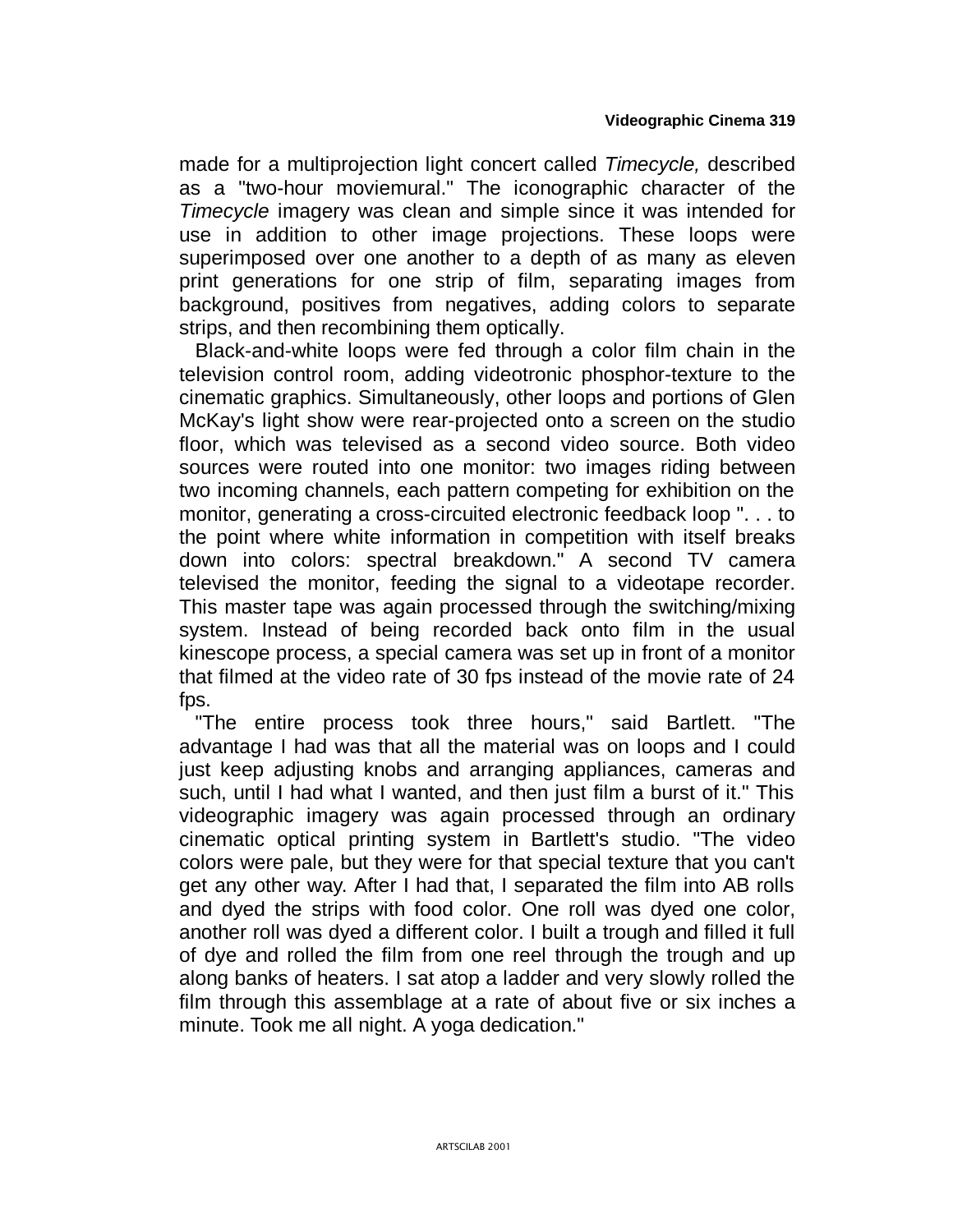made for a multiprojection light concert called *Timecycle,* described as a "two-hour moviemural." The iconographic character of the *Timecycle* imagery was clean and simple since it was intended for use in addition to other image projections. These loops were superimposed over one another to a depth of as many as eleven print generations for one strip of film, separating images from background, positives from negatives, adding colors to separate strips, and then recombining them optically.

Black-and-white loops were fed through a color film chain in the television control room, adding videotronic phosphor-texture to the cinematic graphics. Simultaneously, other loops and portions of Glen McKay's light show were rear-projected onto a screen on the studio floor, which was televised as a second video source. Both video sources were routed into one monitor: two images riding between two incoming channels, each pattern competing for exhibition on the monitor, generating a cross-circuited electronic feedback loop ". . . to the point where white information in competition with itself breaks down into colors: spectral breakdown." A second TV camera televised the monitor, feeding the signal to a videotape recorder. This master tape was again processed through the switching/mixing system. Instead of being recorded back onto film in the usual kinescope process, a special camera was set up in front of a monitor that filmed at the video rate of 30 fps instead of the movie rate of 24 fps.

"The entire process took three hours," said Bartlett. "The advantage I had was that all the material was on loops and I could just keep adjusting knobs and arranging appliances, cameras and such, until I had what I wanted, and then just film a burst of it." This videographic imagery was again processed through an ordinary cinematic optical printing system in Bartlett's studio. "The video colors were pale, but they were for that special texture that you can't get any other way. After I had that, I separated the film into AB rolls and dyed the strips with food color. One roll was dyed one color, another roll was dyed a different color. I built a trough and filled it full of dye and rolled the film from one reel through the trough and up along banks of heaters. I sat atop a ladder and very slowly rolled the film through this assemblage at a rate of about five or six inches a minute. Took me all night. A yoga dedication."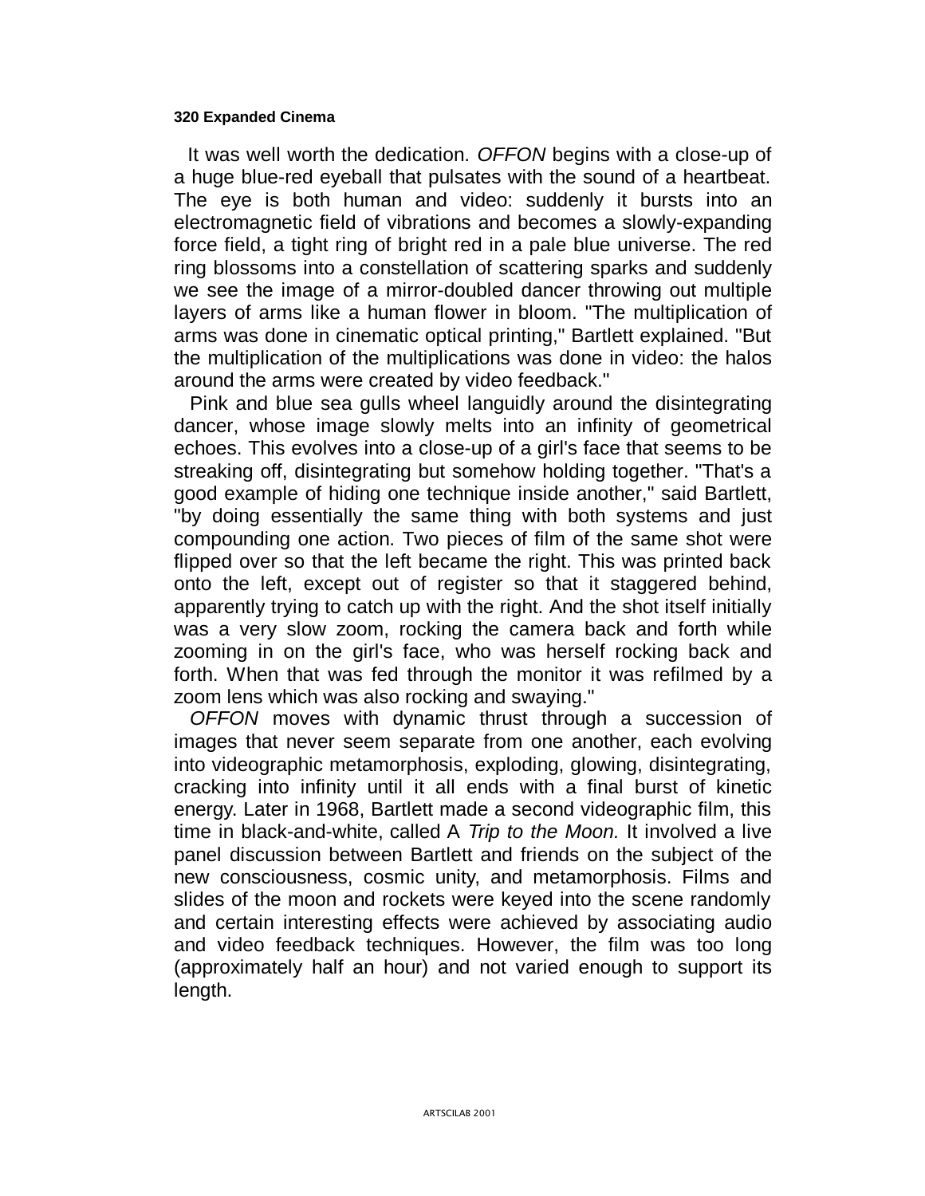It was well worth the dedication. *OFFON* begins with a close-up of a huge blue-red eyeball that pulsates with the sound of a heartbeat. The eye is both human and video: suddenly it bursts into an electromagnetic field of vibrations and becomes a slowly-expanding force field, a tight ring of bright red in a pale blue universe. The red ring blossoms into a constellation of scattering sparks and suddenly we see the image of a mirror-doubled dancer throwing out multiple layers of arms like a human flower in bloom. "The multiplication of arms was done in cinematic optical printing," Bartlett explained. "But the multiplication of the multiplications was done in video: the halos around the arms were created by video feedback."

Pink and blue sea gulls wheel languidly around the disintegrating dancer, whose image slowly melts into an infinity of geometrical echoes. This evolves into a close-up of a girl's face that seems to be streaking off, disintegrating but somehow holding together. "That's a good example of hiding one technique inside another," said Bartlett, "by doing essentially the same thing with both systems and just compounding one action. Two pieces of film of the same shot were flipped over so that the left became the right. This was printed back onto the left, except out of register so that it staggered behind, apparently trying to catch up with the right. And the shot itself initially was a very slow zoom, rocking the camera back and forth while zooming in on the girl's face, who was herself rocking back and forth. When that was fed through the monitor it was refilmed by a zoom lens which was also rocking and swaying."

*OFFON* moves with dynamic thrust through a succession of images that never seem separate from one another, each evolving into videographic metamorphosis, exploding, glowing, disintegrating, cracking into infinity until it all ends with a final burst of kinetic energy. Later in 1968, Bartlett made a second videographic film, this time in black-and-white, called A *Trip to the Moon.* It involved a live panel discussion between Bartlett and friends on the subject of the new consciousness, cosmic unity, and metamorphosis. Films and slides of the moon and rockets were keyed into the scene randomly and certain interesting effects were achieved by associating audio and video feedback techniques. However, the film was too long (approximately half an hour) and not varied enough to support its length.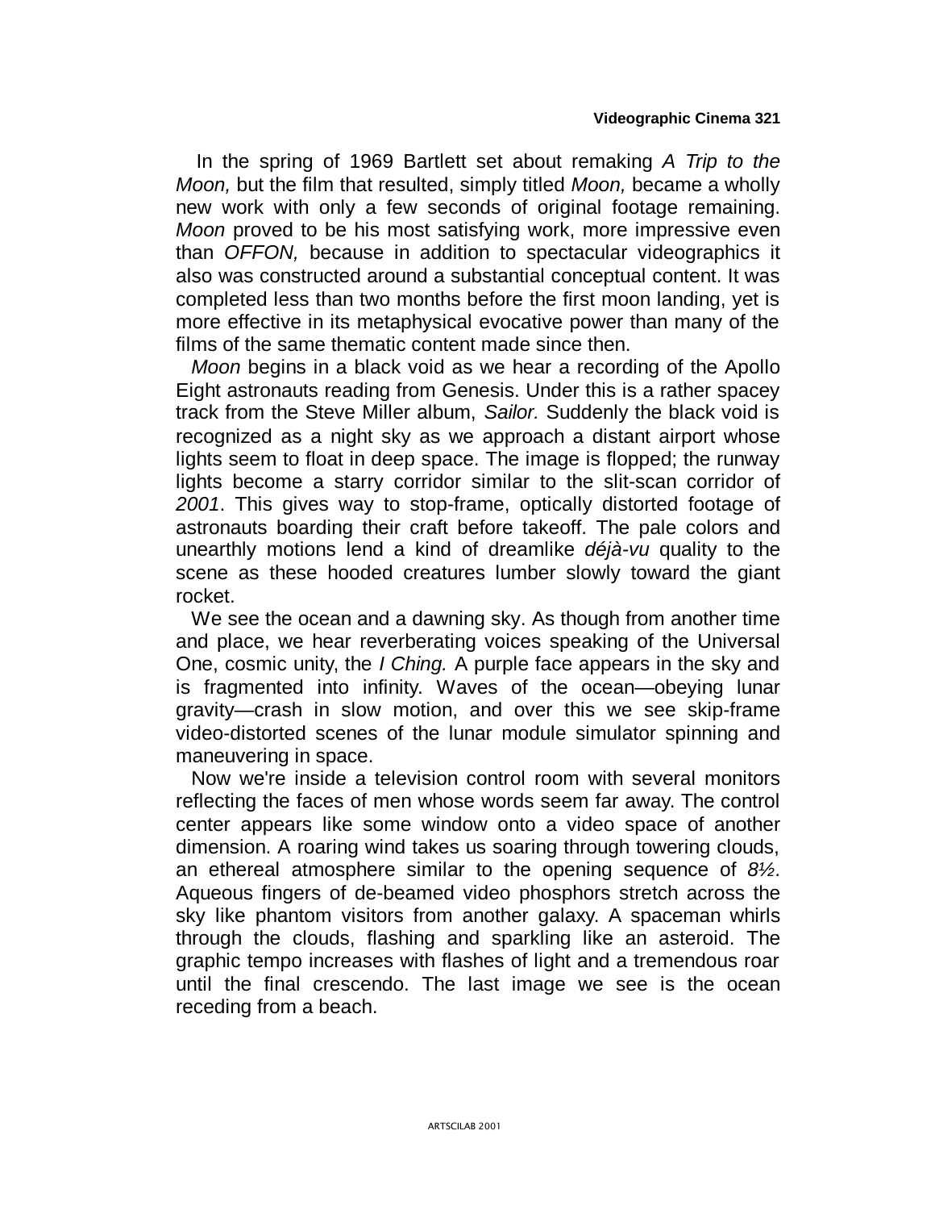In the spring of 1969 Bartlett set about remaking *A Trip to the Moon,* but the film that resulted, simply titled *Moon,* became a wholly new work with only a few seconds of original footage remaining. *Moon* proved to be his most satisfying work, more impressive even than *OFFON,* because in addition to spectacular videographics it also was constructed around a substantial conceptual content. It was completed less than two months before the first moon landing, yet is more effective in its metaphysical evocative power than many of the films of the same thematic content made since then.

*Moon* begins in a black void as we hear a recording of the Apollo Eight astronauts reading from Genesis. Under this is a rather spacey track from the Steve Miller album, *Sailor.* Suddenly the black void is recognized as a night sky as we approach a distant airport whose lights seem to float in deep space. The image is flopped; the runway lights become a starry corridor similar to the slit-scan corridor of *2001*. This gives way to stop-frame, optically distorted footage of astronauts boarding their craft before takeoff. The pale colors and unearthly motions lend a kind of dreamlike *déjà-vu* quality to the scene as these hooded creatures lumber slowly toward the giant rocket.

We see the ocean and a dawning sky. As though from another time and place, we hear reverberating voices speaking of the Universal One, cosmic unity, the *I Ching.* A purple face appears in the sky and is fragmented into infinity. Waves of the ocean—obeying lunar gravity—crash in slow motion, and over this we see skip-frame video-distorted scenes of the lunar module simulator spinning and maneuvering in space.

Now we're inside a television control room with several monitors reflecting the faces of men whose words seem far away. The control center appears like some window onto a video space of another dimension. A roaring wind takes us soaring through towering clouds, an ethereal atmosphere similar to the opening sequence of *8½*. Aqueous fingers of de-beamed video phosphors stretch across the sky like phantom visitors from another galaxy. A spaceman whirls through the clouds, flashing and sparkling like an asteroid. The graphic tempo increases with flashes of light and a tremendous roar until the final crescendo. The last image we see is the ocean receding from a beach.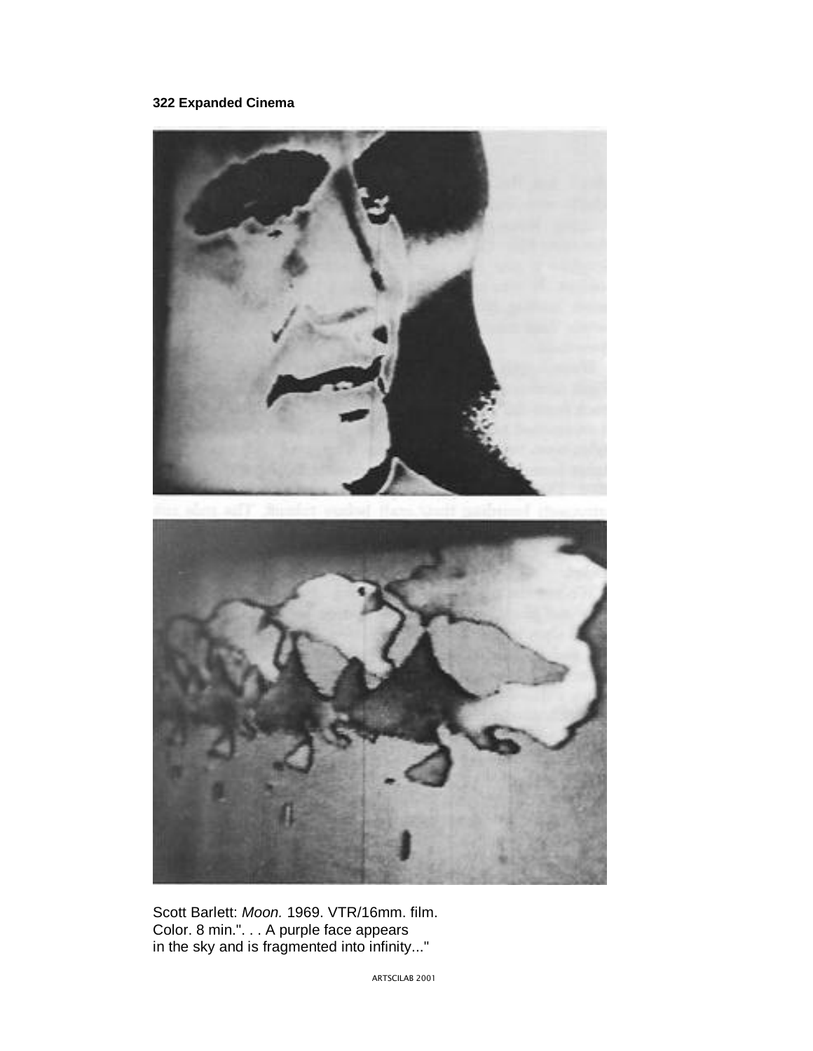Scott Barlett: *Moon.* 1969. VTR/16mm. film. Color. 8 min.". . . A purple face appears in the sky and is fragmented into infinity..."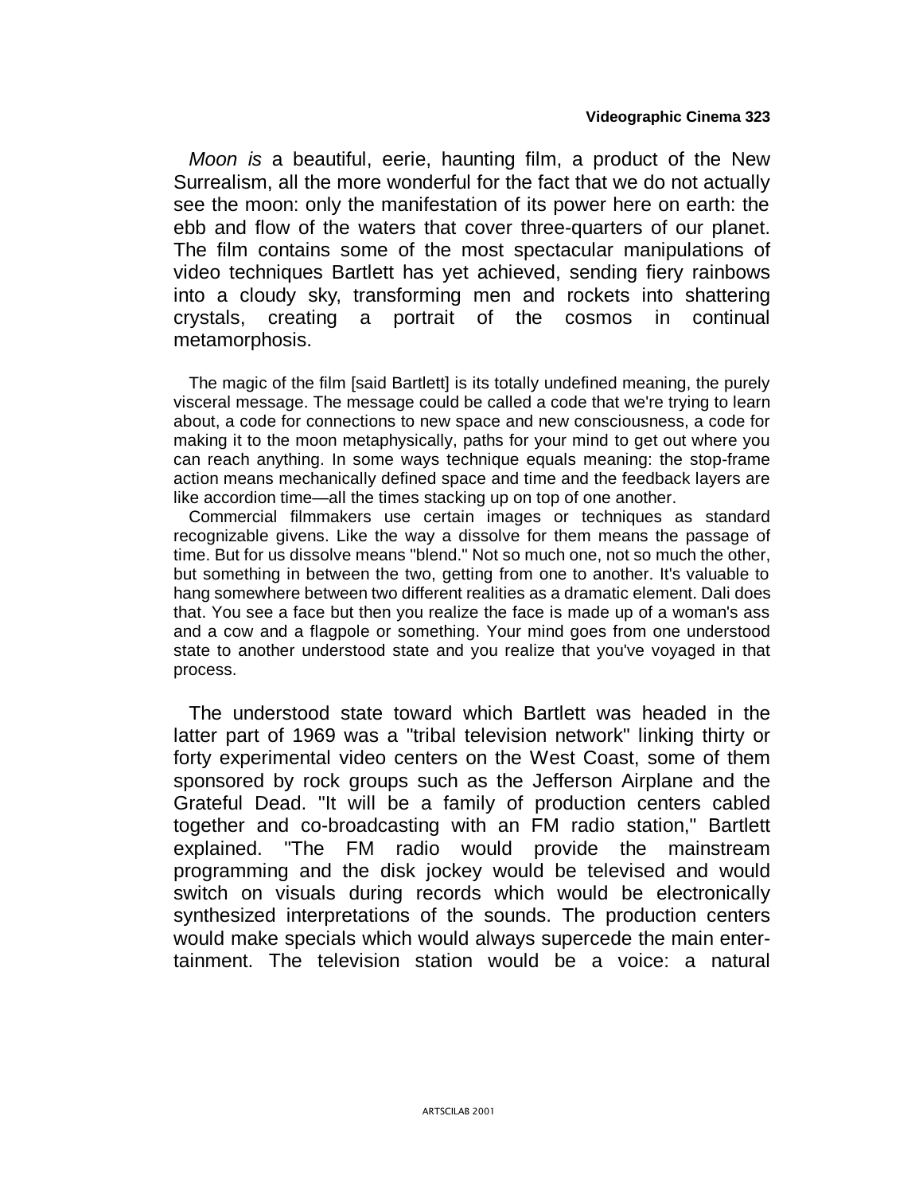*Moon is* a beautiful, eerie, haunting film, a product of the New Surrealism, all the more wonderful for the fact that we do not actually see the moon: only the manifestation of its power here on earth: the ebb and flow of the waters that cover three-quarters of our planet. The film contains some of the most spectacular manipulations of video techniques Bartlett has yet achieved, sending fiery rainbows into a cloudy sky, transforming men and rockets into shattering crystals, creating a portrait of the cosmos in continual metamorphosis.

> The magic of the film [said Bartlett] is its totally undefined meaning, the purely visceral message. The message could be called a code that we're trying to learn about, a code for connections to new space and new consciousness, a code for making it to the moon metaphysically, paths for your mind to get out where you can reach anything. In some ways technique equals meaning: the stop-frame action means mechanically defined space and time and the feedback layers are like accordion time—all the times stacking up on top of one another.
>
> Commercial filmmakers use certain images or techniques as standard recognizable givens. Like the way a dissolve for them means the passage of time. But for us dissolve means "blend." Not so much one, not so much the other, but something in between the two, getting from one to another. It's valuable to hang somewhere between two different realities as a dramatic element. Dali does that. You see a face but then you realize the face is made up of a woman's ass and a cow and a flagpole or something. Your mind goes from one understood state to another understood state and you realize that you've voyaged in that process.

The understood state toward which Bartlett was headed in the latter part of 1969 was a "tribal television network" linking thirty or forty experimental video centers on the West Coast, some of them sponsored by rock groups such as the Jefferson Airplane and the Grateful Dead. "It will be a family of production centers cabled together and co-broadcasting with an FM radio station," Bartlett explained. "The FM radio would provide the mainstream programming and the disk jockey would be televised and would switch on visuals during records which would be electronically synthesized interpretations of the sounds. The production centers would make specials which would always supercede the main entertainment. The television station would be a voice: a natural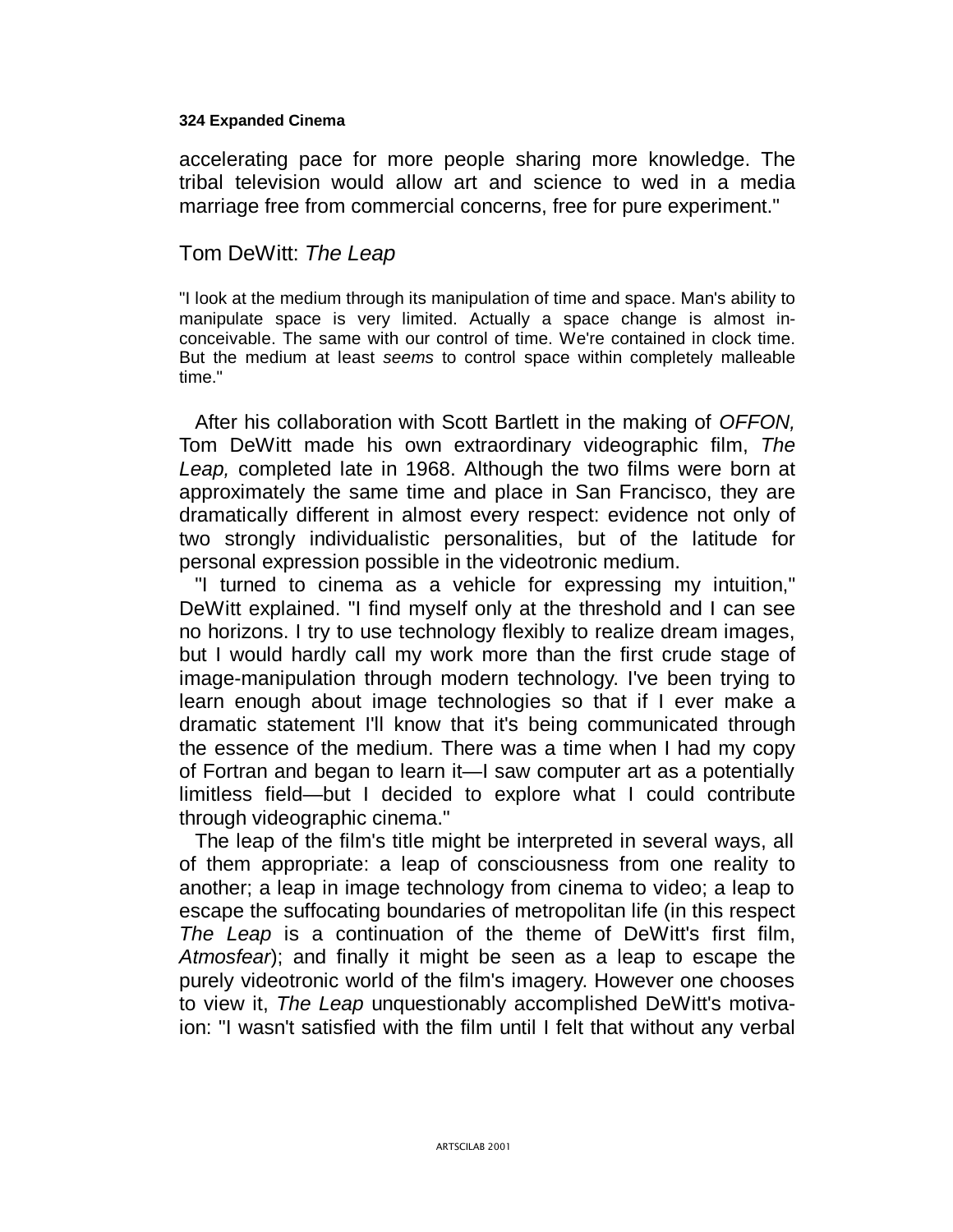accelerating pace for more people sharing more knowledge. The tribal television would allow art and science to wed in a media marriage free from commercial concerns, free for pure experiment."

## Tom DeWitt: *The Leap*

"I look at the medium through its manipulation of time and space. Man's ability to manipulate space is very limited. Actually a space change is almost inconceivable. The same with our control of time. We're contained in clock time. But the medium at least *seems* to control space within completely malleable time."

After his collaboration with Scott Bartlett in the making of *OFFON,* Tom DeWitt made his own extraordinary videographic film, *The Leap,* completed late in 1968. Although the two films were born at approximately the same time and place in San Francisco, they are dramatically different in almost every respect: evidence not only of two strongly individualistic personalities, but of the latitude for personal expression possible in the videotronic medium.

"I turned to cinema as a vehicle for expressing my intuition," DeWitt explained. "I find myself only at the threshold and I can see no horizons. I try to use technology flexibly to realize dream images, but I would hardly call my work more than the first crude stage of image-manipulation through modern technology. I've been trying to learn enough about image technologies so that if I ever make a dramatic statement I'll know that it's being communicated through the essence of the medium. There was a time when I had my copy of Fortran and began to learn it—I saw computer art as a potentially limitless field—but I decided to explore what I could contribute through videographic cinema."

The leap of the film's title might be interpreted in several ways, all of them appropriate: a leap of consciousness from one reality to another; a leap in image technology from cinema to video; a leap to escape the suffocating boundaries of metropolitan life (in this respect *The Leap* is a continuation of the theme of DeWitt's first film, *Atmosfear*); and finally it might be seen as a leap to escape the purely videotronic world of the film's imagery. However one chooses to view it, *The Leap* unquestionably accomplished DeWitt's motivation: "I wasn't satisfied with the film until I felt that without any verbal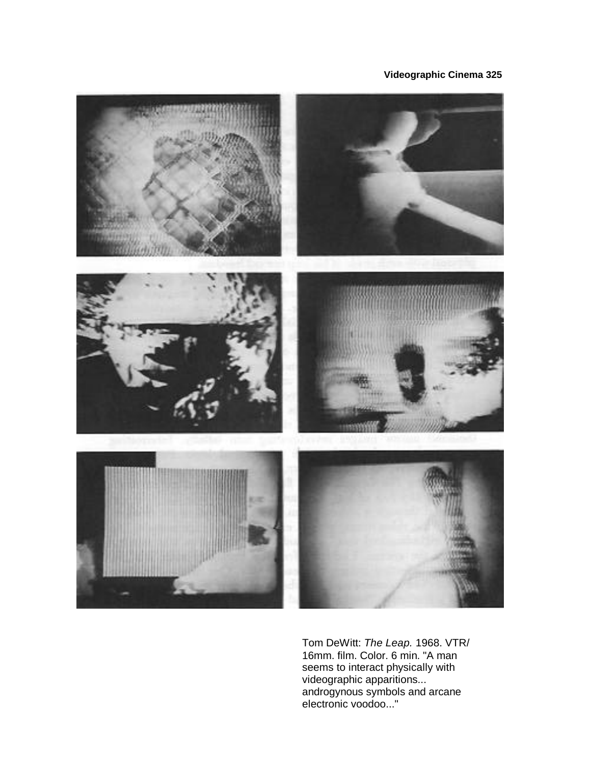Tom DeWitt: *The Leap.* 1968. VTR/ 16mm. film. Color. 6 min. "A man seems to interact physically with videographic apparitions... androgynous symbols and arcane electronic voodoo..."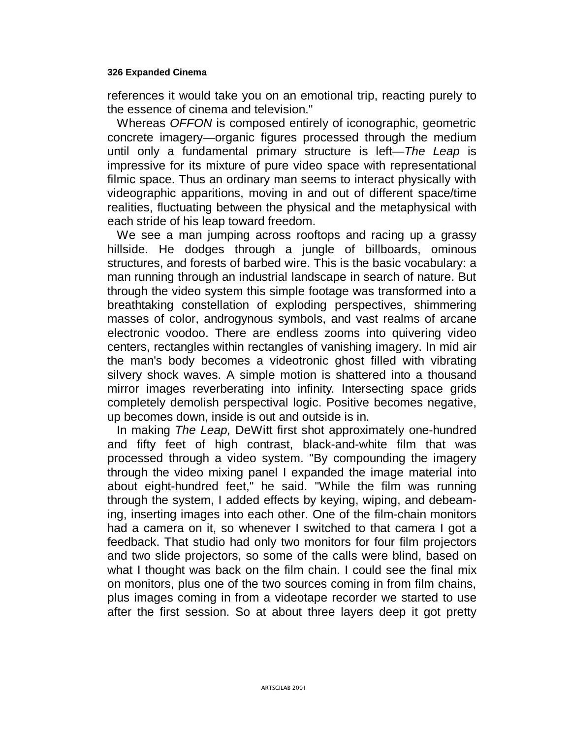references it would take you on an emotional trip, reacting purely to the essence of cinema and television."

Whereas *OFFON* is composed entirely of iconographic, geometric concrete imagery—organic figures processed through the medium until only a fundamental primary structure is left—*The Leap* is impressive for its mixture of pure video space with representational filmic space. Thus an ordinary man seems to interact physically with videographic apparitions, moving in and out of different space/time realities, fluctuating between the physical and the metaphysical with each stride of his leap toward freedom.

We see a man jumping across rooftops and racing up a grassy hillside. He dodges through a jungle of billboards, ominous structures, and forests of barbed wire. This is the basic vocabulary: a man running through an industrial landscape in search of nature. But through the video system this simple footage was transformed into a breathtaking constellation of exploding perspectives, shimmering masses of color, androgynous symbols, and vast realms of arcane electronic voodoo. There are endless zooms into quivering video centers, rectangles within rectangles of vanishing imagery. In mid air the man's body becomes a videotronic ghost filled with vibrating silvery shock waves. A simple motion is shattered into a thousand mirror images reverberating into infinity. Intersecting space grids completely demolish perspectival logic. Positive becomes negative, up becomes down, inside is out and outside is in.

In making *The Leap,* DeWitt first shot approximately one-hundred and fifty feet of high contrast, black-and-white film that was processed through a video system. "By compounding the imagery through the video mixing panel I expanded the image material into about eight-hundred feet," he said. "While the film was running through the system, I added effects by keying, wiping, and debeaming, inserting images into each other. One of the film-chain monitors had a camera on it, so whenever I switched to that camera I got a feedback. That studio had only two monitors for four film projectors and two slide projectors, so some of the calls were blind, based on what I thought was back on the film chain. I could see the final mix on monitors, plus one of the two sources coming in from film chains, plus images coming in from a videotape recorder we started to use after the first session. So at about three layers deep it got pretty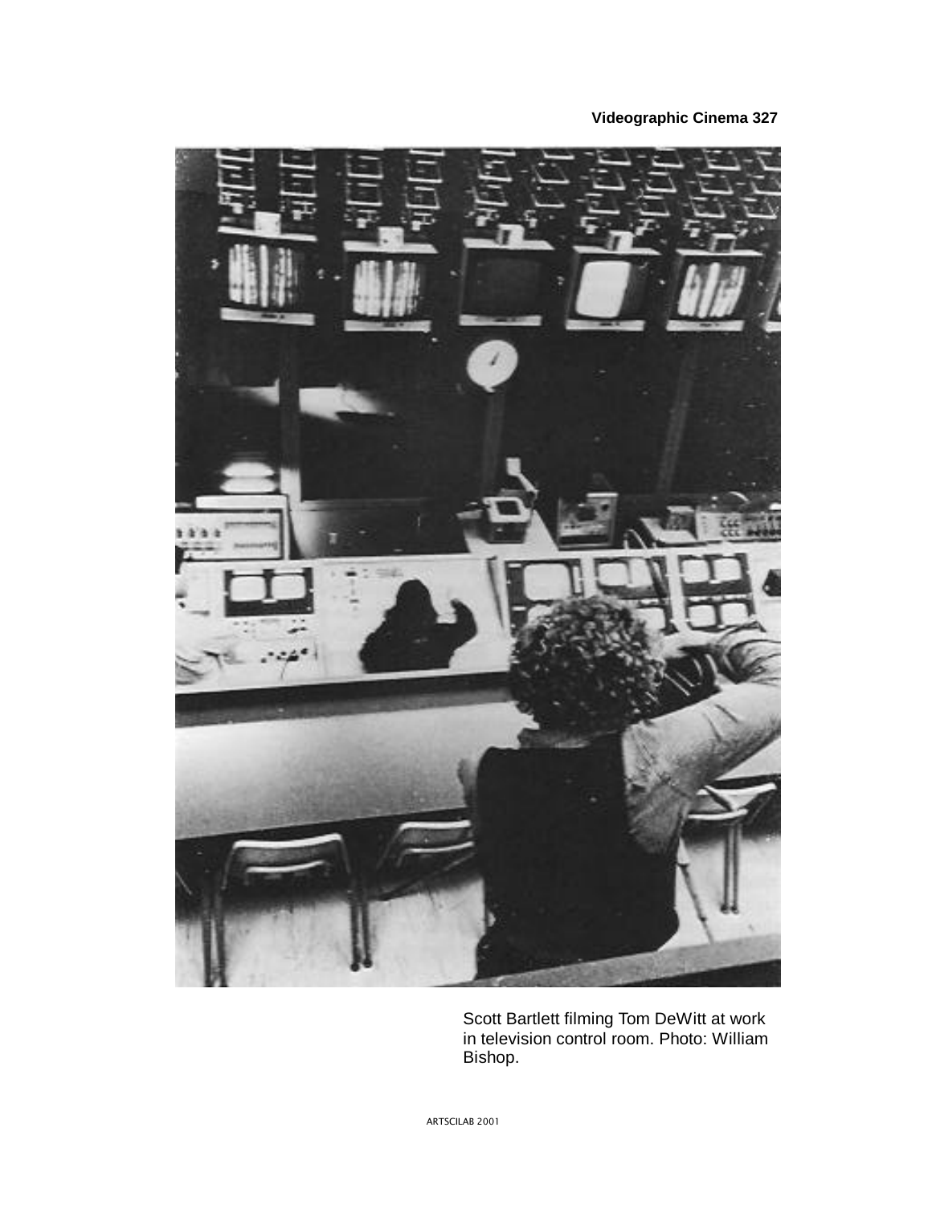Scott Bartlett filming Tom DeWitt at work in television control room. Photo: William Bishop.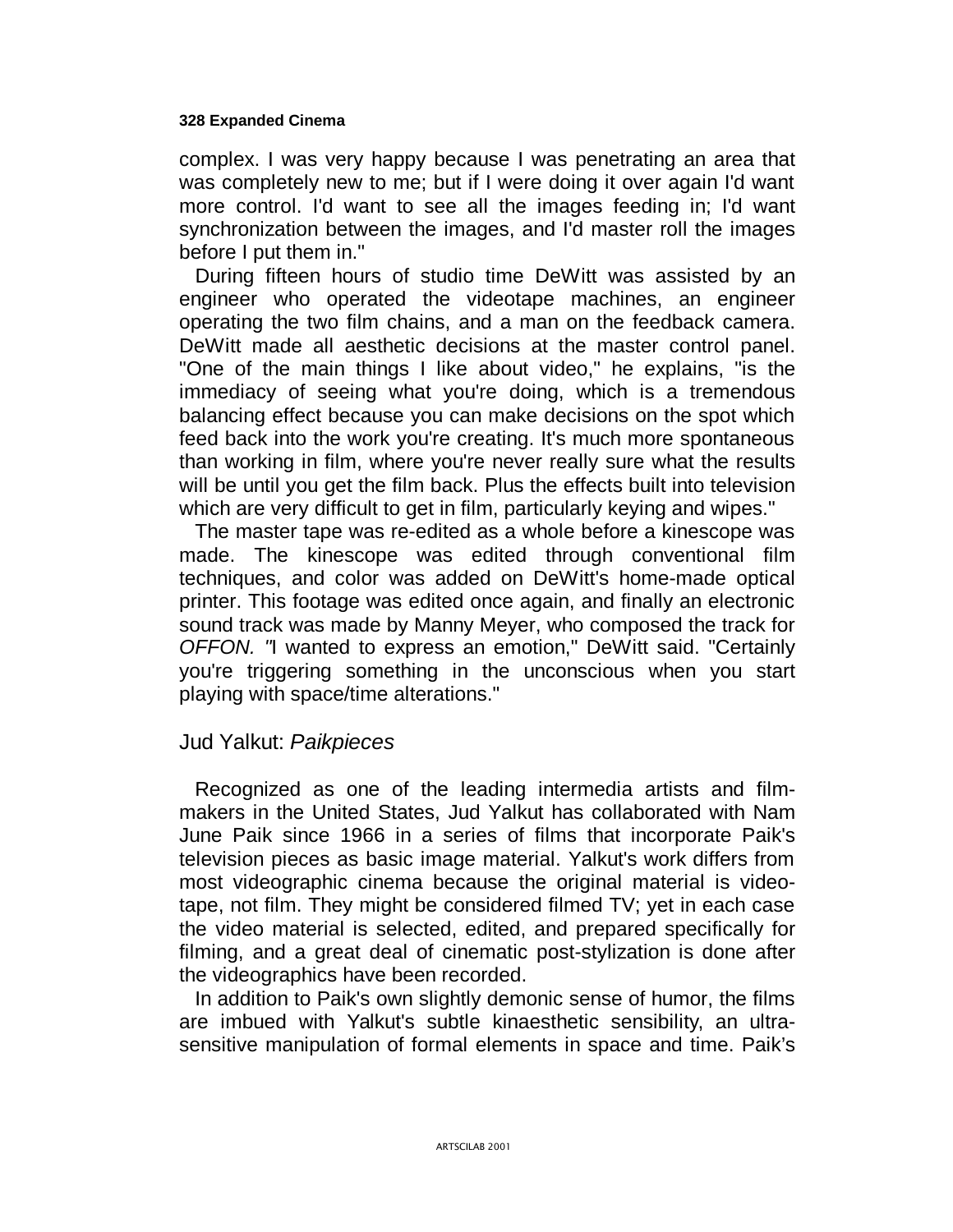complex. I was very happy because I was penetrating an area that was completely new to me; but if I were doing it over again I'd want more control. I'd want to see all the images feeding in; I'd want synchronization between the images, and I'd master roll the images before I put them in."

During fifteen hours of studio time DeWitt was assisted by an engineer who operated the videotape machines, an engineer operating the two film chains, and a man on the feedback camera. DeWitt made all aesthetic decisions at the master control panel. "One of the main things I like about video," he explains, "is the immediacy of seeing what you're doing, which is a tremendous balancing effect because you can make decisions on the spot which feed back into the work you're creating. It's much more spontaneous than working in film, where you're never really sure what the results will be until you get the film back. Plus the effects built into television which are very difficult to get in film, particularly keying and wipes."

The master tape was re-edited as a whole before a kinescope was made. The kinescope was edited through conventional film techniques, and color was added on DeWitt's home-made optical printer. This footage was edited once again, and finally an electronic sound track was made by Manny Meyer, who composed the track for *OFFON.* "I wanted to express an emotion," DeWitt said. "Certainly you're triggering something in the unconscious when you start playing with space/time alterations."

## Jud Yalkut: *Paikpieces*

Recognized as one of the leading intermedia artists and film-makers in the United States, Jud Yalkut has collaborated with Nam June Paik since 1966 in a series of films that incorporate Paik's television pieces as basic image material. Yalkut's work differs from most videographic cinema because the original material is video-tape, not film. They might be considered filmed TV; yet in each case the video material is selected, edited, and prepared specifically for filming, and a great deal of cinematic post-stylization is done after the videographics have been recorded.

In addition to Paik's own slightly demonic sense of humor, the films are imbued with Yalkut's subtle kinaesthetic sensibility, an ultra-sensitive manipulation of formal elements in space and time. Paik's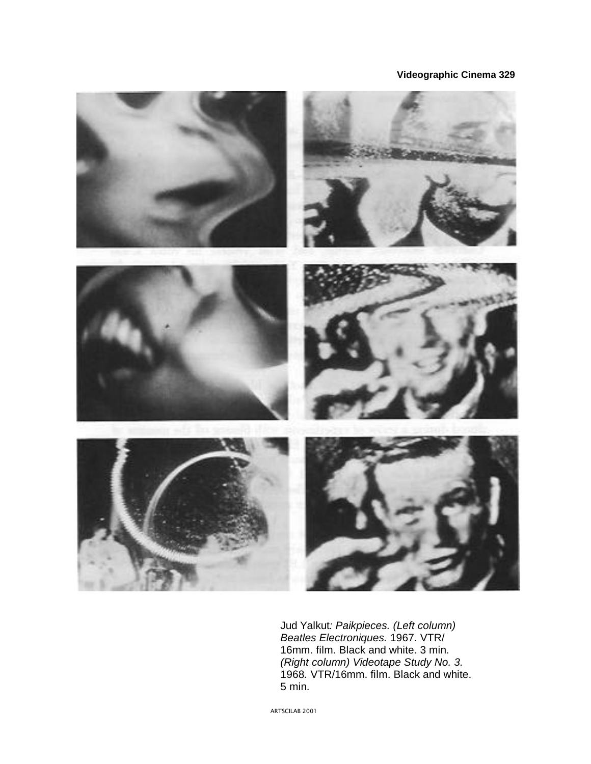Jud Yalkut*: Paikpieces. (Left column) Beatles Electroniques.* 1967*.* VTR/ 16mm. film. Black and white. 3 min. *(Right column) Videotape Study No. 3.* 1968*.* VTR/16mm. film. Black and white. 5 min.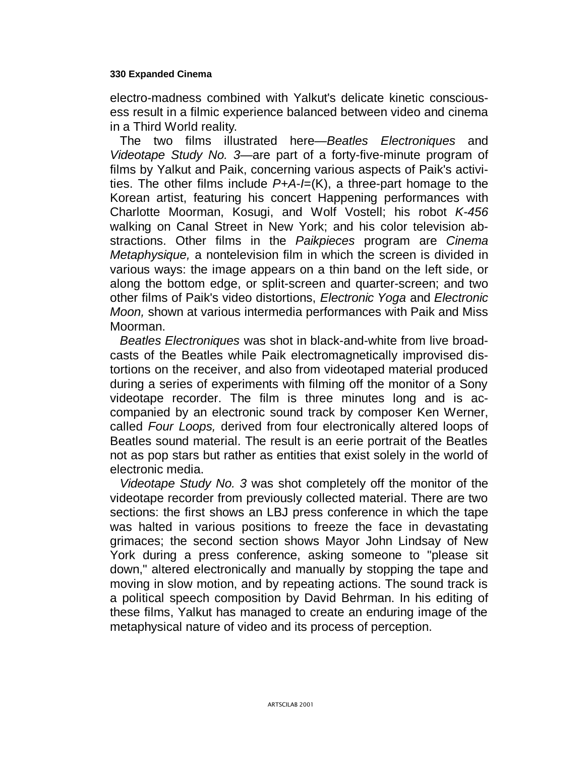electro-madness combined with Yalkut's delicate kinetic consciousess result in a filmic experience balanced between video and cinema in a Third World reality.

The two films illustrated here—*Beatles Electroniques* and *Videotape Study No. 3*—are part of a forty-five-minute program of films by Yalkut and Paik, concerning various aspects of Paik's activities. The other films include *P+A-I=*(K), a three-part homage to the Korean artist, featuring his concert Happening performances with Charlotte Moorman, Kosugi, and Wolf Vostell; his robot *K-456* walking on Canal Street in New York; and his color television abstractions. Other films in the *Paikpieces* program are *Cinema Metaphysique,* a nontelevision film in which the screen is divided in various ways: the image appears on a thin band on the left side, or along the bottom edge, or split-screen and quarter-screen; and two other films of Paik's video distortions, *Electronic Yoga* and *Electronic Moon,* shown at various intermedia performances with Paik and Miss Moorman.

*Beatles Electroniques* was shot in black-and-white from live broadcasts of the Beatles while Paik electromagnetically improvised distortions on the receiver, and also from videotaped material produced during a series of experiments with filming off the monitor of a Sony videotape recorder. The film is three minutes long and is accompanied by an electronic sound track by composer Ken Werner, called *Four Loops,* derived from four electronically altered loops of Beatles sound material. The result is an eerie portrait of the Beatles not as pop stars but rather as entities that exist solely in the world of electronic media.

*Videotape Study No. 3* was shot completely off the monitor of the videotape recorder from previously collected material. There are two sections: the first shows an LBJ press conference in which the tape was halted in various positions to freeze the face in devastating grimaces; the second section shows Mayor John Lindsay of New York during a press conference, asking someone to "please sit down," altered electronically and manually by stopping the tape and moving in slow motion, and by repeating actions. The sound track is a political speech composition by David Behrman. In his editing of these films, Yalkut has managed to create an enduring image of the metaphysical nature of video and its process of perception.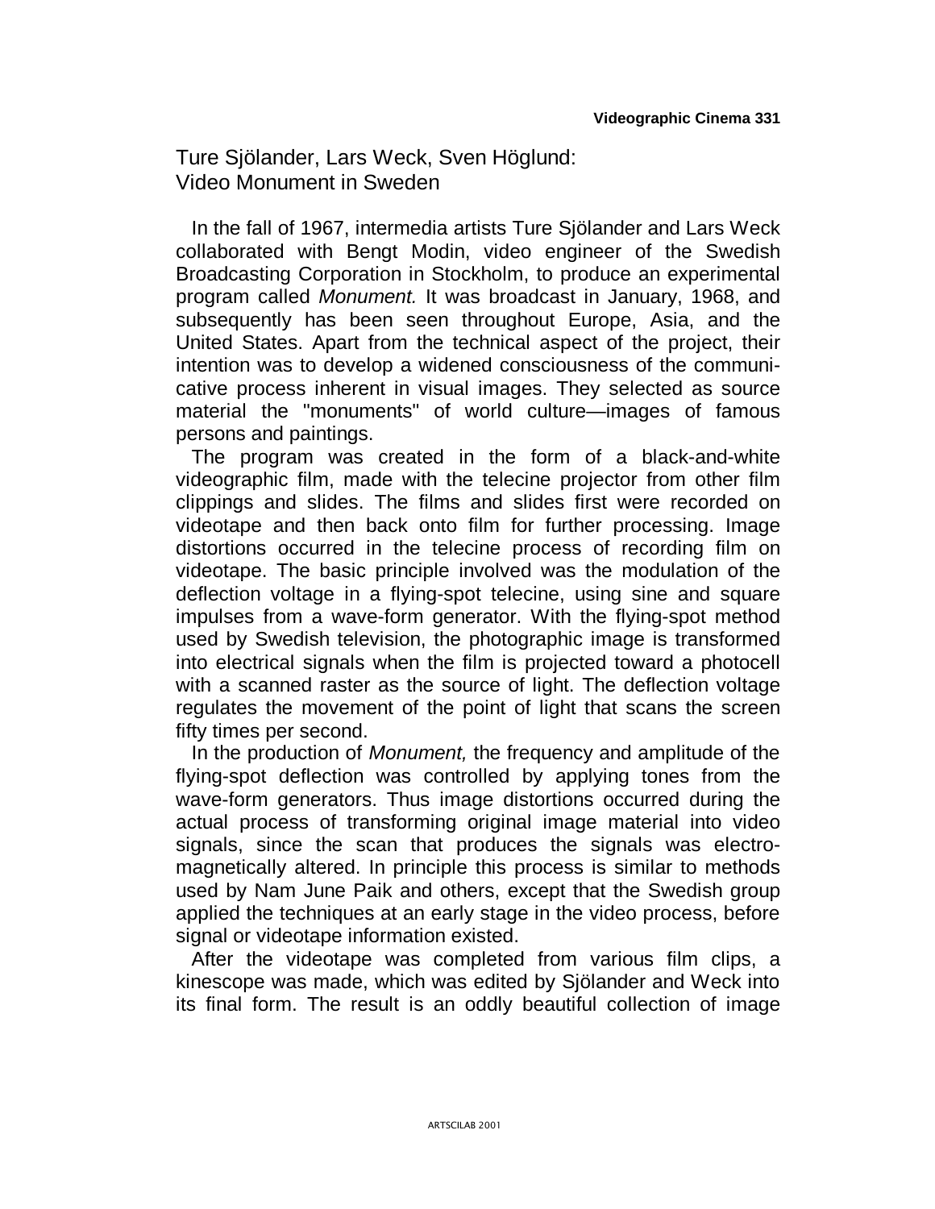## Ture Sjölander, Lars Weck, Sven Höglund: Video Monument in Sweden

In the fall of 1967, intermedia artists Ture Sjölander and Lars Weck collaborated with Bengt Modin, video engineer of the Swedish Broadcasting Corporation in Stockholm, to produce an experimental program called *Monument.* It was broadcast in January, 1968, and subsequently has been seen throughout Europe, Asia, and the United States. Apart from the technical aspect of the project, their intention was to develop a widened consciousness of the communicative process inherent in visual images. They selected as source material the "monuments" of world culture—images of famous persons and paintings.

The program was created in the form of a black-and-white videographic film, made with the telecine projector from other film clippings and slides. The films and slides first were recorded on videotape and then back onto film for further processing. Image distortions occurred in the telecine process of recording film on videotape. The basic principle involved was the modulation of the deflection voltage in a flying-spot telecine, using sine and square impulses from a wave-form generator. With the flying-spot method used by Swedish television, the photographic image is transformed into electrical signals when the film is projected toward a photocell with a scanned raster as the source of light. The deflection voltage regulates the movement of the point of light that scans the screen fifty times per second.

In the production of *Monument,* the frequency and amplitude of the flying-spot deflection was controlled by applying tones from the wave-form generators. Thus image distortions occurred during the actual process of transforming original image material into video signals, since the scan that produces the signals was electromagnetically altered. In principle this process is similar to methods used by Nam June Paik and others, except that the Swedish group applied the techniques at an early stage in the video process, before signal or videotape information existed.

After the videotape was completed from various film clips, a kinescope was made, which was edited by Sjölander and Weck into its final form. The result is an oddly beautiful collection of image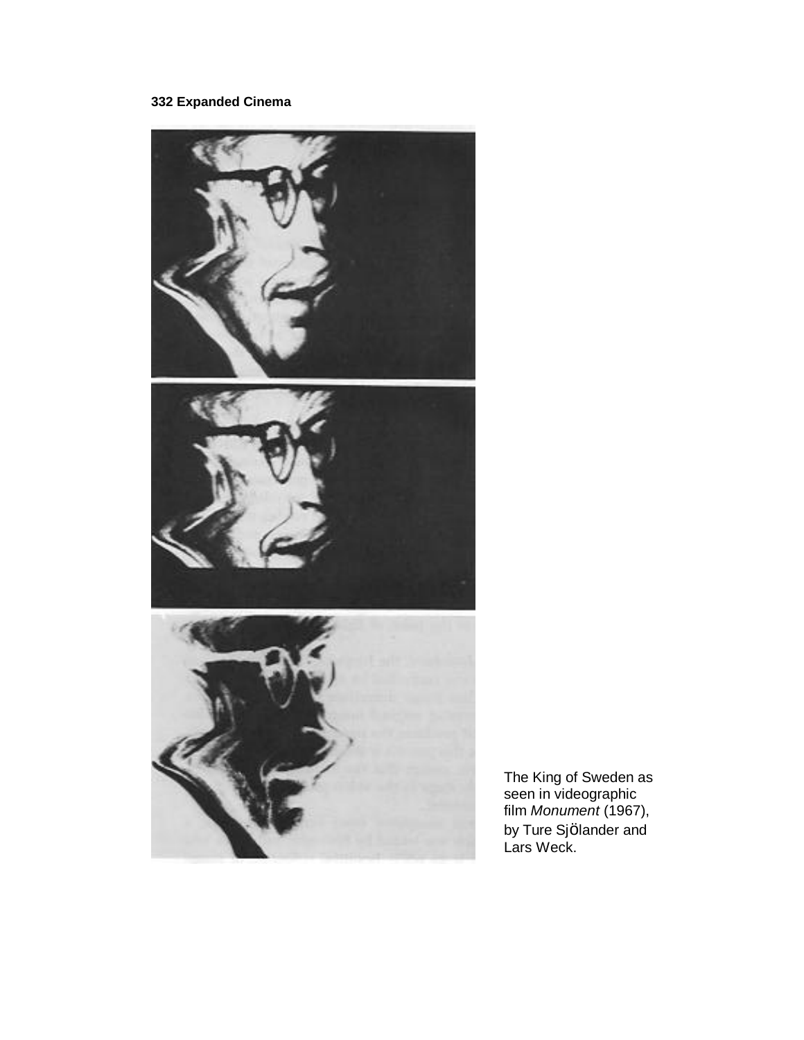The King of Sweden as seen in videographic film *Monument* (1967), by Ture SjÖlander and Lars Weck.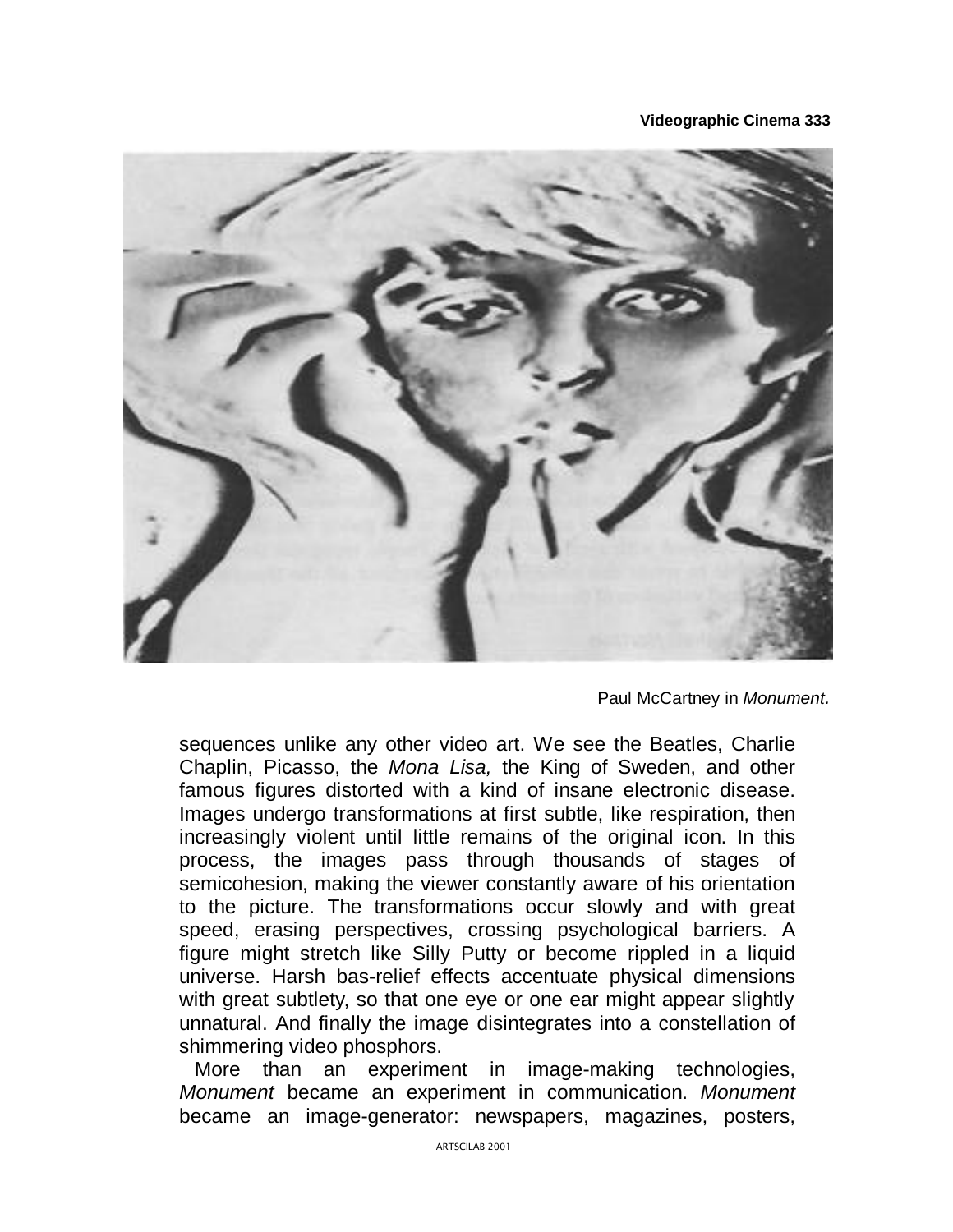Paul McCartney in *Monument.*

sequences unlike any other video art. We see the Beatles, Charlie Chaplin, Picasso, the *Mona Lisa,* the King of Sweden, and other famous figures distorted with a kind of insane electronic disease. Images undergo transformations at first subtle, like respiration, then increasingly violent until little remains of the original icon. In this process, the images pass through thousands of stages of semicohesion, making the viewer constantly aware of his orientation to the picture. The transformations occur slowly and with great speed, erasing perspectives, crossing psychological barriers. A figure might stretch like Silly Putty or become rippled in a liquid universe. Harsh bas-relief effects accentuate physical dimensions with great subtlety, so that one eye or one ear might appear slightly unnatural. And finally the image disintegrates into a constellation of shimmering video phosphors.

More than an experiment in image-making technologies, *Monument* became an experiment in communication. *Monument* became an image-generator: newspapers, magazines, posters,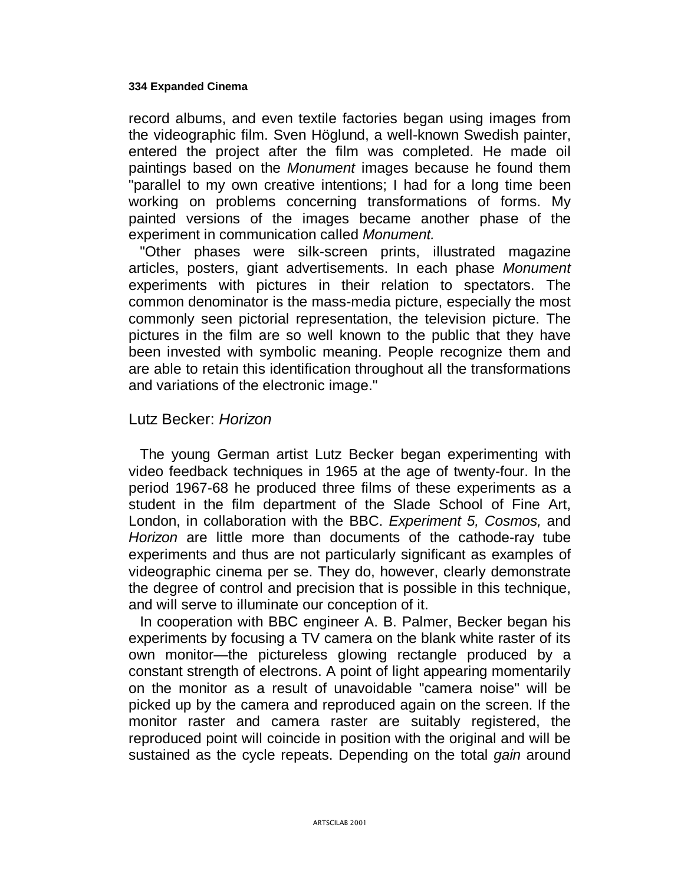record albums, and even textile factories began using images from the videographic film. Sven Höglund, a well-known Swedish painter, entered the project after the film was completed. He made oil paintings based on the *Monument* images because he found them "parallel to my own creative intentions; I had for a long time been working on problems concerning transformations of forms. My painted versions of the images became another phase of the experiment in communication called *Monument.*

"Other phases were silk-screen prints, illustrated magazine articles, posters, giant advertisements. In each phase *Monument* experiments with pictures in their relation to spectators. The common denominator is the mass-media picture, especially the most commonly seen pictorial representation, the television picture. The pictures in the film are so well known to the public that they have been invested with symbolic meaning. People recognize them and are able to retain this identification throughout all the transformations and variations of the electronic image."

## Lutz Becker: *Horizon*

The young German artist Lutz Becker began experimenting with video feedback techniques in 1965 at the age of twenty-four. In the period 1967-68 he produced three films of these experiments as a student in the film department of the Slade School of Fine Art, London, in collaboration with the BBC. *Experiment 5, Cosmos,* and *Horizon* are little more than documents of the cathode-ray tube experiments and thus are not particularly significant as examples of videographic cinema per se. They do, however, clearly demonstrate the degree of control and precision that is possible in this technique, and will serve to illuminate our conception of it.

In cooperation with BBC engineer A. B. Palmer, Becker began his experiments by focusing a TV camera on the blank white raster of its own monitor—the pictureless glowing rectangle produced by a constant strength of electrons. A point of light appearing momentarily on the monitor as a result of unavoidable "camera noise" will be picked up by the camera and reproduced again on the screen. If the monitor raster and camera raster are suitably registered, the reproduced point will coincide in position with the original and will be sustained as the cycle repeats. Depending on the total *gain* around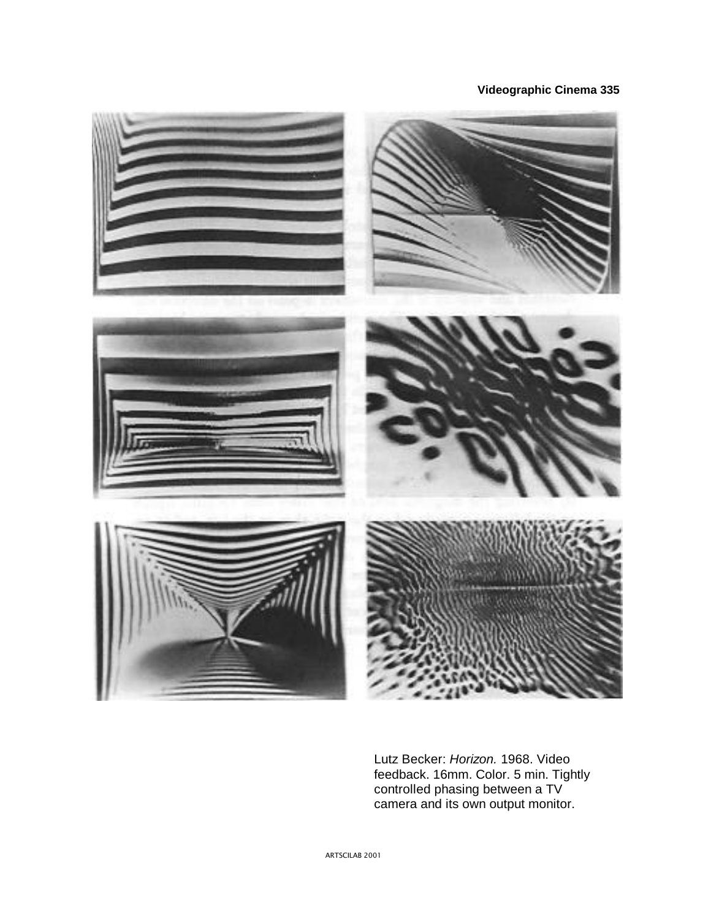Lutz Becker: *Horizon.* 1968. Video feedback. 16mm. Color. 5 min. Tightly controlled phasing between a TV camera and its own output monitor.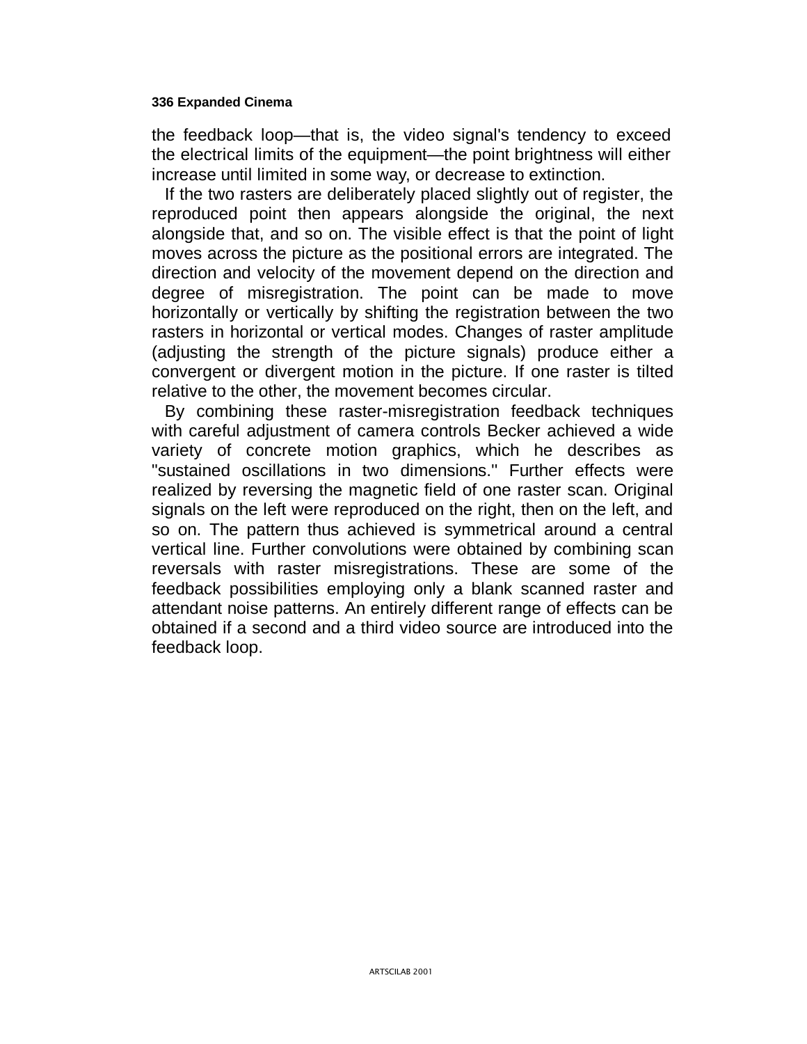the feedback loop—that is, the video signal's tendency to exceed the electrical limits of the equipment—the point brightness will either increase until limited in some way, or decrease to extinction.

If the two rasters are deliberately placed slightly out of register, the reproduced point then appears alongside the original, the next alongside that, and so on. The visible effect is that the point of light moves across the picture as the positional errors are integrated. The direction and velocity of the movement depend on the direction and degree of misregistration. The point can be made to move horizontally or vertically by shifting the registration between the two rasters in horizontal or vertical modes. Changes of raster amplitude (adjusting the strength of the picture signals) produce either a convergent or divergent motion in the picture. If one raster is tilted relative to the other, the movement becomes circular.

By combining these raster-misregistration feedback techniques with careful adjustment of camera controls Becker achieved a wide variety of concrete motion graphics, which he describes as "sustained oscillations in two dimensions." Further effects were realized by reversing the magnetic field of one raster scan. Original signals on the left were reproduced on the right, then on the left, and so on. The pattern thus achieved is symmetrical around a central vertical line. Further convolutions were obtained by combining scan reversals with raster misregistrations. These are some of the feedback possibilities employing only a blank scanned raster and attendant noise patterns. An entirely different range of effects can be obtained if a second and a third video source are introduced into the feedback loop.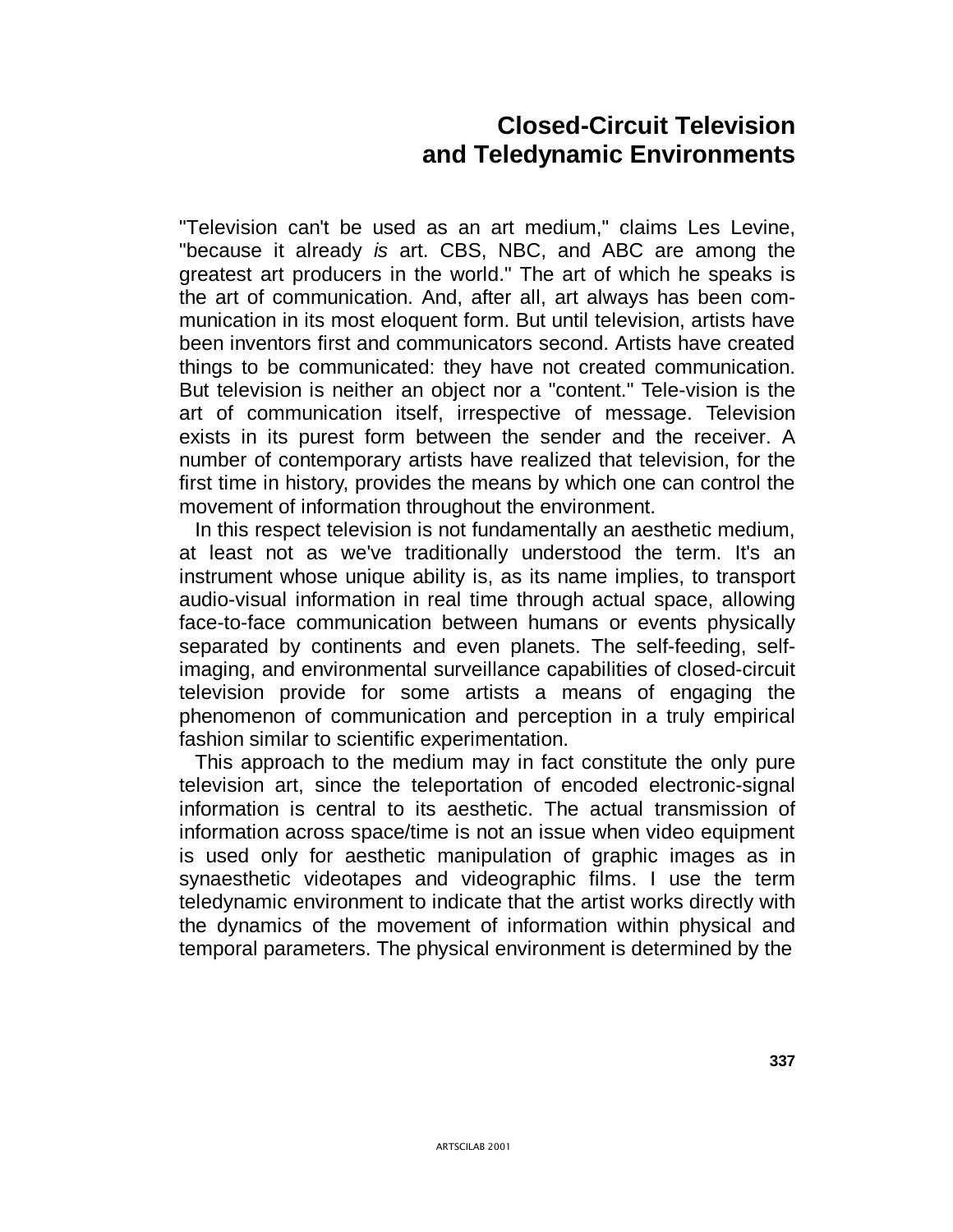# Closed-Circuit Television and Teledynamic Environments

"Television can't be used as an art medium," claims Les Levine, "because it already *is* art. CBS, NBC, and ABC are among the greatest art producers in the world." The art of which he speaks is the art of communication. And, after all, art always has been communication in its most eloquent form. But until television, artists have been inventors first and communicators second. Artists have created things to be communicated: they have not created communication. But television is neither an object nor a "content." Tele-vision is the art of communication itself, irrespective of message. Television exists in its purest form between the sender and the receiver. A number of contemporary artists have realized that television, for the first time in history, provides the means by which one can control the movement of information throughout the environment.

In this respect television is not fundamentally an aesthetic medium, at least not as we've traditionally understood the term. It's an instrument whose unique ability is, as its name implies, to transport audio-visual information in real time through actual space, allowing face-to-face communication between humans or events physically separated by continents and even planets. The self-feeding, self-imaging, and environmental surveillance capabilities of closed-circuit television provide for some artists a means of engaging the phenomenon of communication and perception in a truly empirical fashion similar to scientific experimentation.

This approach to the medium may in fact constitute the only pure television art, since the teleportation of encoded electronic-signal information is central to its aesthetic. The actual transmission of information across space/time is not an issue when video equipment is used only for aesthetic manipulation of graphic images as in synaesthetic videotapes and videographic films. I use the term teledynamic environment to indicate that the artist works directly with the dynamics of the movement of information within physical and temporal parameters. The physical environment is determined by the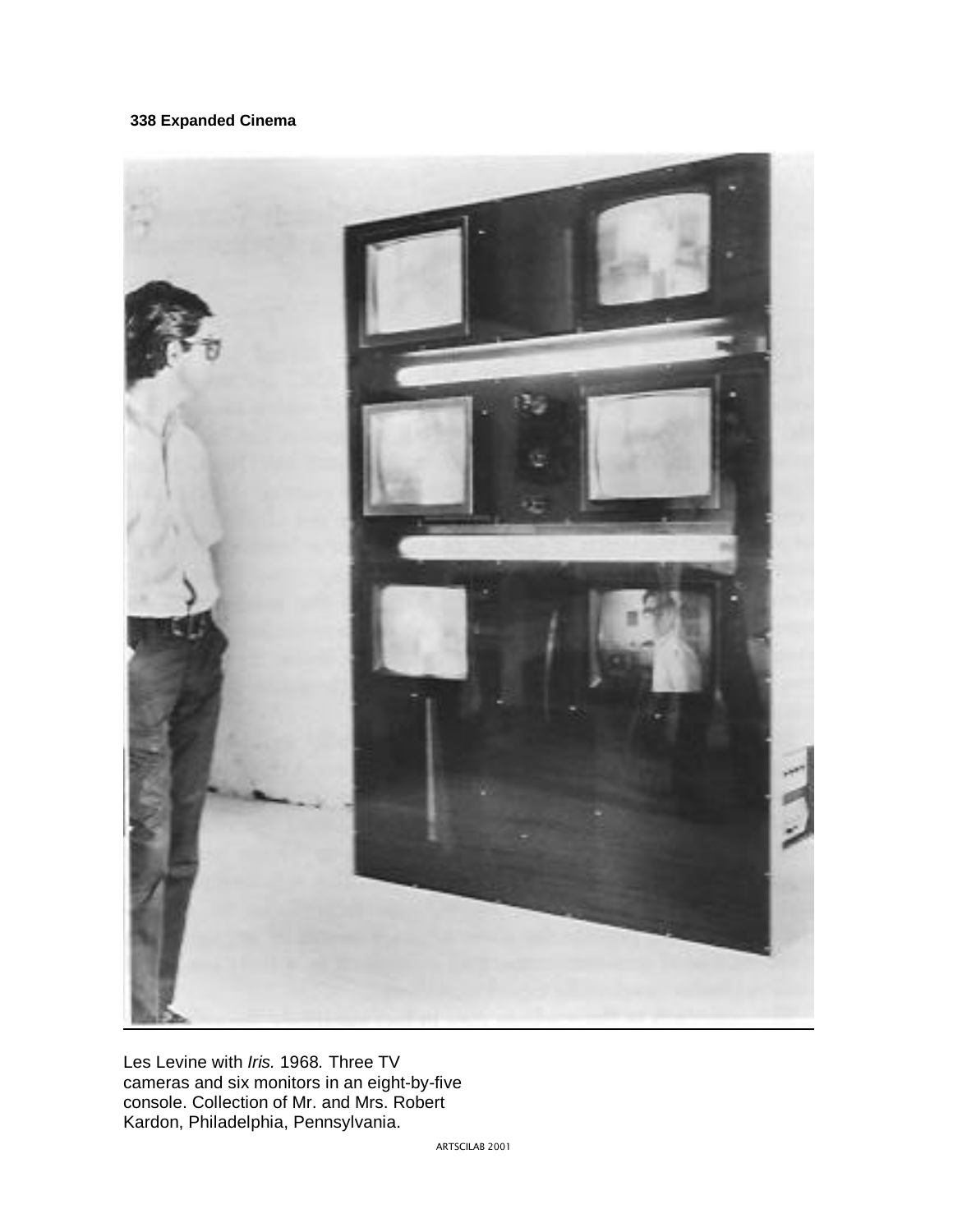Les Levine with *Iris.* 1968*.* Three TV cameras and six monitors in an eight-by-five console. Collection of Mr. and Mrs. Robert Kardon, Philadelphia, Pennsylvania.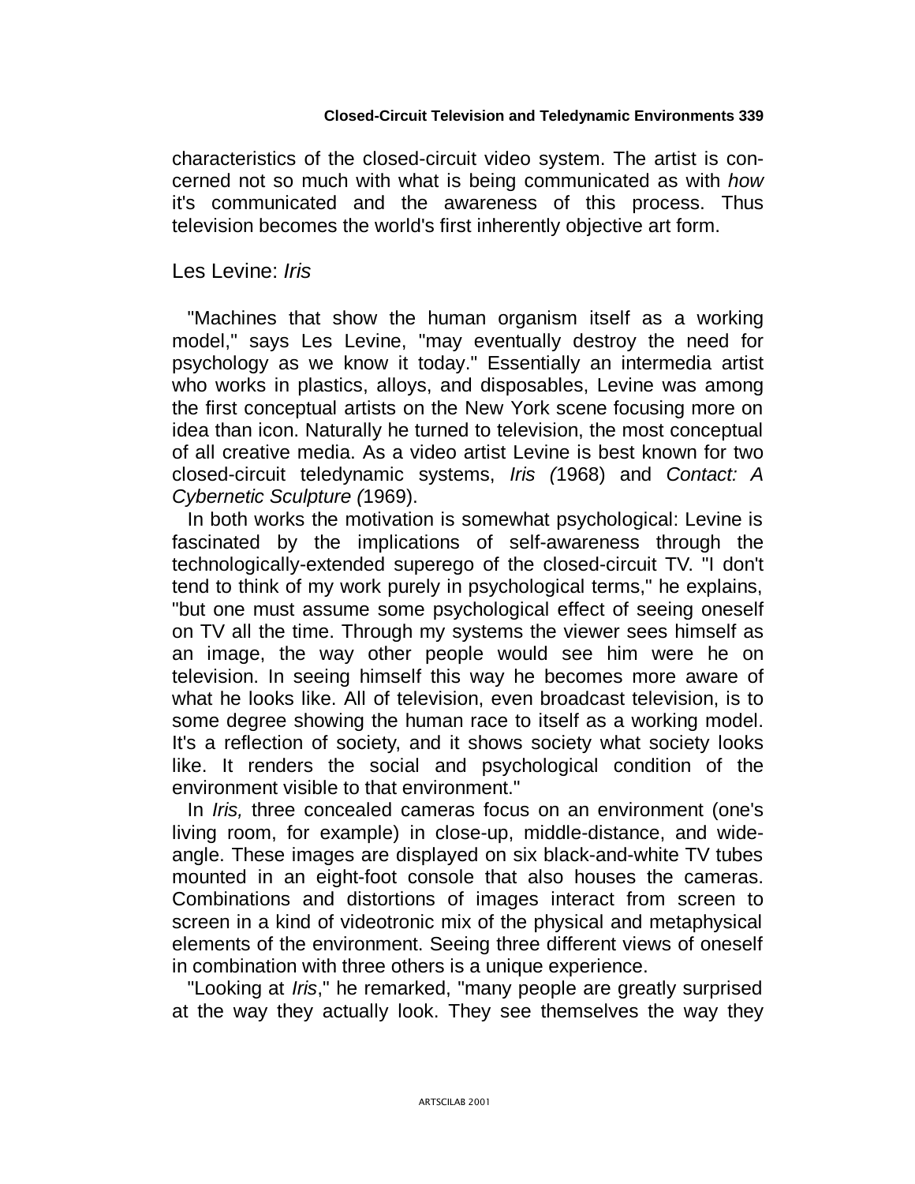characteristics of the closed-circuit video system. The artist is concerned not so much with what is being communicated as with *how* it's communicated and the awareness of this process. Thus television becomes the world's first inherently objective art form.

## Les Levine: *Iris*

"Machines that show the human organism itself as a working model," says Les Levine, "may eventually destroy the need for psychology as we know it today." Essentially an intermedia artist who works in plastics, alloys, and disposables, Levine was among the first conceptual artists on the New York scene focusing more on idea than icon. Naturally he turned to television, the most conceptual of all creative media. As a video artist Levine is best known for two closed-circuit teledynamic systems, *Iris (*1968) and *Contact: A Cybernetic Sculpture (*1969).

In both works the motivation is somewhat psychological: Levine is fascinated by the implications of self-awareness through the technologically-extended superego of the closed-circuit TV. "I don't tend to think of my work purely in psychological terms," he explains, "but one must assume some psychological effect of seeing oneself on TV all the time. Through my systems the viewer sees himself as an image, the way other people would see him were he on television. In seeing himself this way he becomes more aware of what he looks like. All of television, even broadcast television, is to some degree showing the human race to itself as a working model. It's a reflection of society, and it shows society what society looks like. It renders the social and psychological condition of the environment visible to that environment."

In *Iris,* three concealed cameras focus on an environment (one's living room, for example) in close-up, middle-distance, and wide-angle. These images are displayed on six black-and-white TV tubes mounted in an eight-foot console that also houses the cameras. Combinations and distortions of images interact from screen to screen in a kind of videotronic mix of the physical and metaphysical elements of the environment. Seeing three different views of oneself in combination with three others is a unique experience.

"Looking at *Iris*," he remarked, "many people are greatly surprised at the way they actually look. They see themselves the way they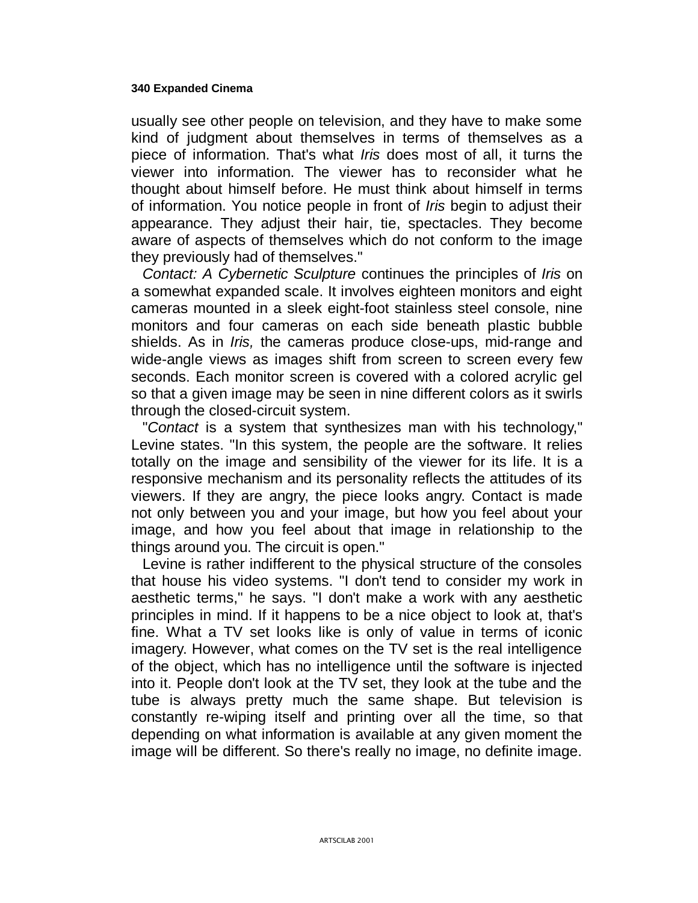usually see other people on television, and they have to make some kind of judgment about themselves in terms of themselves as a piece of information. That's what *Iris* does most of all, it turns the viewer into information. The viewer has to reconsider what he thought about himself before. He must think about himself in terms of information. You notice people in front of *Iris* begin to adjust their appearance. They adjust their hair, tie, spectacles. They become aware of aspects of themselves which do not conform to the image they previously had of themselves."

*Contact: A Cybernetic Sculpture* continues the principles of *Iris* on a somewhat expanded scale. It involves eighteen monitors and eight cameras mounted in a sleek eight-foot stainless steel console, nine monitors and four cameras on each side beneath plastic bubble shields. As in *Iris,* the cameras produce close-ups, mid-range and wide-angle views as images shift from screen to screen every few seconds. Each monitor screen is covered with a colored acrylic gel so that a given image may be seen in nine different colors as it swirls through the closed-circuit system.

"*Contact* is a system that synthesizes man with his technology," Levine states. "In this system, the people are the software. It relies totally on the image and sensibility of the viewer for its life. It is a responsive mechanism and its personality reflects the attitudes of its viewers. If they are angry, the piece looks angry. Contact is made not only between you and your image, but how you feel about your image, and how you feel about that image in relationship to the things around you. The circuit is open."

Levine is rather indifferent to the physical structure of the consoles that house his video systems. "I don't tend to consider my work in aesthetic terms," he says. "I don't make a work with any aesthetic principles in mind. If it happens to be a nice object to look at, that's fine. What a TV set looks like is only of value in terms of iconic imagery. However, what comes on the TV set is the real intelligence of the object, which has no intelligence until the software is injected into it. People don't look at the TV set, they look at the tube and the tube is always pretty much the same shape. But television is constantly re-wiping itself and printing over all the time, so that depending on what information is available at any given moment the image will be different. So there's really no image, no definite image.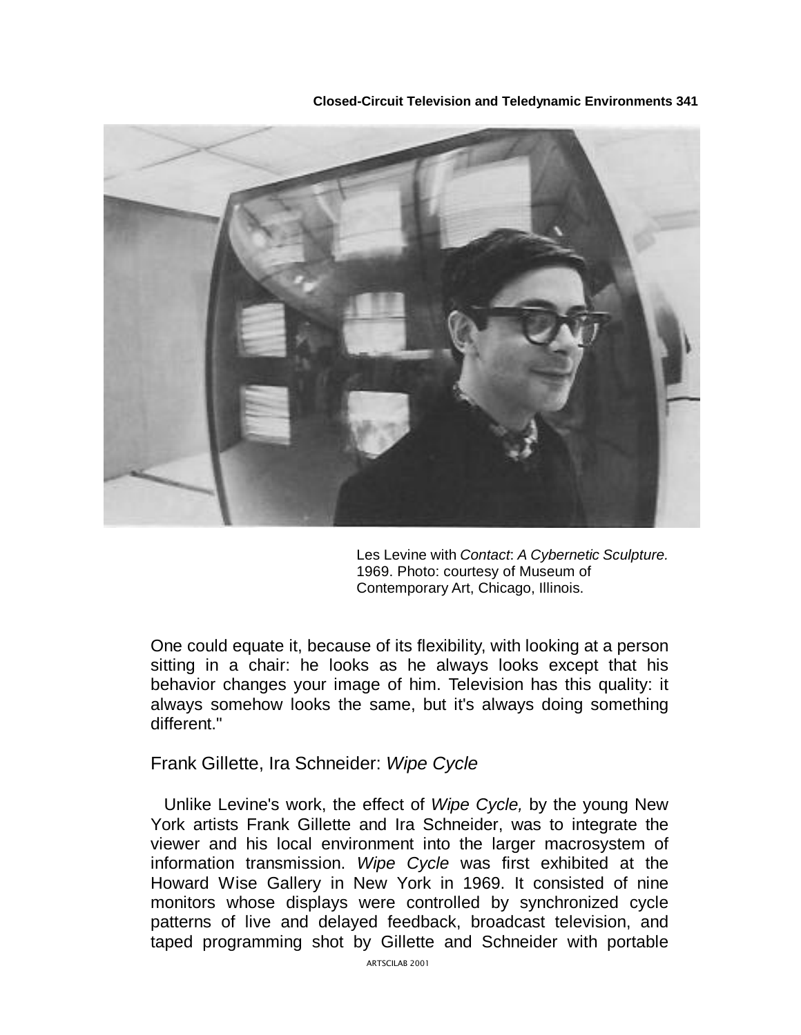Les Levine with *Contact*: *A Cybernetic Sculpture.* 1969. Photo: courtesy of Museum of Contemporary Art, Chicago, Illinois.

One could equate it, because of its flexibility, with looking at a person sitting in a chair: he looks as he always looks except that his behavior changes your image of him. Television has this quality: it always somehow looks the same, but it's always doing something different."

## Frank Gillette, Ira Schneider: *Wipe Cycle*

Unlike Levine's work, the effect of *Wipe Cycle,* by the young New York artists Frank Gillette and Ira Schneider, was to integrate the viewer and his local environment into the larger macrosystem of information transmission. *Wipe Cycle* was first exhibited at the Howard Wise Gallery in New York in 1969. It consisted of nine monitors whose displays were controlled by synchronized cycle patterns of live and delayed feedback, broadcast television, and taped programming shot by Gillette and Schneider with portable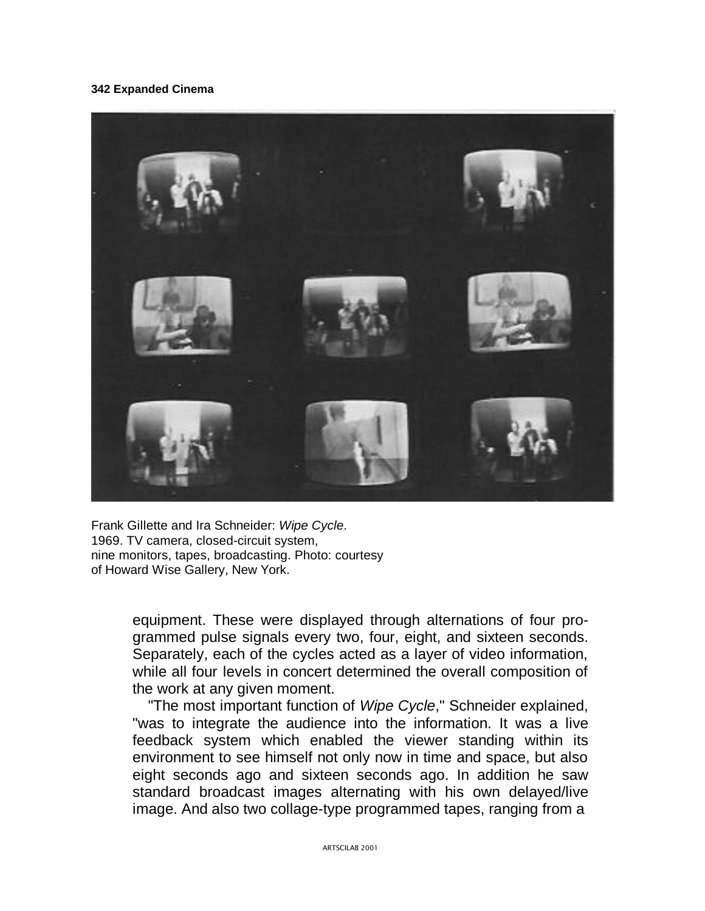Frank Gillette and Ira Schneider: *Wipe Cycle*.
1969. TV camera, closed-circuit system,
nine monitors, tapes, broadcasting. Photo: courtesy
of Howard Wise Gallery, New York.

equipment. These were displayed through alternations of four programmed pulse signals every two, four, eight, and sixteen seconds. Separately, each of the cycles acted as a layer of video information, while all four levels in concert determined the overall composition of the work at any given moment.

"The most important function of *Wipe Cycle*," Schneider explained, "was to integrate the audience into the information. It was a live feedback system which enabled the viewer standing within its environment to see himself not only now in time and space, but also eight seconds ago and sixteen seconds ago. In addition he saw standard broadcast images alternating with his own delayed/live image. And also two collage-type programmed tapes, ranging from a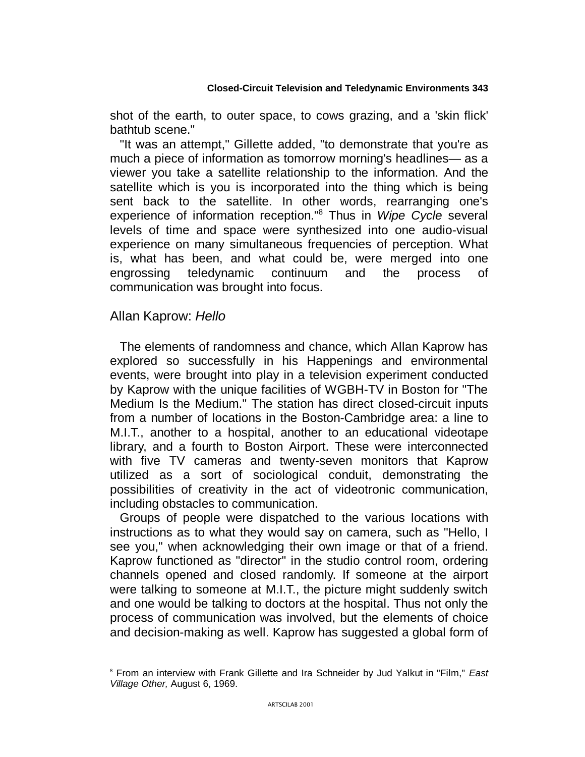shot of the earth, to outer space, to cows grazing, and a 'skin flick' bathtub scene."

"It was an attempt," Gillette added, "to demonstrate that you're as much a piece of information as tomorrow morning's headlines— as a viewer you take a satellite relationship to the information. And the satellite which is you is incorporated into the thing which is being sent back to the satellite. In other words, rearranging one's experience of information reception."[8] Thus in *Wipe Cycle* several levels of time and space were synthesized into one audio-visual experience on many simultaneous frequencies of perception. What is, what has been, and what could be, were merged into one engrossing teledynamic continuum and the process of communication was brought into focus.

## Allan Kaprow: *Hello*

The elements of randomness and chance, which Allan Kaprow has explored so successfully in his Happenings and environmental events, were brought into play in a television experiment conducted by Kaprow with the unique facilities of WGBH-TV in Boston for "The Medium Is the Medium." The station has direct closed-circuit inputs from a number of locations in the Boston-Cambridge area: a line to M.I.T., another to a hospital, another to an educational videotape library, and a fourth to Boston Airport. These were interconnected with five TV cameras and twenty-seven monitors that Kaprow utilized as a sort of sociological conduit, demonstrating the possibilities of creativity in the act of videotronic communication, including obstacles to communication.

Groups of people were dispatched to the various locations with instructions as to what they would say on camera, such as "Hello, I see you," when acknowledging their own image or that of a friend. Kaprow functioned as "director" in the studio control room, ordering channels opened and closed randomly. If someone at the airport were talking to someone at M.I.T., the picture might suddenly switch and one would be talking to doctors at the hospital. Thus not only the process of communication was involved, but the elements of choice and decision-making as well. Kaprow has suggested a global form of

[8] From an interview with Frank Gillette and Ira Schneider by Jud Yalkut in "Film," *East Village Other,* August 6, 1969.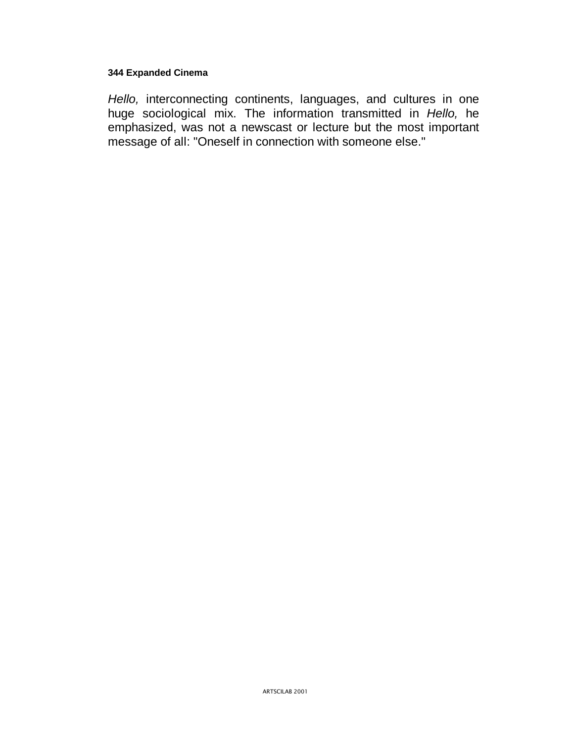*Hello,* interconnecting continents, languages, and cultures in one huge sociological mix. The information transmitted in *Hello,* he emphasized, was not a newscast or lecture but the most important message of all: "Oneself in connection with someone else."